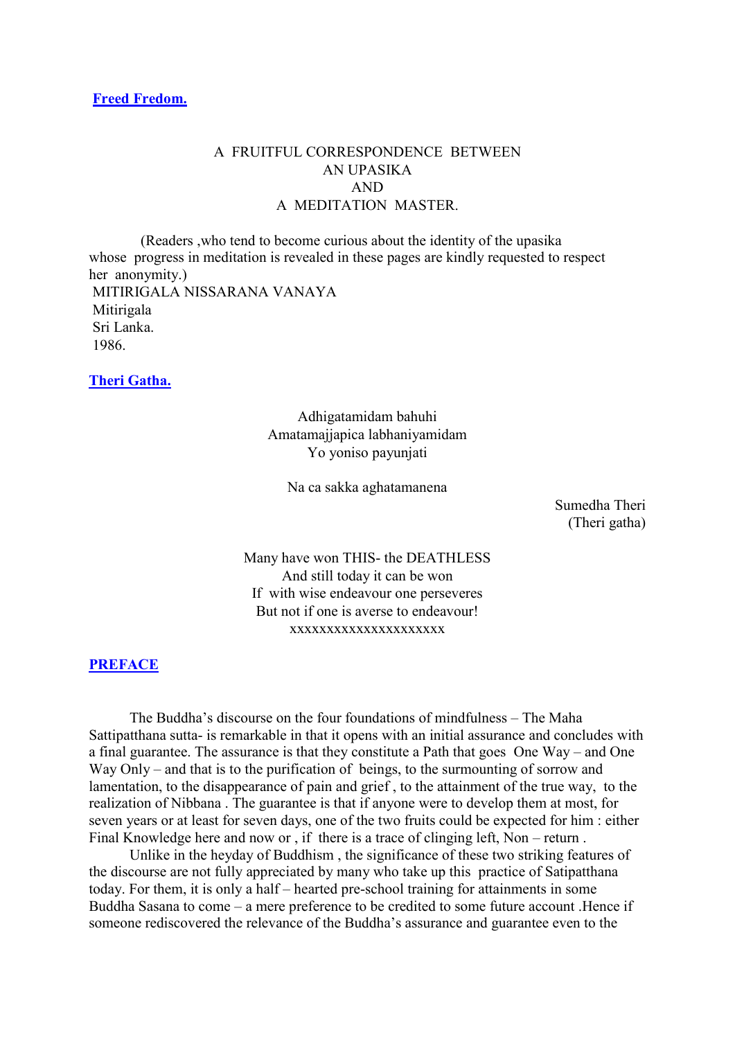## Freed Fredom.

A FRUITFUL CORRESPONDENCE BETWEEN
AN UPASIKA
AND
A MEDITATION MASTER.

(Readers ,who tend to become curious about the identity of the upasika whose progress in meditation is revealed in these pages are kindly requested to respect her anonymity.)

MITIRIGALA NISSARANA VANAYA
Mitirigala
Sri Lanka.
1986.

## Theri Gatha.

Adhigatamidam bahuhi
Amatamajjapica labhaniyamidam
Yo yoniso payunjati

Na ca sakka aghatamanena

Sumedha Theri
(Theri gatha)

Many have won THIS- the DEATHLESS
And still today it can be won
If with wise endeavour one perseveres
But not if one is averse to endeavour!

xxxxxxxxxxxxxxxxxxxxx

## PREFACE

The Buddha's discourse on the four foundations of mindfulness – The Maha Sattipatthana sutta- is remarkable in that it opens with an initial assurance and concludes with a final guarantee. The assurance is that they constitute a Path that goes One Way – and One Way Only – and that is to the purification of beings, to the surmounting of sorrow and lamentation, to the disappearance of pain and grief , to the attainment of the true way, to the realization of Nibbana . The guarantee is that if anyone were to develop them at most, for seven years or at least for seven days, one of the two fruits could be expected for him : either Final Knowledge here and now or , if there is a trace of clinging left, Non – return .

Unlike in the heyday of Buddhism , the significance of these two striking features of the discourse are not fully appreciated by many who take up this practice of Satipatthana today. For them, it is only a half – hearted pre-school training for attainments in some Buddha Sasana to come – a mere preference to be credited to some future account .Hence if someone rediscovered the relevance of the Buddha's assurance and guarantee even to the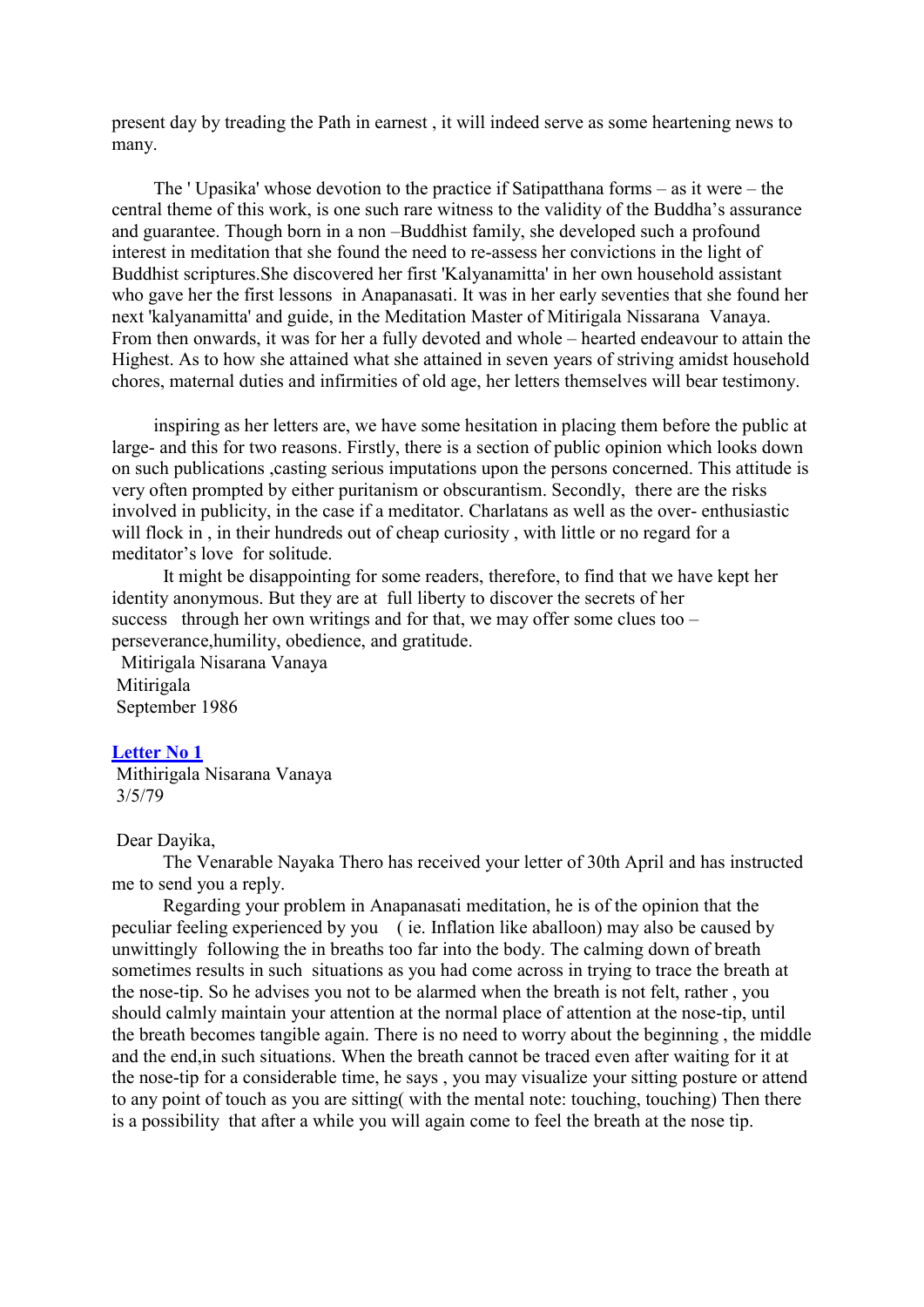present day by treading the Path in earnest , it will indeed serve as some heartening news to many.

The ' Upasika' whose devotion to the practice if Satipatthana forms – as it were – the central theme of this work, is one such rare witness to the validity of the Buddha's assurance and guarantee. Though born in a non –Buddhist family, she developed such a profound interest in meditation that she found the need to re-assess her convictions in the light of Buddhist scriptures.She discovered her first 'Kalyanamitta' in her own household assistant who gave her the first lessons in Anapanasati. It was in her early seventies that she found her next 'kalyanamitta' and guide, in the Meditation Master of Mitirigala Nissarana Vanaya. From then onwards, it was for her a fully devoted and whole – hearted endeavour to attain the Highest. As to how she attained what she attained in seven years of striving amidst household chores, maternal duties and infirmities of old age, her letters themselves will bear testimony.

inspiring as her letters are, we have some hesitation in placing them before the public at large- and this for two reasons. Firstly, there is a section of public opinion which looks down on such publications ,casting serious imputations upon the persons concerned. This attitude is very often prompted by either puritanism or obscurantism. Secondly, there are the risks involved in publicity, in the case if a meditator. Charlatans as well as the over- enthusiastic will flock in , in their hundreds out of cheap curiosity , with little or no regard for a meditator's love for solitude.

It might be disappointing for some readers, therefore, to find that we have kept her identity anonymous. But they are at full liberty to discover the secrets of her success through her own writings and for that, we may offer some clues too – perseverance,humility, obedience, and gratitude.

Mitirigala Nisarana Vanaya
Mitirigala
September 1986

## Letter No 1

Mithirigala Nisarana Vanaya
3/5/79

Dear Dayika,

The Venarable Nayaka Thero has received your letter of 30th April and has instructed me to send you a reply.

Regarding your problem in Anapanasati meditation, he is of the opinion that the peculiar feeling experienced by you ( ie. Inflation like aballoon) may also be caused by unwittingly following the in breaths too far into the body. The calming down of breath sometimes results in such situations as you had come across in trying to trace the breath at the nose-tip. So he advises you not to be alarmed when the breath is not felt, rather , you should calmly maintain your attention at the normal place of attention at the nose-tip, until the breath becomes tangible again. There is no need to worry about the beginning , the middle and the end,in such situations. When the breath cannot be traced even after waiting for it at the nose-tip for a considerable time, he says , you may visualize your sitting posture or attend to any point of touch as you are sitting( with the mental note: touching, touching) Then there is a possibility that after a while you will again come to feel the breath at the nose tip.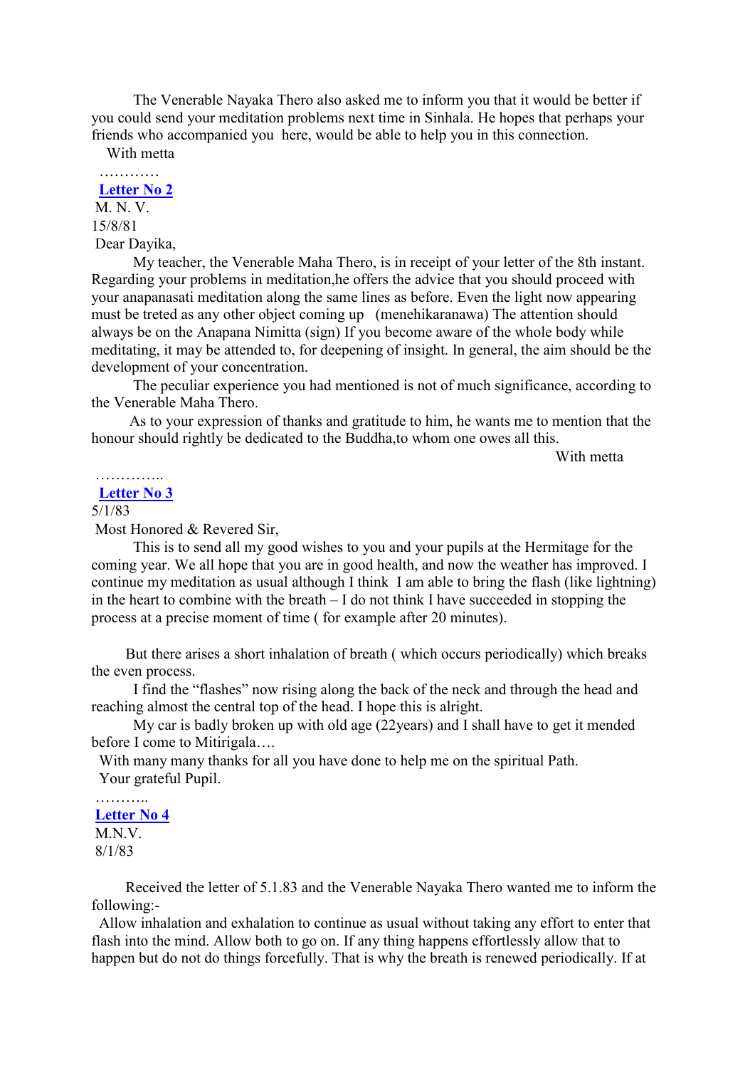The Venerable Nayaka Thero also asked me to inform you that it would be better if you could send your meditation problems next time in Sinhala. He hopes that perhaps your friends who accompanied you here, would be able to help you in this connection.

With metta

…………

**Letter No 2**

M. N. V.

15/8/81

Dear Dayika,

My teacher, the Venerable Maha Thero, is in receipt of your letter of the 8th instant. Regarding your problems in meditation,he offers the advice that you should proceed with your anapanasati meditation along the same lines as before. Even the light now appearing must be treted as any other object coming up (menehikaranawa) The attention should always be on the Anapana Nimitta (sign) If you become aware of the whole body while meditating, it may be attended to, for deepening of insight. In general, the aim should be the development of your concentration.

The peculiar experience you had mentioned is not of much significance, according to the Venerable Maha Thero.

As to your expression of thanks and gratitude to him, he wants me to mention that the honour should rightly be dedicated to the Buddha,to whom one owes all this.

With metta

…………..

**Letter No 3**

5/1/83

Most Honored & Revered Sir,

This is to send all my good wishes to you and your pupils at the Hermitage for the coming year. We all hope that you are in good health, and now the weather has improved. I continue my meditation as usual although I think I am able to bring the flash (like lightning) in the heart to combine with the breath – I do not think I have succeeded in stopping the process at a precise moment of time ( for example after 20 minutes).

But there arises a short inhalation of breath ( which occurs periodically) which breaks the even process.

I find the “flashes” now rising along the back of the neck and through the head and reaching almost the central top of the head. I hope this is alright.

My car is badly broken up with old age (22years) and I shall have to get it mended before I come to Mitirigala….

With many many thanks for all you have done to help me on the spiritual Path.

Your grateful Pupil.

………..

**Letter No 4**

M.N.V.

8/1/83

Received the letter of 5.1.83 and the Venerable Nayaka Thero wanted me to inform the following:-

Allow inhalation and exhalation to continue as usual without taking any effort to enter that flash into the mind. Allow both to go on. If any thing happens effortlessly allow that to happen but do not do things forcefully. That is why the breath is renewed periodically. If at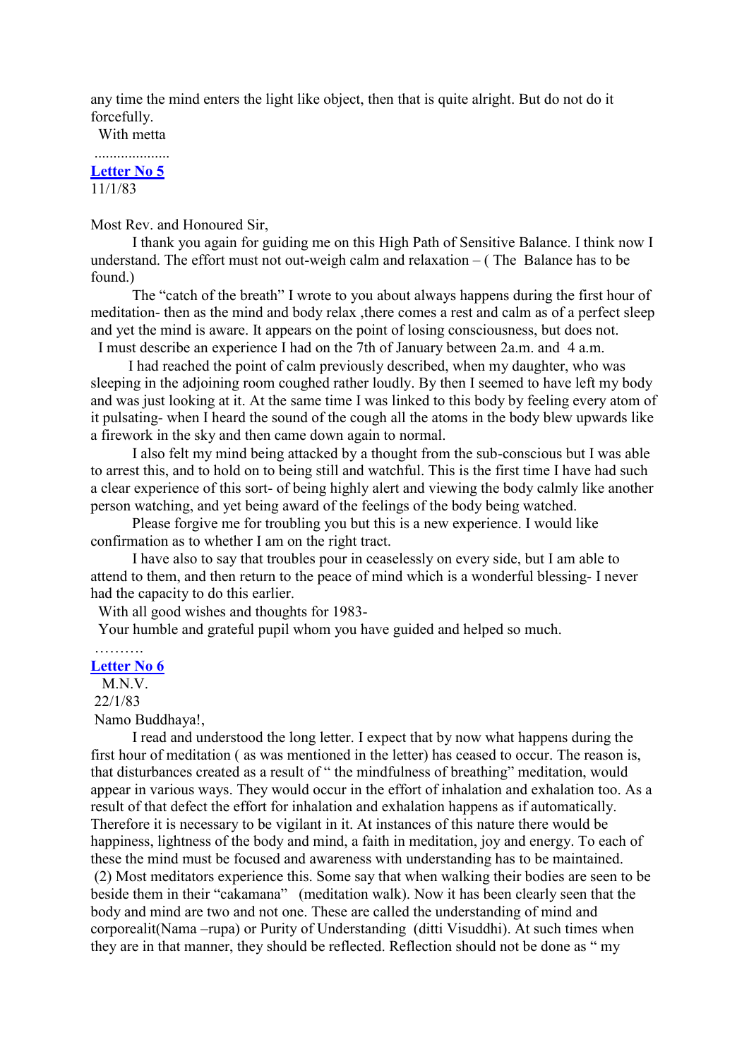any time the mind enters the light like object, then that is quite alright. But do not do it forcefully.

With metta

....................

## Letter No 5

11/1/83

Most Rev. and Honoured Sir,

I thank you again for guiding me on this High Path of Sensitive Balance. I think now I understand. The effort must not out-weigh calm and relaxation – ( The Balance has to be found.)

The "catch of the breath" I wrote to you about always happens during the first hour of meditation- then as the mind and body relax ,there comes a rest and calm as of a perfect sleep and yet the mind is aware. It appears on the point of losing consciousness, but does not.

I must describe an experience I had on the 7th of January between 2a.m. and 4 a.m.

I had reached the point of calm previously described, when my daughter, who was sleeping in the adjoining room coughed rather loudly. By then I seemed to have left my body and was just looking at it. At the same time I was linked to this body by feeling every atom of it pulsating- when I heard the sound of the cough all the atoms in the body blew upwards like a firework in the sky and then came down again to normal.

I also felt my mind being attacked by a thought from the sub-conscious but I was able to arrest this, and to hold on to being still and watchful. This is the first time I have had such a clear experience of this sort- of being highly alert and viewing the body calmly like another person watching, and yet being award of the feelings of the body being watched.

Please forgive me for troubling you but this is a new experience. I would like confirmation as to whether I am on the right tract.

I have also to say that troubles pour in ceaselessly on every side, but I am able to attend to them, and then return to the peace of mind which is a wonderful blessing- I never had the capacity to do this earlier.

With all good wishes and thoughts for 1983-

Your humble and grateful pupil whom you have guided and helped so much.

……….

## Letter No 6

M.N.V.

22/1/83

Namo Buddhaya!,

I read and understood the long letter. I expect that by now what happens during the first hour of meditation ( as was mentioned in the letter) has ceased to occur. The reason is, that disturbances created as a result of " the mindfulness of breathing" meditation, would appear in various ways. They would occur in the effort of inhalation and exhalation too. As a result of that defect the effort for inhalation and exhalation happens as if automatically. Therefore it is necessary to be vigilant in it. At instances of this nature there would be happiness, lightness of the body and mind, a faith in meditation, joy and energy. To each of these the mind must be focused and awareness with understanding has to be maintained.

(2) Most meditators experience this. Some say that when walking their bodies are seen to be beside them in their "cakamana" (meditation walk). Now it has been clearly seen that the body and mind are two and not one. These are called the understanding of mind and corporealit(Nama –rupa) or Purity of Understanding (ditti Visuddhi). At such times when they are in that manner, they should be reflected. Reflection should not be done as " my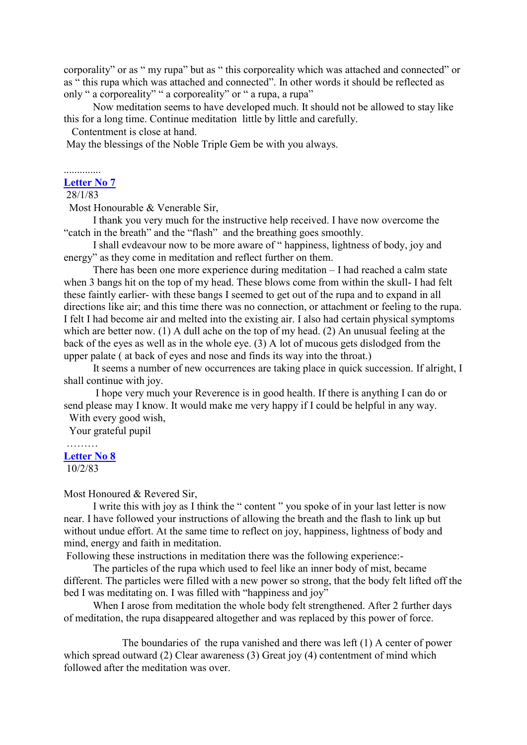corporality" or as " my rupa" but as " this corporeality which was attached and connected" or as " this rupa which was attached and connected". In other words it should be reflected as only " a corporeality" " a corporeality" or " a rupa, a rupa"

Now meditation seems to have developed much. It should not be allowed to stay like this for a long time. Continue meditation little by little and carefully.

Contentment is close at hand.

May the blessings of the Noble Triple Gem be with you always.

.............

## Letter No 7

28/1/83

Most Honourable & Venerable Sir,

I thank you very much for the instructive help received. I have now overcome the "catch in the breath" and the "flash" and the breathing goes smoothly.

I shall evdeavour now to be more aware of " happiness, lightness of body, joy and energy" as they come in meditation and reflect further on them.

There has been one more experience during meditation – I had reached a calm state when 3 bangs hit on the top of my head. These blows come from within the skull- I had felt these faintly earlier- with these bangs I seemed to get out of the rupa and to expand in all directions like air; and this time there was no connection, or attachment or feeling to the rupa. I felt I had become air and melted into the existing air. I also had certain physical symptoms which are better now. (1) A dull ache on the top of my head. (2) An unusual feeling at the back of the eyes as well as in the whole eye. (3) A lot of mucous gets dislodged from the upper palate ( at back of eyes and nose and finds its way into the throat.)

It seems a number of new occurrences are taking place in quick succession. If alright, I shall continue with joy.

I hope very much your Reverence is in good health. If there is anything I can do or send please may I know. It would make me very happy if I could be helpful in any way.

With every good wish,

Your grateful pupil

………

## Letter No 8

10/2/83

Most Honoured & Revered Sir,

I write this with joy as I think the " content " you spoke of in your last letter is now near. I have followed your instructions of allowing the breath and the flash to link up but without undue effort. At the same time to reflect on joy, happiness, lightness of body and mind, energy and faith in meditation.

Following these instructions in meditation there was the following experience:-

The particles of the rupa which used to feel like an inner body of mist, became different. The particles were filled with a new power so strong, that the body felt lifted off the bed I was meditating on. I was filled with "happiness and joy"

When I arose from meditation the whole body felt strengthened. After 2 further days of meditation, the rupa disappeared altogether and was replaced by this power of force.

The boundaries of the rupa vanished and there was left (1) A center of power which spread outward (2) Clear awareness (3) Great joy (4) contentment of mind which followed after the meditation was over.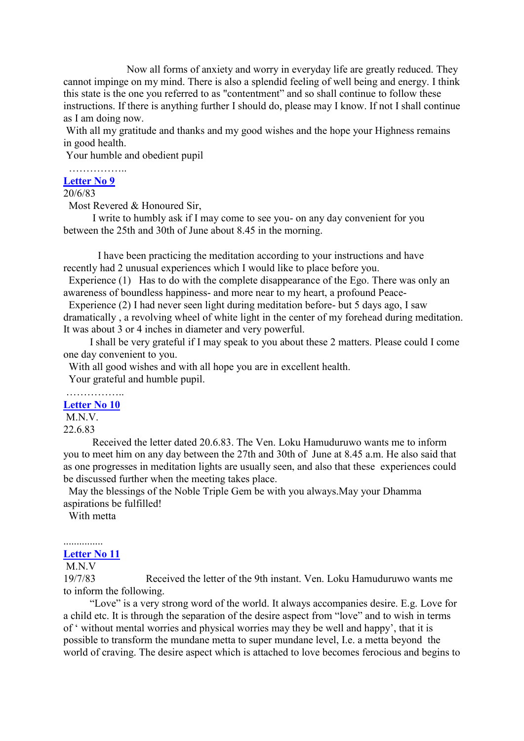Now all forms of anxiety and worry in everyday life are greatly reduced. They cannot impinge on my mind. There is also a splendid feeling of well being and energy. I think this state is the one you referred to as "contentment" and so shall continue to follow these instructions. If there is anything further I should do, please may I know. If not I shall continue as I am doing now.

With all my gratitude and thanks and my good wishes and the hope your Highness remains in good health.

Your humble and obedient pupil

……………..

### Letter No 9

20/6/83

Most Revered & Honoured Sir,

I write to humbly ask if I may come to see you- on any day convenient for you between the 25th and 30th of June about 8.45 in the morning.

I have been practicing the meditation according to your instructions and have recently had 2 unusual experiences which I would like to place before you.

Experience (1) Has to do with the complete disappearance of the Ego. There was only an awareness of boundless happiness- and more near to my heart, a profound Peace-

Experience (2) I had never seen light during meditation before- but 5 days ago, I saw dramatically , a revolving wheel of white light in the center of my forehead during meditation. It was about 3 or 4 inches in diameter and very powerful.

I shall be very grateful if I may speak to you about these 2 matters. Please could I come one day convenient to you.

With all good wishes and with all hope you are in excellent health.

Your grateful and humble pupil.

……………..

### Letter No 10

M.N.V.

22.6.83

Received the letter dated 20.6.83. The Ven. Loku Hamuduruwo wants me to inform you to meet him on any day between the 27th and 30th of June at 8.45 a.m. He also said that as one progresses in meditation lights are usually seen, and also that these experiences could be discussed further when the meeting takes place.

May the blessings of the Noble Triple Gem be with you always.May your Dhamma aspirations be fulfilled!

With metta

..............

### Letter No 11

M.N.V

19/7/83 Received the letter of the 9th instant. Ven. Loku Hamuduruwo wants me to inform the following.

"Love" is a very strong word of the world. It always accompanies desire. E.g. Love for a child etc. It is through the separation of the desire aspect from "love" and to wish in terms of ' without mental worries and physical worries may they be well and happy', that it is possible to transform the mundane metta to super mundane level, I.e. a metta beyond the world of craving. The desire aspect which is attached to love becomes ferocious and begins to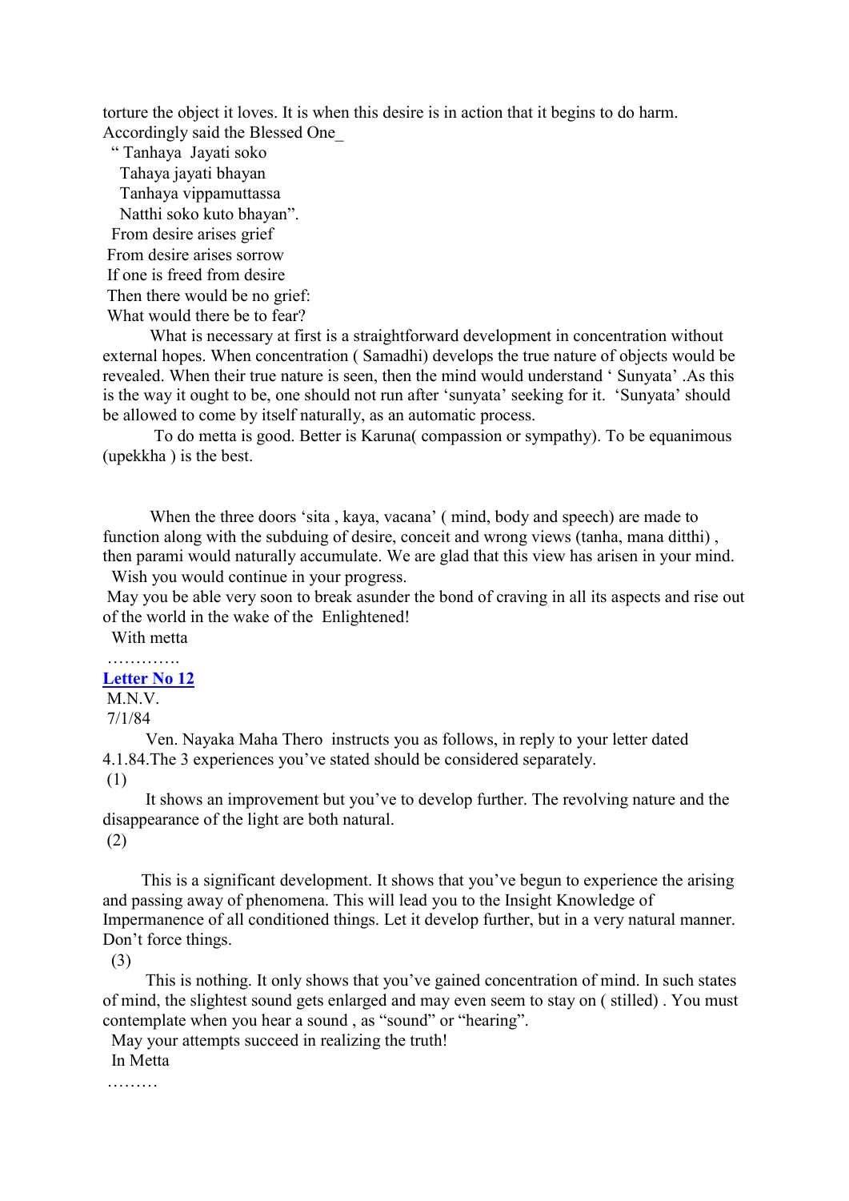torture the object it loves. It is when this desire is in action that it begins to do harm. Accordingly said the Blessed One_

" Tanhaya Jayati soko
Tahaya jayati bhayan
Tanhaya vippamuttassa
Natthi soko kuto bhayan".

From desire arises grief
From desire arises sorrow
If one is freed from desire
Then there would be no grief:
What would there be to fear?

What is necessary at first is a straightforward development in concentration without external hopes. When concentration ( Samadhi) develops the true nature of objects would be revealed. When their true nature is seen, then the mind would understand ' Sunyata' .As this is the way it ought to be, one should not run after 'sunyata' seeking for it. 'Sunyata' should be allowed to come by itself naturally, as an automatic process.

To do metta is good. Better is Karuna( compassion or sympathy). To be equanimous (upekkha ) is the best.

When the three doors 'sita , kaya, vacana' ( mind, body and speech) are made to function along with the subduing of desire, conceit and wrong views (tanha, mana ditthi) , then parami would naturally accumulate. We are glad that this view has arisen in your mind.

Wish you would continue in your progress.

May you be able very soon to break asunder the bond of craving in all its aspects and rise out of the world in the wake of the Enlightened!

With metta

………….

## Letter No 12

M.N.V.
7/1/84

Ven. Nayaka Maha Thero instructs you as follows, in reply to your letter dated 4.1.84.The 3 experiences you've stated should be considered separately.

(1)

It shows an improvement but you've to develop further. The revolving nature and the disappearance of the light are both natural.

(2)

This is a significant development. It shows that you've begun to experience the arising and passing away of phenomena. This will lead you to the Insight Knowledge of Impermanence of all conditioned things. Let it develop further, but in a very natural manner. Don't force things.

(3)

This is nothing. It only shows that you've gained concentration of mind. In such states of mind, the slightest sound gets enlarged and may even seem to stay on ( stilled) . You must contemplate when you hear a sound , as "sound" or "hearing".

May your attempts succeed in realizing the truth!

In Metta

………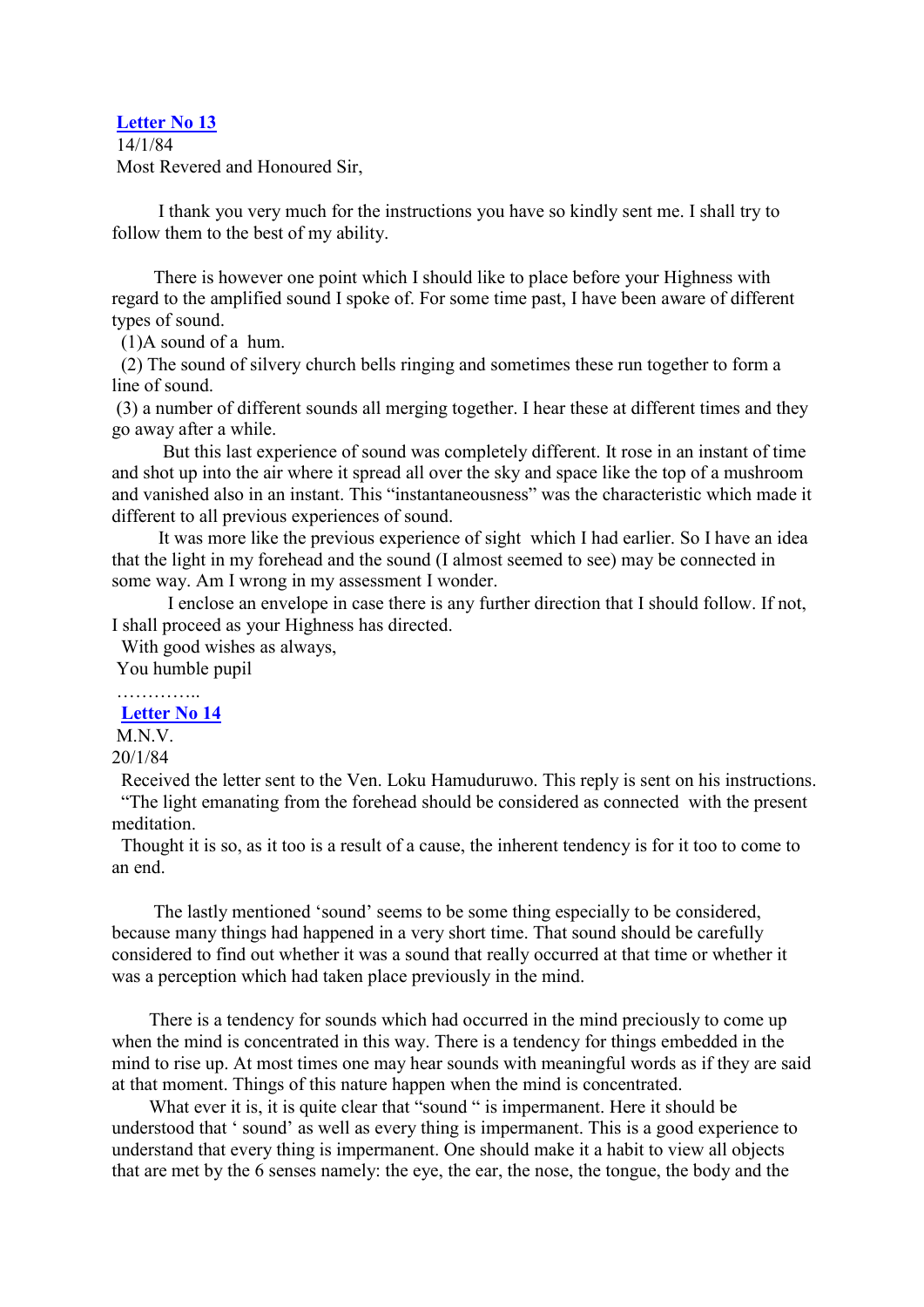**Letter No 13**

14/1/84

Most Revered and Honoured Sir,

I thank you very much for the instructions you have so kindly sent me. I shall try to follow them to the best of my ability.

There is however one point which I should like to place before your Highness with regard to the amplified sound I spoke of. For some time past, I have been aware of different types of sound.

(1)A sound of a hum.

(2) The sound of silvery church bells ringing and sometimes these run together to form a line of sound.

(3) a number of different sounds all merging together. I hear these at different times and they go away after a while.

But this last experience of sound was completely different. It rose in an instant of time and shot up into the air where it spread all over the sky and space like the top of a mushroom and vanished also in an instant. This "instantaneousness" was the characteristic which made it different to all previous experiences of sound.

It was more like the previous experience of sight which I had earlier. So I have an idea that the light in my forehead and the sound (I almost seemed to see) may be connected in some way. Am I wrong in my assessment I wonder.

I enclose an envelope in case there is any further direction that I should follow. If not, I shall proceed as your Highness has directed.

With good wishes as always,

You humble pupil

…………..

**Letter No 14**

M.N.V.

20/1/84

Received the letter sent to the Ven. Loku Hamuduruwo. This reply is sent on his instructions.

"The light emanating from the forehead should be considered as connected with the present meditation.

Thought it is so, as it too is a result of a cause, the inherent tendency is for it too to come to an end.

The lastly mentioned 'sound' seems to be some thing especially to be considered, because many things had happened in a very short time. That sound should be carefully considered to find out whether it was a sound that really occurred at that time or whether it was a perception which had taken place previously in the mind.

There is a tendency for sounds which had occurred in the mind preciously to come up when the mind is concentrated in this way. There is a tendency for things embedded in the mind to rise up. At most times one may hear sounds with meaningful words as if they are said at that moment. Things of this nature happen when the mind is concentrated.

What ever it is, it is quite clear that "sound " is impermanent. Here it should be understood that ' sound' as well as every thing is impermanent. This is a good experience to understand that every thing is impermanent. One should make it a habit to view all objects that are met by the 6 senses namely: the eye, the ear, the nose, the tongue, the body and the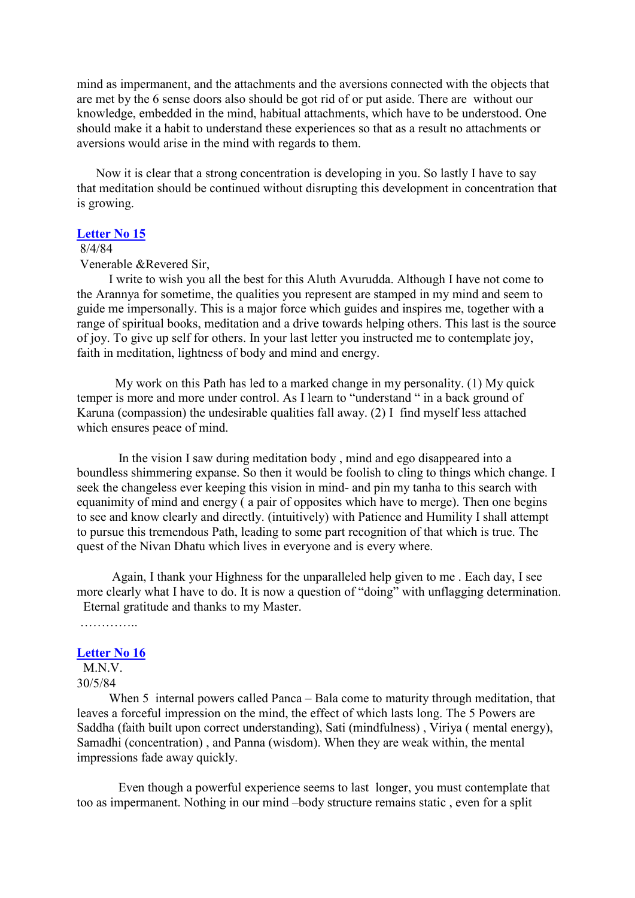mind as impermanent, and the attachments and the aversions connected with the objects that are met by the 6 sense doors also should be got rid of or put aside. There are without our knowledge, embedded in the mind, habitual attachments, which have to be understood. One should make it a habit to understand these experiences so that as a result no attachments or aversions would arise in the mind with regards to them.

Now it is clear that a strong concentration is developing in you. So lastly I have to say that meditation should be continued without disrupting this development in concentration that is growing.

### Letter No 15

8/4/84

Venerable &Revered Sir,

I write to wish you all the best for this Aluth Avurudda. Although I have not come to the Arannya for sometime, the qualities you represent are stamped in my mind and seem to guide me impersonally. This is a major force which guides and inspires me, together with a range of spiritual books, meditation and a drive towards helping others. This last is the source of joy. To give up self for others. In your last letter you instructed me to contemplate joy, faith in meditation, lightness of body and mind and energy.

My work on this Path has led to a marked change in my personality. (1) My quick temper is more and more under control. As I learn to "understand " in a back ground of Karuna (compassion) the undesirable qualities fall away. (2) I find myself less attached which ensures peace of mind.

In the vision I saw during meditation body , mind and ego disappeared into a boundless shimmering expanse. So then it would be foolish to cling to things which change. I seek the changeless ever keeping this vision in mind- and pin my tanha to this search with equanimity of mind and energy ( a pair of opposites which have to merge). Then one begins to see and know clearly and directly. (intuitively) with Patience and Humility I shall attempt to pursue this tremendous Path, leading to some part recognition of that which is true. The quest of the Nivan Dhatu which lives in everyone and is every where.

Again, I thank your Highness for the unparalleled help given to me . Each day, I see more clearly what I have to do. It is now a question of "doing" with unflagging determination. Eternal gratitude and thanks to my Master.

…………..

### Letter No 16

M.N.V.

30/5/84

When 5 internal powers called Panca – Bala come to maturity through meditation, that leaves a forceful impression on the mind, the effect of which lasts long. The 5 Powers are Saddha (faith built upon correct understanding), Sati (mindfulness) , Viriya ( mental energy), Samadhi (concentration) , and Panna (wisdom). When they are weak within, the mental impressions fade away quickly.

Even though a powerful experience seems to last longer, you must contemplate that too as impermanent. Nothing in our mind –body structure remains static , even for a split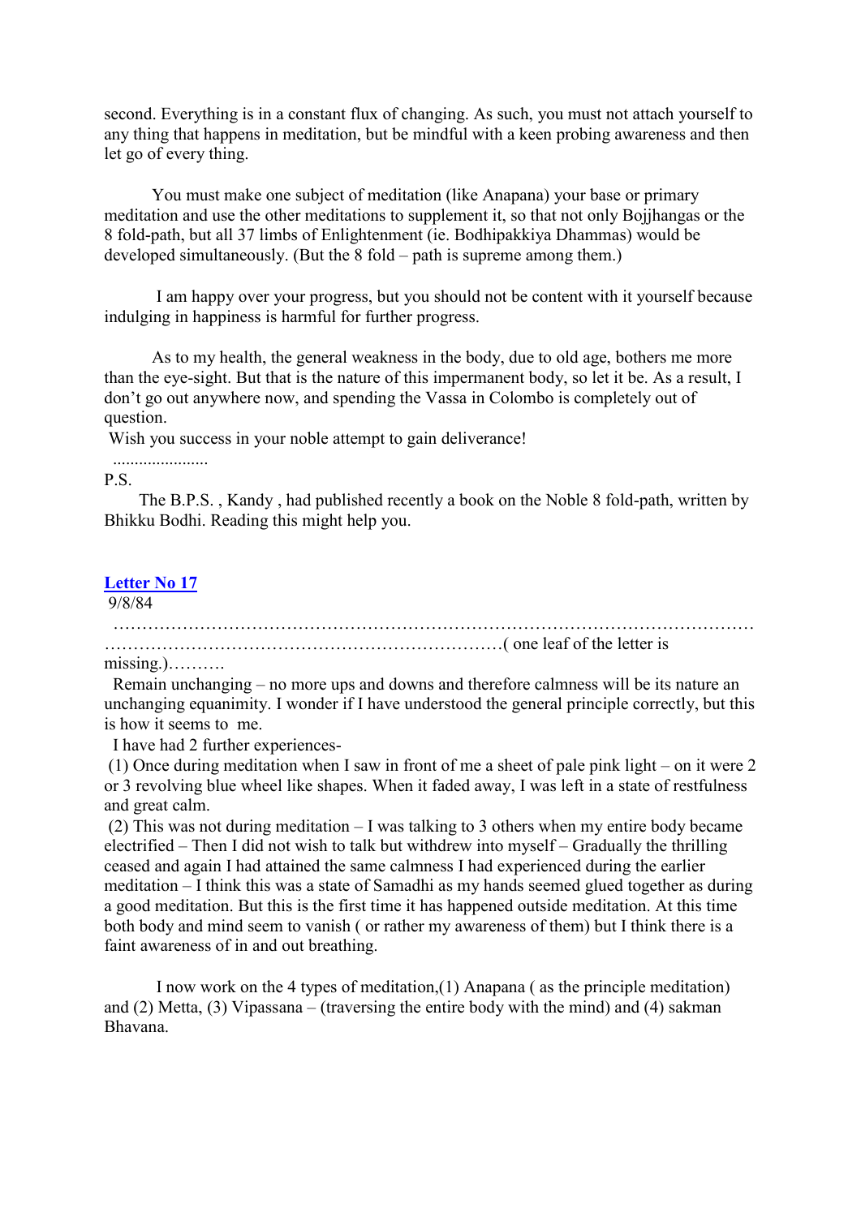second. Everything is in a constant flux of changing. As such, you must not attach yourself to any thing that happens in meditation, but be mindful with a keen probing awareness and then let go of every thing.

You must make one subject of meditation (like Anapana) your base or primary meditation and use the other meditations to supplement it, so that not only Bojjhangas or the 8 fold-path, but all 37 limbs of Enlightenment (ie. Bodhipakkiya Dhammas) would be developed simultaneously. (But the 8 fold – path is supreme among them.)

I am happy over your progress, but you should not be content with it yourself because indulging in happiness is harmful for further progress.

As to my health, the general weakness in the body, due to old age, bothers me more than the eye-sight. But that is the nature of this impermanent body, so let it be. As a result, I don't go out anywhere now, and spending the Vassa in Colombo is completely out of question.

Wish you success in your noble attempt to gain deliverance!

......................

P.S.

The B.P.S. , Kandy , had published recently a book on the Noble 8 fold-path, written by Bhikku Bodhi. Reading this might help you.

## Letter No 17

9/8/84

……………………………………………………………………………………………………………………………………………………………( one leaf of the letter is missing.)……….

Remain unchanging – no more ups and downs and therefore calmness will be its nature an unchanging equanimity. I wonder if I have understood the general principle correctly, but this is how it seems to me.

I have had 2 further experiences-

(1) Once during meditation when I saw in front of me a sheet of pale pink light – on it were 2 or 3 revolving blue wheel like shapes. When it faded away, I was left in a state of restfulness and great calm.

(2) This was not during meditation – I was talking to 3 others when my entire body became electrified – Then I did not wish to talk but withdrew into myself – Gradually the thrilling ceased and again I had attained the same calmness I had experienced during the earlier meditation – I think this was a state of Samadhi as my hands seemed glued together as during a good meditation. But this is the first time it has happened outside meditation. At this time both body and mind seem to vanish ( or rather my awareness of them) but I think there is a faint awareness of in and out breathing.

I now work on the 4 types of meditation,(1) Anapana ( as the principle meditation) and (2) Metta, (3) Vipassana – (traversing the entire body with the mind) and (4) sakman Bhavana.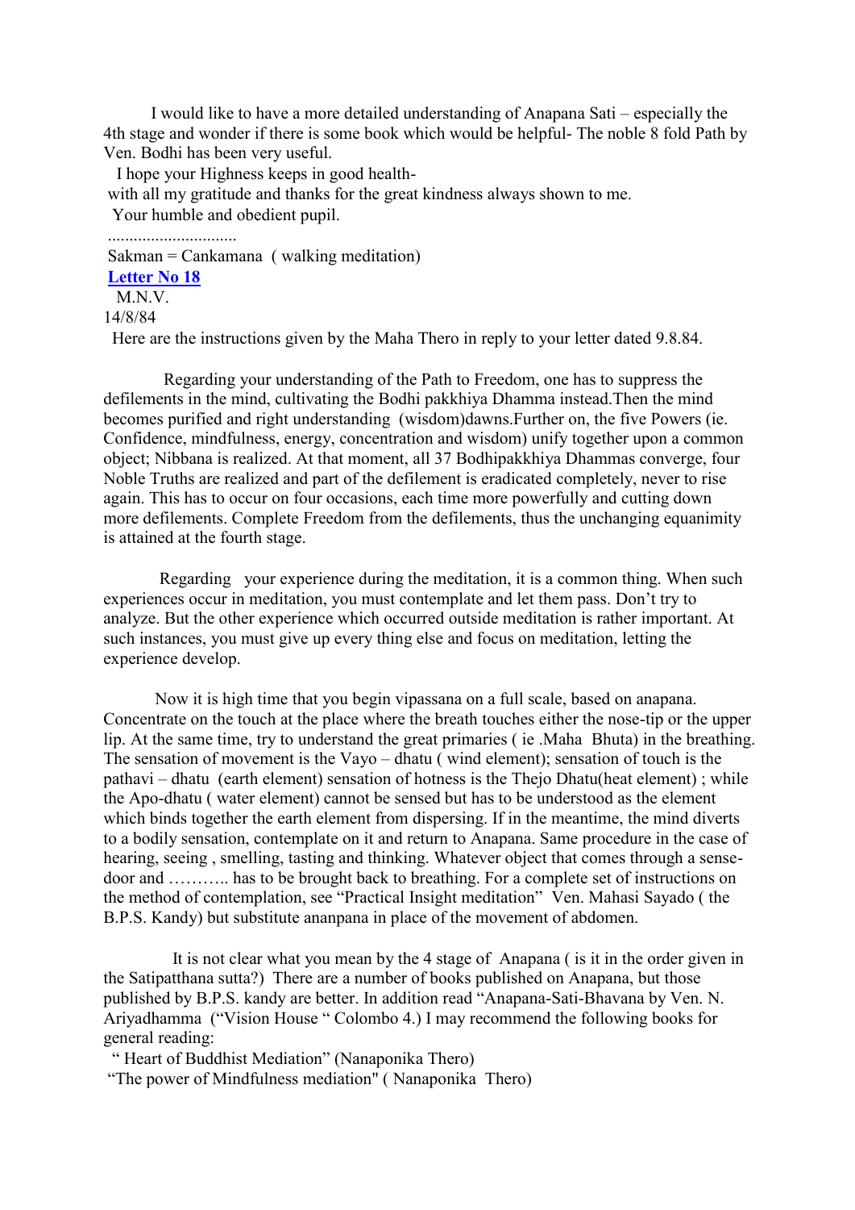I would like to have a more detailed understanding of Anapana Sati – especially the 4th stage and wonder if there is some book which would be helpful- The noble 8 fold Path by Ven. Bodhi has been very useful.

I hope your Highness keeps in good health-

with all my gratitude and thanks for the great kindness always shown to me.

Your humble and obedient pupil.

..............................

Sakman = Cankamana ( walking meditation)

**Letter No 18**

M.N.V.

14/8/84

Here are the instructions given by the Maha Thero in reply to your letter dated 9.8.84.

Regarding your understanding of the Path to Freedom, one has to suppress the defilements in the mind, cultivating the Bodhi pakkhiya Dhamma instead.Then the mind becomes purified and right understanding (wisdom)dawns.Further on, the five Powers (ie. Confidence, mindfulness, energy, concentration and wisdom) unify together upon a common object; Nibbana is realized. At that moment, all 37 Bodhipakkhiya Dhammas converge, four Noble Truths are realized and part of the defilement is eradicated completely, never to rise again. This has to occur on four occasions, each time more powerfully and cutting down more defilements. Complete Freedom from the defilements, thus the unchanging equanimity is attained at the fourth stage.

Regarding your experience during the meditation, it is a common thing. When such experiences occur in meditation, you must contemplate and let them pass. Don't try to analyze. But the other experience which occurred outside meditation is rather important. At such instances, you must give up every thing else and focus on meditation, letting the experience develop.

Now it is high time that you begin vipassana on a full scale, based on anapana. Concentrate on the touch at the place where the breath touches either the nose-tip or the upper lip. At the same time, try to understand the great primaries ( ie .Maha Bhuta) in the breathing. The sensation of movement is the Vayo – dhatu ( wind element); sensation of touch is the pathavi – dhatu (earth element) sensation of hotness is the Thejo Dhatu(heat element) ; while the Apo-dhatu ( water element) cannot be sensed but has to be understood as the element which binds together the earth element from dispersing. If in the meantime, the mind diverts to a bodily sensation, contemplate on it and return to Anapana. Same procedure in the case of hearing, seeing , smelling, tasting and thinking. Whatever object that comes through a sense-door and ……….. has to be brought back to breathing. For a complete set of instructions on the method of contemplation, see "Practical Insight meditation" Ven. Mahasi Sayado ( the B.P.S. Kandy) but substitute ananpana in place of the movement of abdomen.

It is not clear what you mean by the 4 stage of Anapana ( is it in the order given in the Satipatthana sutta?) There are a number of books published on Anapana, but those published by B.P.S. kandy are better. In addition read "Anapana-Sati-Bhavana by Ven. N. Ariyadhamma ("Vision House " Colombo 4.) I may recommend the following books for general reading:

" Heart of Buddhist Mediation" (Nanaponika Thero)

"The power of Mindfulness mediation" ( Nanaponika Thero)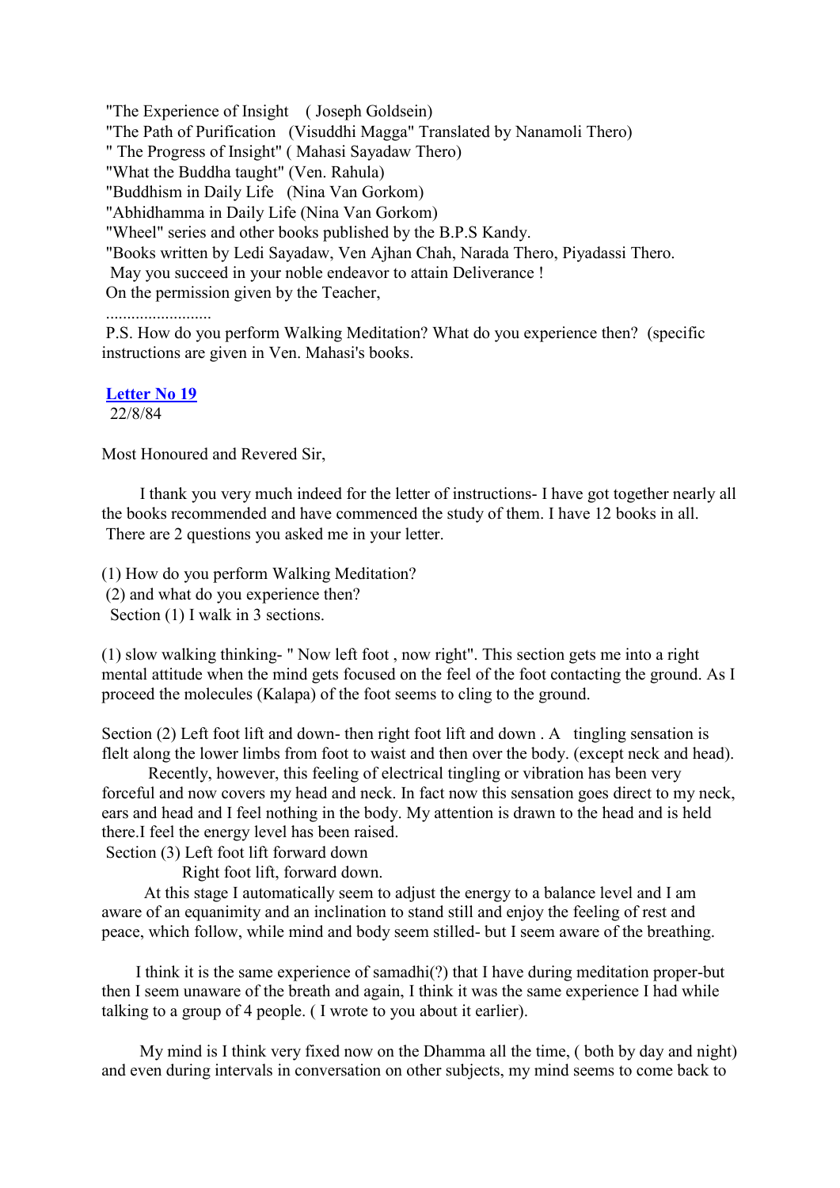"The Experience of Insight ( Joseph Goldsein)
"The Path of Purification (Visuddhi Magga" Translated by Nanamoli Thero)
" The Progress of Insight" ( Mahasi Sayadaw Thero)
"What the Buddha taught" (Ven. Rahula)
"Buddhism in Daily Life (Nina Van Gorkom)
"Abhidhamma in Daily Life (Nina Van Gorkom)
"Wheel" series and other books published by the B.P.S Kandy.
"Books written by Ledi Sayadaw, Ven Ajhan Chah, Narada Thero, Piyadassi Thero.
May you succeed in your noble endeavor to attain Deliverance !
On the permission given by the Teacher,

.........................

P.S. How do you perform Walking Meditation? What do you experience then? (specific instructions are given in Ven. Mahasi's books.

**Letter No 19**
22/8/84

Most Honoured and Revered Sir,

I thank you very much indeed for the letter of instructions- I have got together nearly all the books recommended and have commenced the study of them. I have 12 books in all. There are 2 questions you asked me in your letter.

(1) How do you perform Walking Meditation?
(2) and what do you experience then?
Section (1) I walk in 3 sections.

(1) slow walking thinking- " Now left foot , now right". This section gets me into a right mental attitude when the mind gets focused on the feel of the foot contacting the ground. As I proceed the molecules (Kalapa) of the foot seems to cling to the ground.

Section (2) Left foot lift and down- then right foot lift and down . A tingling sensation is flelt along the lower limbs from foot to waist and then over the body. (except neck and head).

Recently, however, this feeling of electrical tingling or vibration has been very forceful and now covers my head and neck. In fact now this sensation goes direct to my neck, ears and head and I feel nothing in the body. My attention is drawn to the head and is held there.I feel the energy level has been raised.

Section (3) Left foot lift forward down
Right foot lift, forward down.

At this stage I automatically seem to adjust the energy to a balance level and I am aware of an equanimity and an inclination to stand still and enjoy the feeling of rest and peace, which follow, while mind and body seem stilled- but I seem aware of the breathing.

I think it is the same experience of samadhi(?) that I have during meditation proper-but then I seem unaware of the breath and again, I think it was the same experience I had while talking to a group of 4 people. ( I wrote to you about it earlier).

My mind is I think very fixed now on the Dhamma all the time, ( both by day and night) and even during intervals in conversation on other subjects, my mind seems to come back to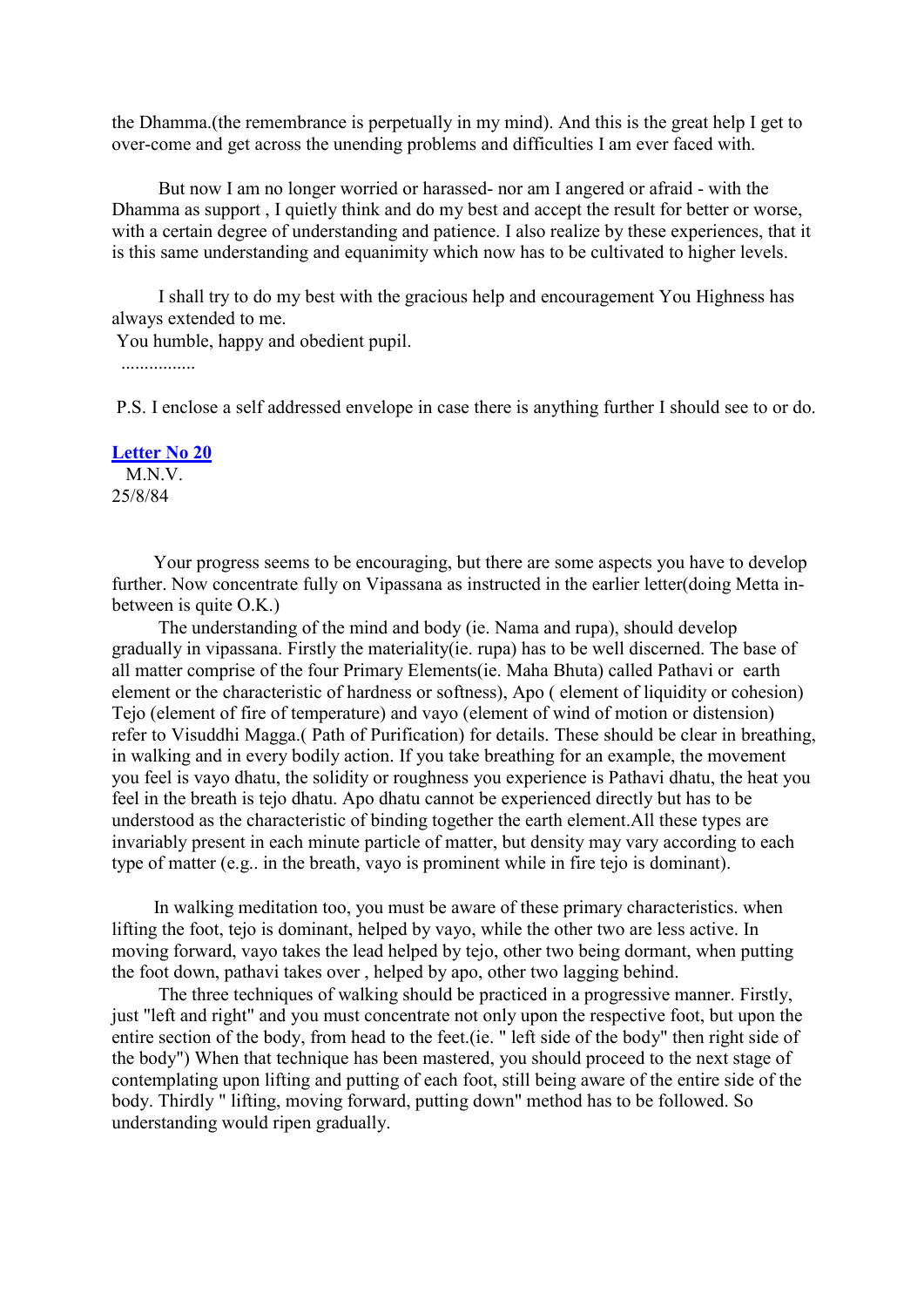the Dhamma.(the remembrance is perpetually in my mind). And this is the great help I get to over-come and get across the unending problems and difficulties I am ever faced with.

But now I am no longer worried or harassed- nor am I angered or afraid - with the Dhamma as support , I quietly think and do my best and accept the result for better or worse, with a certain degree of understanding and patience. I also realize by these experiences, that it is this same understanding and equanimity which now has to be cultivated to higher levels.

I shall try to do my best with the gracious help and encouragement You Highness has always extended to me.

You humble, happy and obedient pupil.

................

P.S. I enclose a self addressed envelope in case there is anything further I should see to or do.

**Letter No 20**

M.N.V.
25/8/84

Your progress seems to be encouraging, but there are some aspects you have to develop further. Now concentrate fully on Vipassana as instructed in the earlier letter(doing Metta in-between is quite O.K.)

The understanding of the mind and body (ie. Nama and rupa), should develop gradually in vipassana. Firstly the materiality(ie. rupa) has to be well discerned. The base of all matter comprise of the four Primary Elements(ie. Maha Bhuta) called Pathavi or earth element or the characteristic of hardness or softness), Apo ( element of liquidity or cohesion) Tejo (element of fire of temperature) and vayo (element of wind of motion or distension) refer to Visuddhi Magga.( Path of Purification) for details. These should be clear in breathing, in walking and in every bodily action. If you take breathing for an example, the movement you feel is vayo dhatu, the solidity or roughness you experience is Pathavi dhatu, the heat you feel in the breath is tejo dhatu. Apo dhatu cannot be experienced directly but has to be understood as the characteristic of binding together the earth element.All these types are invariably present in each minute particle of matter, but density may vary according to each type of matter (e.g.. in the breath, vayo is prominent while in fire tejo is dominant).

In walking meditation too, you must be aware of these primary characteristics. when lifting the foot, tejo is dominant, helped by vayo, while the other two are less active. In moving forward, vayo takes the lead helped by tejo, other two being dormant, when putting the foot down, pathavi takes over , helped by apo, other two lagging behind.

The three techniques of walking should be practiced in a progressive manner. Firstly, just "left and right" and you must concentrate not only upon the respective foot, but upon the entire section of the body, from head to the feet.(ie. " left side of the body" then right side of the body") When that technique has been mastered, you should proceed to the next stage of contemplating upon lifting and putting of each foot, still being aware of the entire side of the body. Thirdly " lifting, moving forward, putting down" method has to be followed. So understanding would ripen gradually.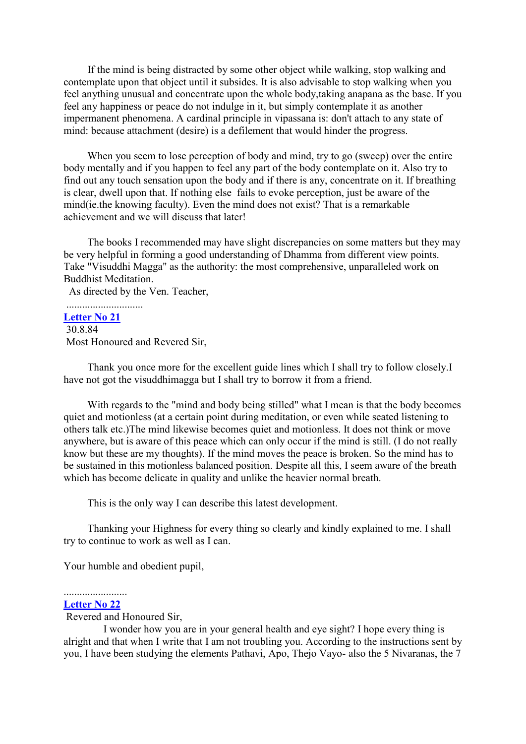If the mind is being distracted by some other object while walking, stop walking and contemplate upon that object until it subsides. It is also advisable to stop walking when you feel anything unusual and concentrate upon the whole body,taking anapana as the base. If you feel any happiness or peace do not indulge in it, but simply contemplate it as another impermanent phenomena. A cardinal principle in vipassana is: don't attach to any state of mind: because attachment (desire) is a defilement that would hinder the progress.

When you seem to lose perception of body and mind, try to go (sweep) over the entire body mentally and if you happen to feel any part of the body contemplate on it. Also try to find out any touch sensation upon the body and if there is any, concentrate on it. If breathing is clear, dwell upon that. If nothing else fails to evoke perception, just be aware of the mind(ie.the knowing faculty). Even the mind does not exist? That is a remarkable achievement and we will discuss that later!

The books I recommended may have slight discrepancies on some matters but they may be very helpful in forming a good understanding of Dhamma from different view points. Take "Visuddhi Magga" as the authority: the most comprehensive, unparalleled work on Buddhist Meditation.

As directed by the Ven. Teacher,

.............................

**Letter No 21**

30.8.84

Most Honoured and Revered Sir,

Thank you once more for the excellent guide lines which I shall try to follow closely.I have not got the visuddhimagga but I shall try to borrow it from a friend.

With regards to the "mind and body being stilled" what I mean is that the body becomes quiet and motionless (at a certain point during meditation, or even while seated listening to others talk etc.)The mind likewise becomes quiet and motionless. It does not think or move anywhere, but is aware of this peace which can only occur if the mind is still. (I do not really know but these are my thoughts). If the mind moves the peace is broken. So the mind has to be sustained in this motionless balanced position. Despite all this, I seem aware of the breath which has become delicate in quality and unlike the heavier normal breath.

This is the only way I can describe this latest development.

Thanking your Highness for every thing so clearly and kindly explained to me. I shall try to continue to work as well as I can.

Your humble and obedient pupil,

........................

**Letter No 22**

Revered and Honoured Sir,

I wonder how you are in your general health and eye sight? I hope every thing is alright and that when I write that I am not troubling you. According to the instructions sent by you, I have been studying the elements Pathavi, Apo, Thejo Vayo- also the 5 Nivaranas, the 7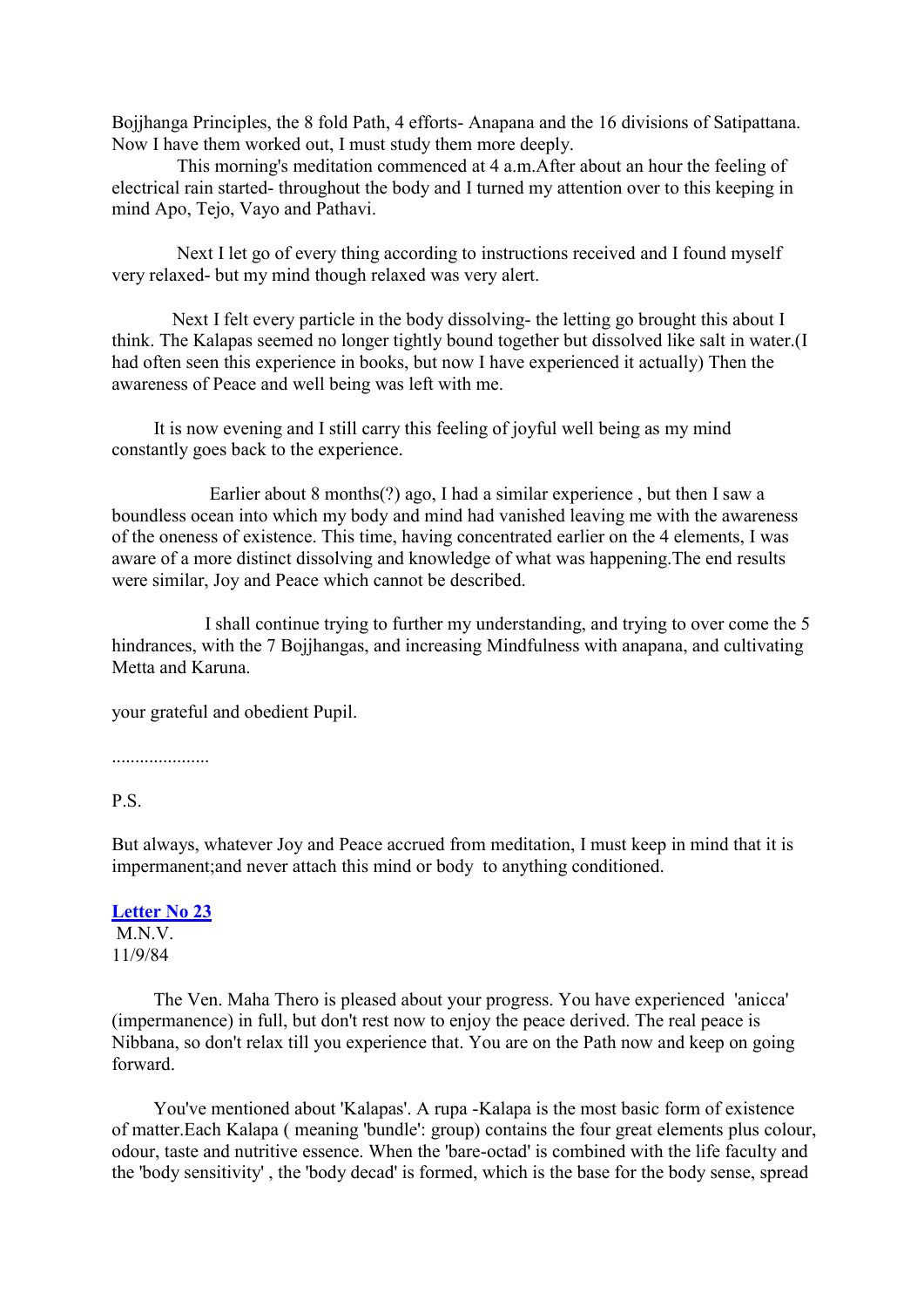Bojjhanga Principles, the 8 fold Path, 4 efforts- Anapana and the 16 divisions of Satipattana. Now I have them worked out, I must study them more deeply.

This morning's meditation commenced at 4 a.m.After about an hour the feeling of electrical rain started- throughout the body and I turned my attention over to this keeping in mind Apo, Tejo, Vayo and Pathavi.

Next I let go of every thing according to instructions received and I found myself very relaxed- but my mind though relaxed was very alert.

Next I felt every particle in the body dissolving- the letting go brought this about I think. The Kalapas seemed no longer tightly bound together but dissolved like salt in water.(I had often seen this experience in books, but now I have experienced it actually) Then the awareness of Peace and well being was left with me.

It is now evening and I still carry this feeling of joyful well being as my mind constantly goes back to the experience.

Earlier about 8 months(?) ago, I had a similar experience , but then I saw a boundless ocean into which my body and mind had vanished leaving me with the awareness of the oneness of existence. This time, having concentrated earlier on the 4 elements, I was aware of a more distinct dissolving and knowledge of what was happening.The end results were similar, Joy and Peace which cannot be described.

I shall continue trying to further my understanding, and trying to over come the 5 hindrances, with the 7 Bojjhangas, and increasing Mindfulness with anapana, and cultivating Metta and Karuna.

your grateful and obedient Pupil.

.....................

P.S.

But always, whatever Joy and Peace accrued from meditation, I must keep in mind that it is impermanent;and never attach this mind or body to anything conditioned.

## Letter No 23

M.N.V.
11/9/84

The Ven. Maha Thero is pleased about your progress. You have experienced 'anicca' (impermanence) in full, but don't rest now to enjoy the peace derived. The real peace is Nibbana, so don't relax till you experience that. You are on the Path now and keep on going forward.

You've mentioned about 'Kalapas'. A rupa -Kalapa is the most basic form of existence of matter.Each Kalapa ( meaning 'bundle': group) contains the four great elements plus colour, odour, taste and nutritive essence. When the 'bare-octad' is combined with the life faculty and the 'body sensitivity' , the 'body decad' is formed, which is the base for the body sense, spread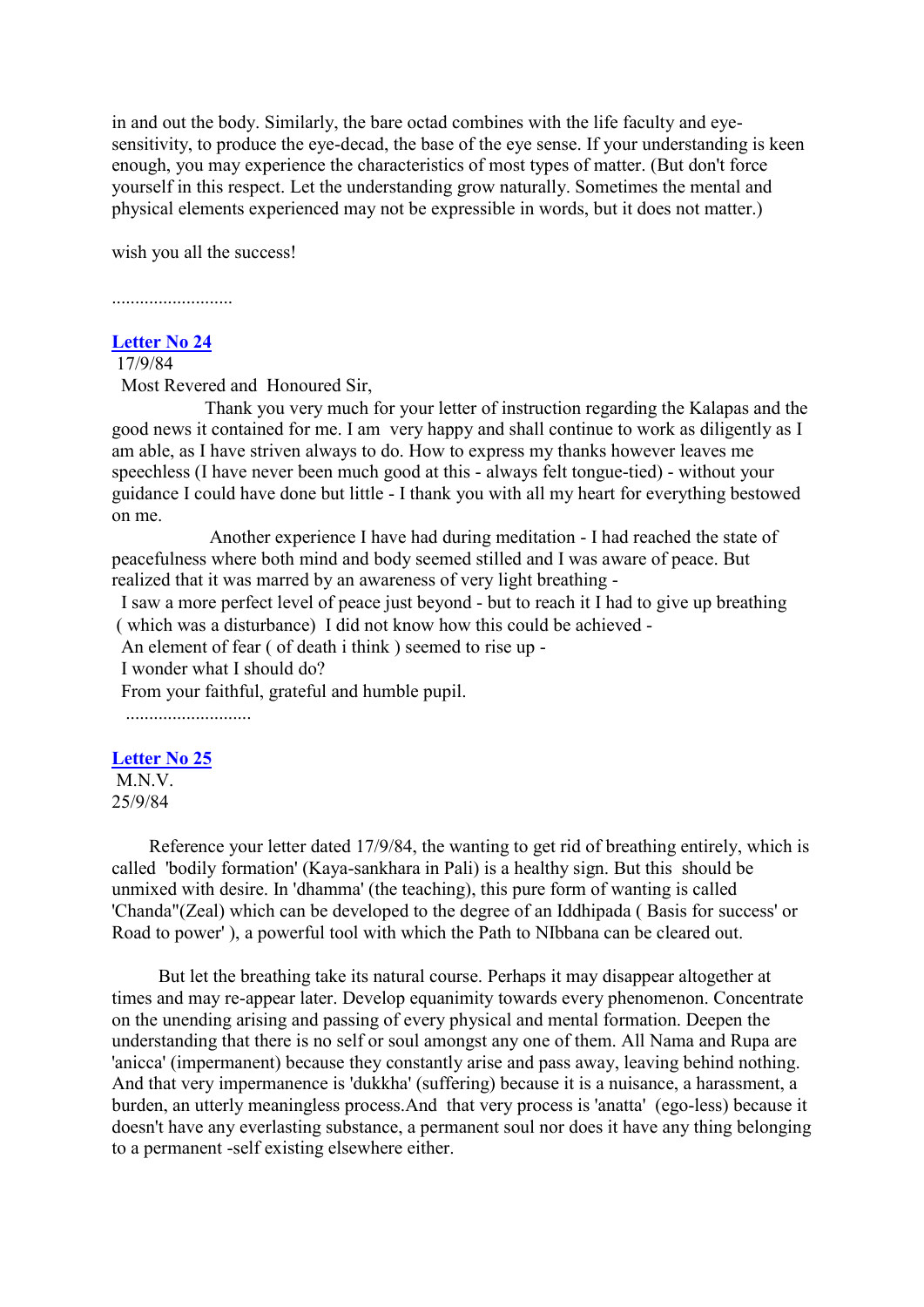in and out the body. Similarly, the bare octad combines with the life faculty and eye-sensitivity, to produce the eye-decad, the base of the eye sense. If your understanding is keen enough, you may experience the characteristics of most types of matter. (But don't force yourself in this respect. Let the understanding grow naturally. Sometimes the mental and physical elements experienced may not be expressible in words, but it does not matter.)

wish you all the success!

..........................

### Letter No 24

17/9/84

Most Revered and Honoured Sir,

Thank you very much for your letter of instruction regarding the Kalapas and the good news it contained for me. I am very happy and shall continue to work as diligently as I am able, as I have striven always to do. How to express my thanks however leaves me speechless (I have never been much good at this - always felt tongue-tied) - without your guidance I could have done but little - I thank you with all my heart for everything bestowed on me.

Another experience I have had during meditation - I had reached the state of peacefulness where both mind and body seemed stilled and I was aware of peace. But realized that it was marred by an awareness of very light breathing -

I saw a more perfect level of peace just beyond - but to reach it I had to give up breathing ( which was a disturbance) I did not know how this could be achieved -

An element of fear ( of death i think ) seemed to rise up -

I wonder what I should do?

From your faithful, grateful and humble pupil.

...........................

### Letter No 25

M.N.V.

25/9/84

Reference your letter dated 17/9/84, the wanting to get rid of breathing entirely, which is called 'bodily formation' (Kaya-sankhara in Pali) is a healthy sign. But this should be unmixed with desire. In 'dhamma' (the teaching), this pure form of wanting is called 'Chanda"(Zeal) which can be developed to the degree of an Iddhipada ( Basis for success' or Road to power' ), a powerful tool with which the Path to NIbbana can be cleared out.

But let the breathing take its natural course. Perhaps it may disappear altogether at times and may re-appear later. Develop equanimity towards every phenomenon. Concentrate on the unending arising and passing of every physical and mental formation. Deepen the understanding that there is no self or soul amongst any one of them. All Nama and Rupa are 'anicca' (impermanent) because they constantly arise and pass away, leaving behind nothing. And that very impermanence is 'dukkha' (suffering) because it is a nuisance, a harassment, a burden, an utterly meaningless process.And that very process is 'anatta' (ego-less) because it doesn't have any everlasting substance, a permanent soul nor does it have any thing belonging to a permanent -self existing elsewhere either.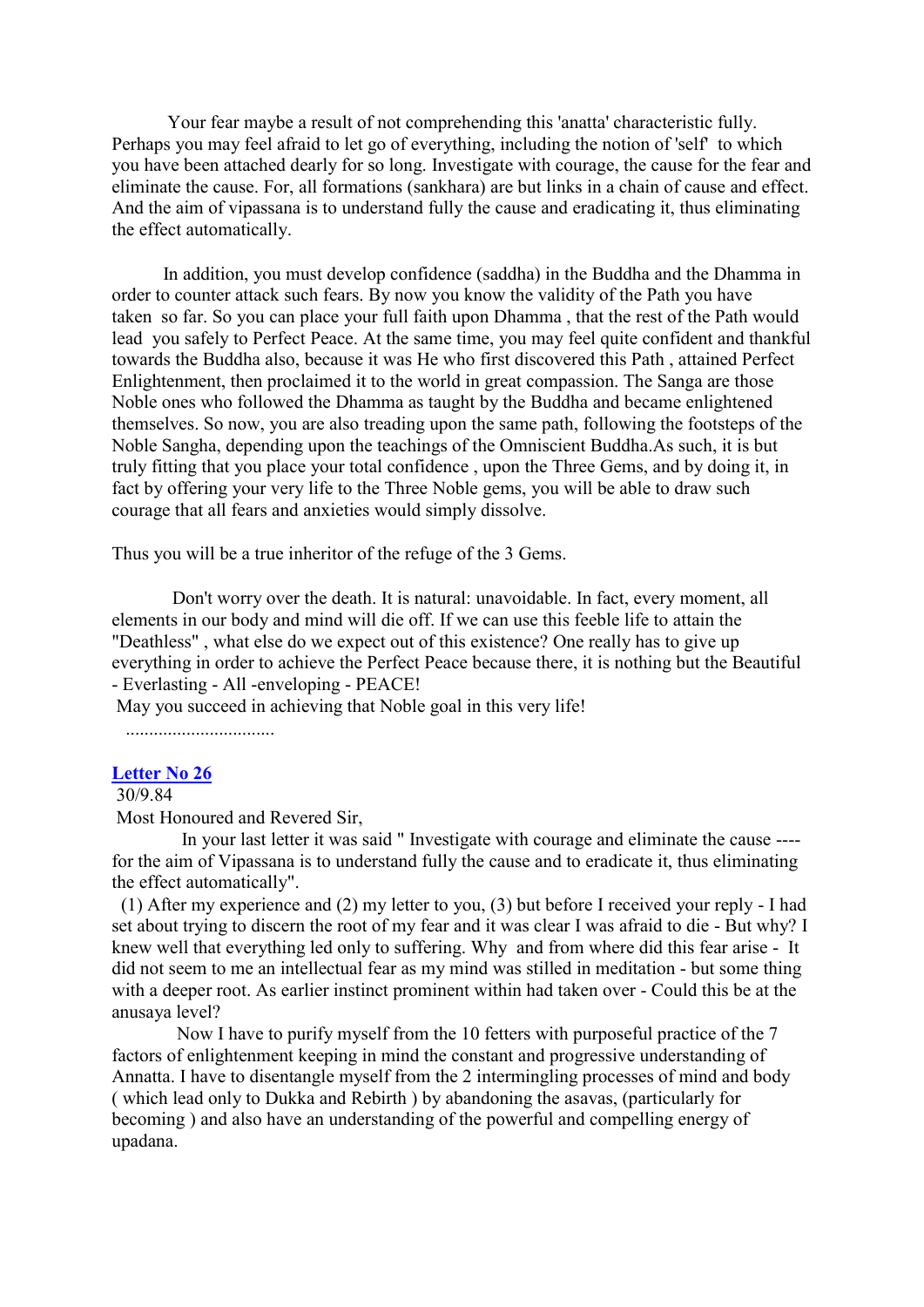Your fear maybe a result of not comprehending this 'anatta' characteristic fully. Perhaps you may feel afraid to let go of everything, including the notion of 'self' to which you have been attached dearly for so long. Investigate with courage, the cause for the fear and eliminate the cause. For, all formations (sankhara) are but links in a chain of cause and effect. And the aim of vipassana is to understand fully the cause and eradicating it, thus eliminating the effect automatically.

In addition, you must develop confidence (saddha) in the Buddha and the Dhamma in order to counter attack such fears. By now you know the validity of the Path you have taken so far. So you can place your full faith upon Dhamma , that the rest of the Path would lead you safely to Perfect Peace. At the same time, you may feel quite confident and thankful towards the Buddha also, because it was He who first discovered this Path , attained Perfect Enlightenment, then proclaimed it to the world in great compassion. The Sanga are those Noble ones who followed the Dhamma as taught by the Buddha and became enlightened themselves. So now, you are also treading upon the same path, following the footsteps of the Noble Sangha, depending upon the teachings of the Omniscient Buddha.As such, it is but truly fitting that you place your total confidence , upon the Three Gems, and by doing it, in fact by offering your very life to the Three Noble gems, you will be able to draw such courage that all fears and anxieties would simply dissolve.

Thus you will be a true inheritor of the refuge of the 3 Gems.

Don't worry over the death. It is natural: unavoidable. In fact, every moment, all elements in our body and mind will die off. If we can use this feeble life to attain the "Deathless" , what else do we expect out of this existence? One really has to give up everything in order to achieve the Perfect Peace because there, it is nothing but the Beautiful - Everlasting - All -enveloping - PEACE!

May you succeed in achieving that Noble goal in this very life!

................................

## Letter No 26

30/9.84

Most Honoured and Revered Sir,

In your last letter it was said " Investigate with courage and eliminate the cause ---- for the aim of Vipassana is to understand fully the cause and to eradicate it, thus eliminating the effect automatically".

(1) After my experience and (2) my letter to you, (3) but before I received your reply - I had set about trying to discern the root of my fear and it was clear I was afraid to die - But why? I knew well that everything led only to suffering. Why and from where did this fear arise - It did not seem to me an intellectual fear as my mind was stilled in meditation - but some thing with a deeper root. As earlier instinct prominent within had taken over - Could this be at the anusaya level?

Now I have to purify myself from the 10 fetters with purposeful practice of the 7 factors of enlightenment keeping in mind the constant and progressive understanding of Annatta. I have to disentangle myself from the 2 intermingling processes of mind and body ( which lead only to Dukka and Rebirth ) by abandoning the asavas, (particularly for becoming ) and also have an understanding of the powerful and compelling energy of upadana.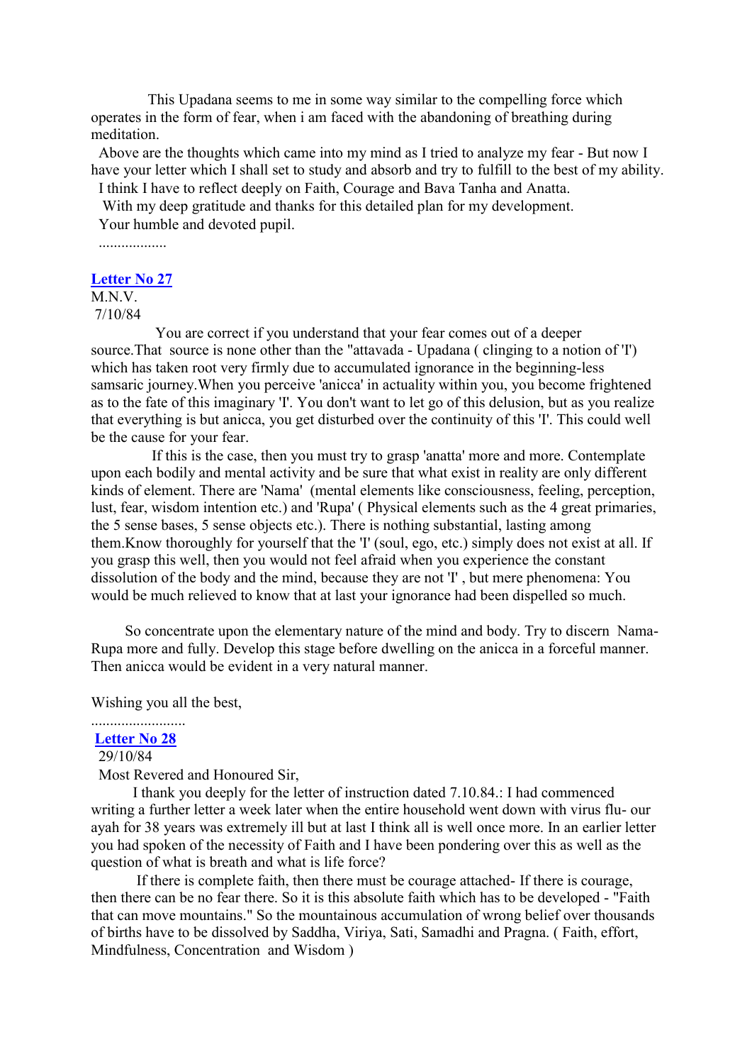This Upadana seems to me in some way similar to the compelling force which operates in the form of fear, when i am faced with the abandoning of breathing during meditation.

Above are the thoughts which came into my mind as I tried to analyze my fear - But now I have your letter which I shall set to study and absorb and try to fulfill to the best of my ability.

I think I have to reflect deeply on Faith, Courage and Bava Tanha and Anatta.

With my deep gratitude and thanks for this detailed plan for my development.

Your humble and devoted pupil.

..................

## Letter No 27

M.N.V.
7/10/84

You are correct if you understand that your fear comes out of a deeper source.That source is none other than the "attavada - Upadana ( clinging to a notion of 'I') which has taken root very firmly due to accumulated ignorance in the beginning-less samsaric journey.When you perceive 'anicca' in actuality within you, you become frightened as to the fate of this imaginary 'I'. You don't want to let go of this delusion, but as you realize that everything is but anicca, you get disturbed over the continuity of this 'I'. This could well be the cause for your fear.

If this is the case, then you must try to grasp 'anatta' more and more. Contemplate upon each bodily and mental activity and be sure that what exist in reality are only different kinds of element. There are 'Nama' (mental elements like consciousness, feeling, perception, lust, fear, wisdom intention etc.) and 'Rupa' ( Physical elements such as the 4 great primaries, the 5 sense bases, 5 sense objects etc.). There is nothing substantial, lasting among them.Know thoroughly for yourself that the 'I' (soul, ego, etc.) simply does not exist at all. If you grasp this well, then you would not feel afraid when you experience the constant dissolution of the body and the mind, because they are not 'I' , but mere phenomena: You would be much relieved to know that at last your ignorance had been dispelled so much.

So concentrate upon the elementary nature of the mind and body. Try to discern Nama-Rupa more and fully. Develop this stage before dwelling on the anicca in a forceful manner. Then anicca would be evident in a very natural manner.

Wishing you all the best,

.........................

## Letter No 28

29/10/84

Most Revered and Honoured Sir,

I thank you deeply for the letter of instruction dated 7.10.84.: I had commenced writing a further letter a week later when the entire household went down with virus flu- our ayah for 38 years was extremely ill but at last I think all is well once more. In an earlier letter you had spoken of the necessity of Faith and I have been pondering over this as well as the question of what is breath and what is life force?

If there is complete faith, then there must be courage attached- If there is courage, then there can be no fear there. So it is this absolute faith which has to be developed - "Faith that can move mountains." So the mountainous accumulation of wrong belief over thousands of births have to be dissolved by Saddha, Viriya, Sati, Samadhi and Pragna. ( Faith, effort, Mindfulness, Concentration and Wisdom )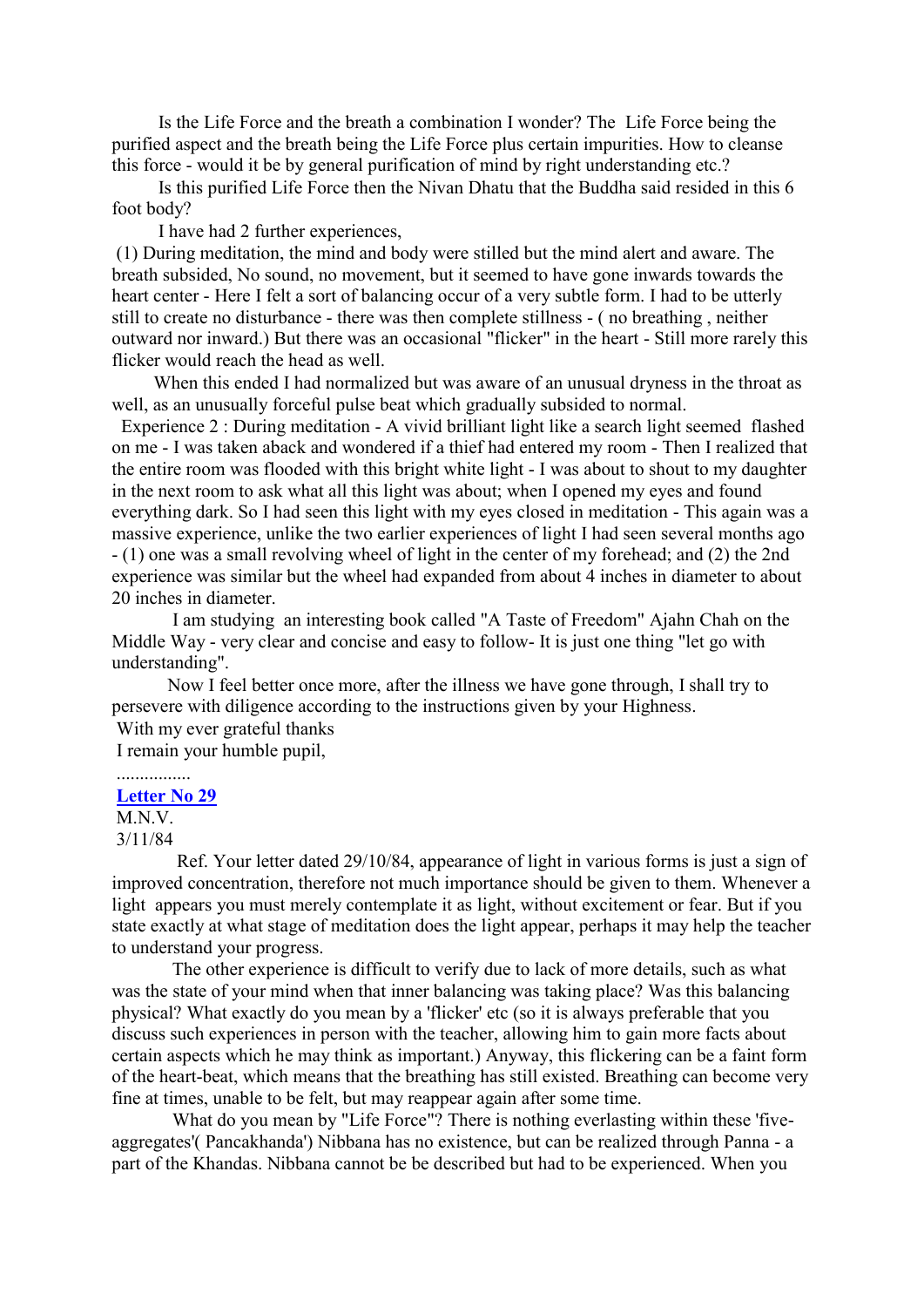Is the Life Force and the breath a combination I wonder? The Life Force being the purified aspect and the breath being the Life Force plus certain impurities. How to cleanse this force - would it be by general purification of mind by right understanding etc.?

Is this purified Life Force then the Nivan Dhatu that the Buddha said resided in this 6 foot body?

I have had 2 further experiences,

(1) During meditation, the mind and body were stilled but the mind alert and aware. The breath subsided, No sound, no movement, but it seemed to have gone inwards towards the heart center - Here I felt a sort of balancing occur of a very subtle form. I had to be utterly still to create no disturbance - there was then complete stillness - ( no breathing , neither outward nor inward.) But there was an occasional "flicker" in the heart - Still more rarely this flicker would reach the head as well.

When this ended I had normalized but was aware of an unusual dryness in the throat as well, as an unusually forceful pulse beat which gradually subsided to normal.

Experience 2 : During meditation - A vivid brilliant light like a search light seemed flashed on me - I was taken aback and wondered if a thief had entered my room - Then I realized that the entire room was flooded with this bright white light - I was about to shout to my daughter in the next room to ask what all this light was about; when I opened my eyes and found everything dark. So I had seen this light with my eyes closed in meditation - This again was a massive experience, unlike the two earlier experiences of light I had seen several months ago - (1) one was a small revolving wheel of light in the center of my forehead; and (2) the 2nd experience was similar but the wheel had expanded from about 4 inches in diameter to about 20 inches in diameter.

I am studying an interesting book called "A Taste of Freedom" Ajahn Chah on the Middle Way - very clear and concise and easy to follow- It is just one thing "let go with understanding".

Now I feel better once more, after the illness we have gone through, I shall try to persevere with diligence according to the instructions given by your Highness.

With my ever grateful thanks

I remain your humble pupil,

................

**Letter No 29**

M.N.V.

3/11/84

Ref. Your letter dated 29/10/84, appearance of light in various forms is just a sign of improved concentration, therefore not much importance should be given to them. Whenever a light appears you must merely contemplate it as light, without excitement or fear. But if you state exactly at what stage of meditation does the light appear, perhaps it may help the teacher to understand your progress.

The other experience is difficult to verify due to lack of more details, such as what was the state of your mind when that inner balancing was taking place? Was this balancing physical? What exactly do you mean by a 'flicker' etc (so it is always preferable that you discuss such experiences in person with the teacher, allowing him to gain more facts about certain aspects which he may think as important.) Anyway, this flickering can be a faint form of the heart-beat, which means that the breathing has still existed. Breathing can become very fine at times, unable to be felt, but may reappear again after some time.

What do you mean by "Life Force"? There is nothing everlasting within these 'five-aggregates'( Pancakhanda') Nibbana has no existence, but can be realized through Panna - a part of the Khandas. Nibbana cannot be be described but had to be experienced. When you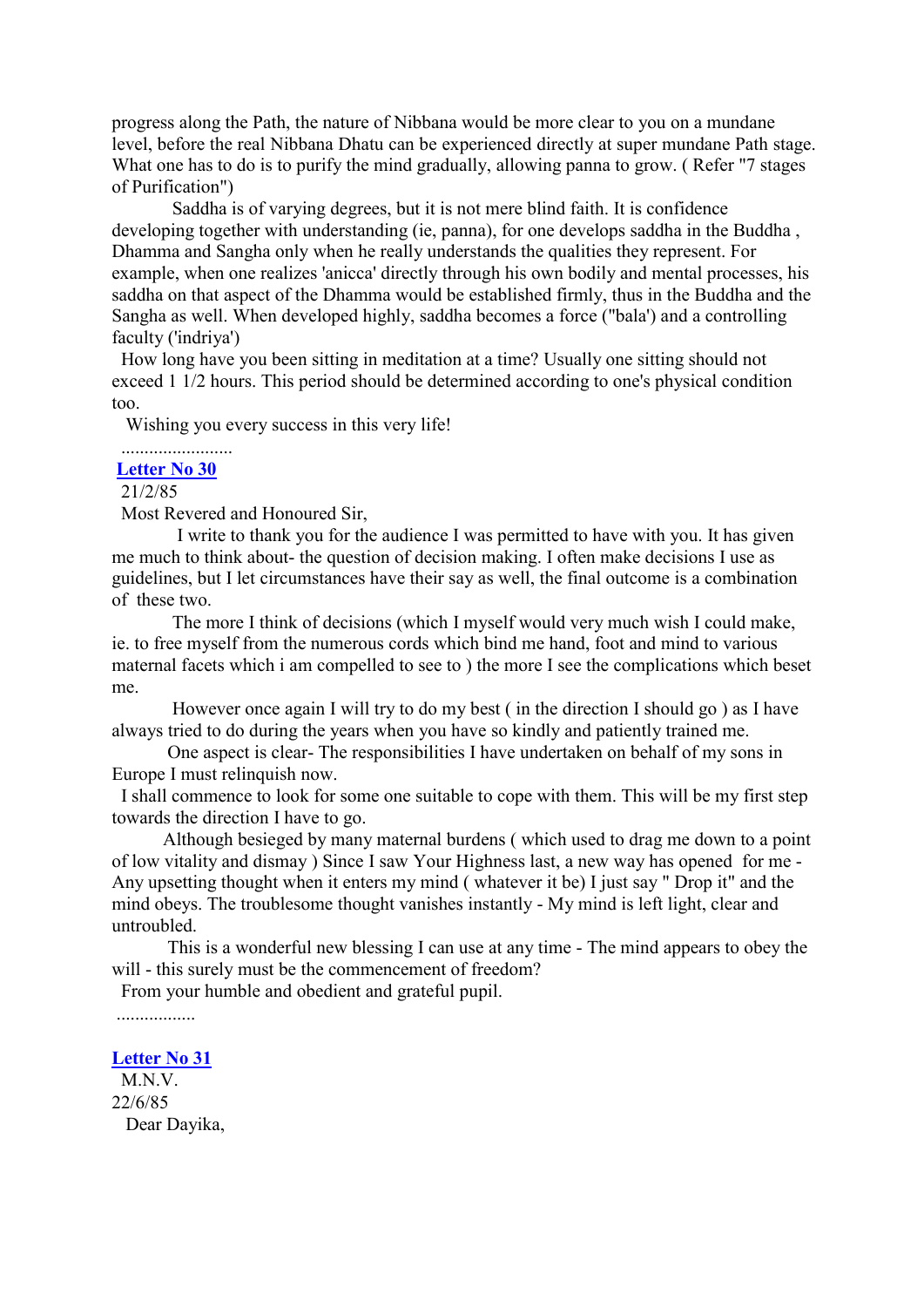progress along the Path, the nature of Nibbana would be more clear to you on a mundane level, before the real Nibbana Dhatu can be experienced directly at super mundane Path stage. What one has to do is to purify the mind gradually, allowing panna to grow. ( Refer "7 stages of Purification")

Saddha is of varying degrees, but it is not mere blind faith. It is confidence developing together with understanding (ie, panna), for one develops saddha in the Buddha , Dhamma and Sangha only when he really understands the qualities they represent. For example, when one realizes 'anicca' directly through his own bodily and mental processes, his saddha on that aspect of the Dhamma would be established firmly, thus in the Buddha and the Sangha as well. When developed highly, saddha becomes a force ("bala') and a controlling faculty ('indriya')

How long have you been sitting in meditation at a time? Usually one sitting should not exceed 1 1/2 hours. This period should be determined according to one's physical condition too.

Wishing you every success in this very life!

........................

**Letter No 30**

21/2/85

Most Revered and Honoured Sir,

I write to thank you for the audience I was permitted to have with you. It has given me much to think about- the question of decision making. I often make decisions I use as guidelines, but I let circumstances have their say as well, the final outcome is a combination of these two.

The more I think of decisions (which I myself would very much wish I could make, ie. to free myself from the numerous cords which bind me hand, foot and mind to various maternal facets which i am compelled to see to ) the more I see the complications which beset me.

However once again I will try to do my best ( in the direction I should go ) as I have always tried to do during the years when you have so kindly and patiently trained me.

One aspect is clear- The responsibilities I have undertaken on behalf of my sons in Europe I must relinquish now.

I shall commence to look for some one suitable to cope with them. This will be my first step towards the direction I have to go.

Although besieged by many maternal burdens ( which used to drag me down to a point of low vitality and dismay ) Since I saw Your Highness last, a new way has opened for me - Any upsetting thought when it enters my mind ( whatever it be) I just say " Drop it" and the mind obeys. The troublesome thought vanishes instantly - My mind is left light, clear and untroubled.

This is a wonderful new blessing I can use at any time - The mind appears to obey the will - this surely must be the commencement of freedom?

From your humble and obedient and grateful pupil.

.................

**Letter No 31**

M.N.V.

22/6/85

Dear Dayika,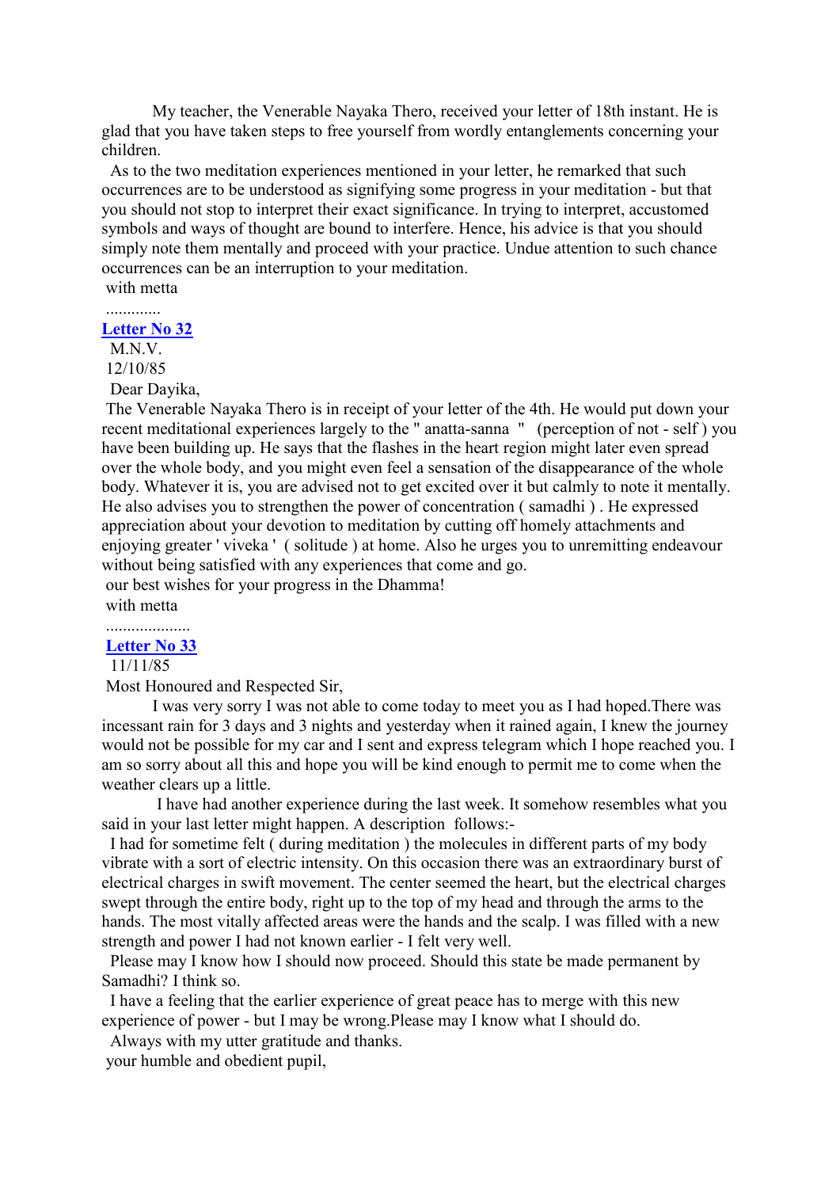My teacher, the Venerable Nayaka Thero, received your letter of 18th instant. He is glad that you have taken steps to free yourself from wordly entanglements concerning your children.

As to the two meditation experiences mentioned in your letter, he remarked that such occurrences are to be understood as signifying some progress in your meditation - but that you should not stop to interpret their exact significance. In trying to interpret, accustomed symbols and ways of thought are bound to interfere. Hence, his advice is that you should simply note them mentally and proceed with your practice. Undue attention to such chance occurrences can be an interruption to your meditation.

with metta

.............

**Letter No 32**

M.N.V.

12/10/85

Dear Dayika,

The Venerable Nayaka Thero is in receipt of your letter of the 4th. He would put down your recent meditational experiences largely to the " anatta-sanna " (perception of not - self ) you have been building up. He says that the flashes in the heart region might later even spread over the whole body, and you might even feel a sensation of the disappearance of the whole body. Whatever it is, you are advised not to get excited over it but calmly to note it mentally. He also advises you to strengthen the power of concentration ( samadhi ) . He expressed appreciation about your devotion to meditation by cutting off homely attachments and enjoying greater ' viveka ' ( solitude ) at home. Also he urges you to unremitting endeavour without being satisfied with any experiences that come and go.

our best wishes for your progress in the Dhamma!

with metta

....................

**Letter No 33**

11/11/85

Most Honoured and Respected Sir,

I was very sorry I was not able to come today to meet you as I had hoped.There was incessant rain for 3 days and 3 nights and yesterday when it rained again, I knew the journey would not be possible for my car and I sent and express telegram which I hope reached you. I am so sorry about all this and hope you will be kind enough to permit me to come when the weather clears up a little.

I have had another experience during the last week. It somehow resembles what you said in your last letter might happen. A description follows:-

I had for sometime felt ( during meditation ) the molecules in different parts of my body vibrate with a sort of electric intensity. On this occasion there was an extraordinary burst of electrical charges in swift movement. The center seemed the heart, but the electrical charges swept through the entire body, right up to the top of my head and through the arms to the hands. The most vitally affected areas were the hands and the scalp. I was filled with a new strength and power I had not known earlier - I felt very well.

Please may I know how I should now proceed. Should this state be made permanent by Samadhi? I think so.

I have a feeling that the earlier experience of great peace has to merge with this new experience of power - but I may be wrong.Please may I know what I should do.

Always with my utter gratitude and thanks.

your humble and obedient pupil,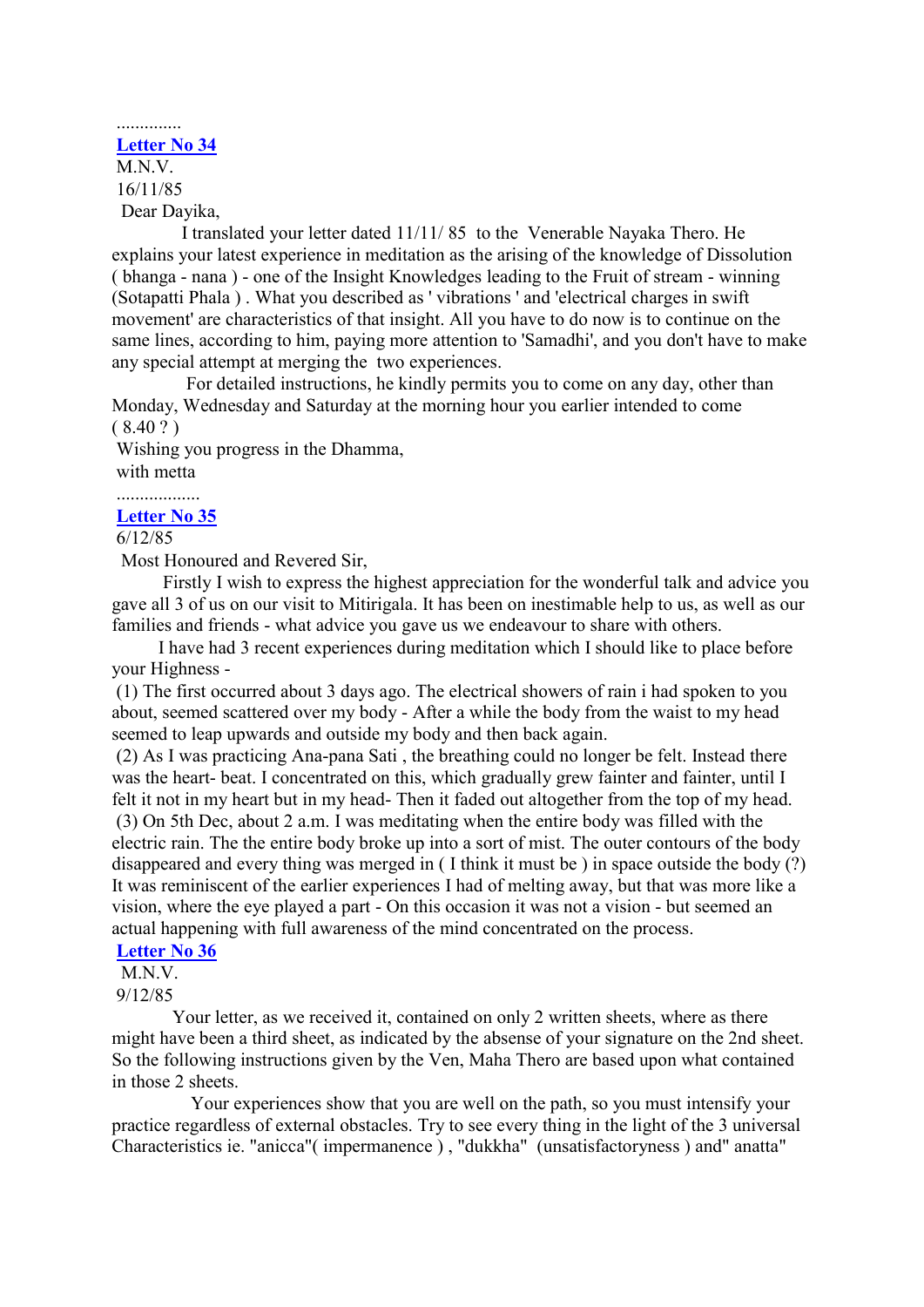..............

**Letter No 34**

M.N.V.

16/11/85

Dear Dayika,

I translated your letter dated 11/11/ 85 to the Venerable Nayaka Thero. He explains your latest experience in meditation as the arising of the knowledge of Dissolution ( bhanga - nana ) - one of the Insight Knowledges leading to the Fruit of stream - winning (Sotapatti Phala ) . What you described as ' vibrations ' and 'electrical charges in swift movement' are characteristics of that insight. All you have to do now is to continue on the same lines, according to him, paying more attention to 'Samadhi', and you don't have to make any special attempt at merging the two experiences.

For detailed instructions, he kindly permits you to come on any day, other than Monday, Wednesday and Saturday at the morning hour you earlier intended to come ( 8.40 ? )

Wishing you progress in the Dhamma,

with metta

..................

**Letter No 35**

6/12/85

Most Honoured and Revered Sir,

Firstly I wish to express the highest appreciation for the wonderful talk and advice you gave all 3 of us on our visit to Mitirigala. It has been on inestimable help to us, as well as our families and friends - what advice you gave us we endeavour to share with others.

I have had 3 recent experiences during meditation which I should like to place before your Highness -

(1) The first occurred about 3 days ago. The electrical showers of rain i had spoken to you about, seemed scattered over my body - After a while the body from the waist to my head seemed to leap upwards and outside my body and then back again.

(2) As I was practicing Ana-pana Sati , the breathing could no longer be felt. Instead there was the heart- beat. I concentrated on this, which gradually grew fainter and fainter, until I felt it not in my heart but in my head- Then it faded out altogether from the top of my head.

(3) On 5th Dec, about 2 a.m. I was meditating when the entire body was filled with the electric rain. The the entire body broke up into a sort of mist. The outer contours of the body disappeared and every thing was merged in ( I think it must be ) in space outside the body (?) It was reminiscent of the earlier experiences I had of melting away, but that was more like a vision, where the eye played a part - On this occasion it was not a vision - but seemed an actual happening with full awareness of the mind concentrated on the process.

**Letter No 36**

M.N.V.

9/12/85

Your letter, as we received it, contained on only 2 written sheets, where as there might have been a third sheet, as indicated by the absense of your signature on the 2nd sheet. So the following instructions given by the Ven, Maha Thero are based upon what contained in those 2 sheets.

Your experiences show that you are well on the path, so you must intensify your practice regardless of external obstacles. Try to see every thing in the light of the 3 universal Characteristics ie. "anicca"( impermanence ) , "dukkha" (unsatisfactoryness ) and" anatta"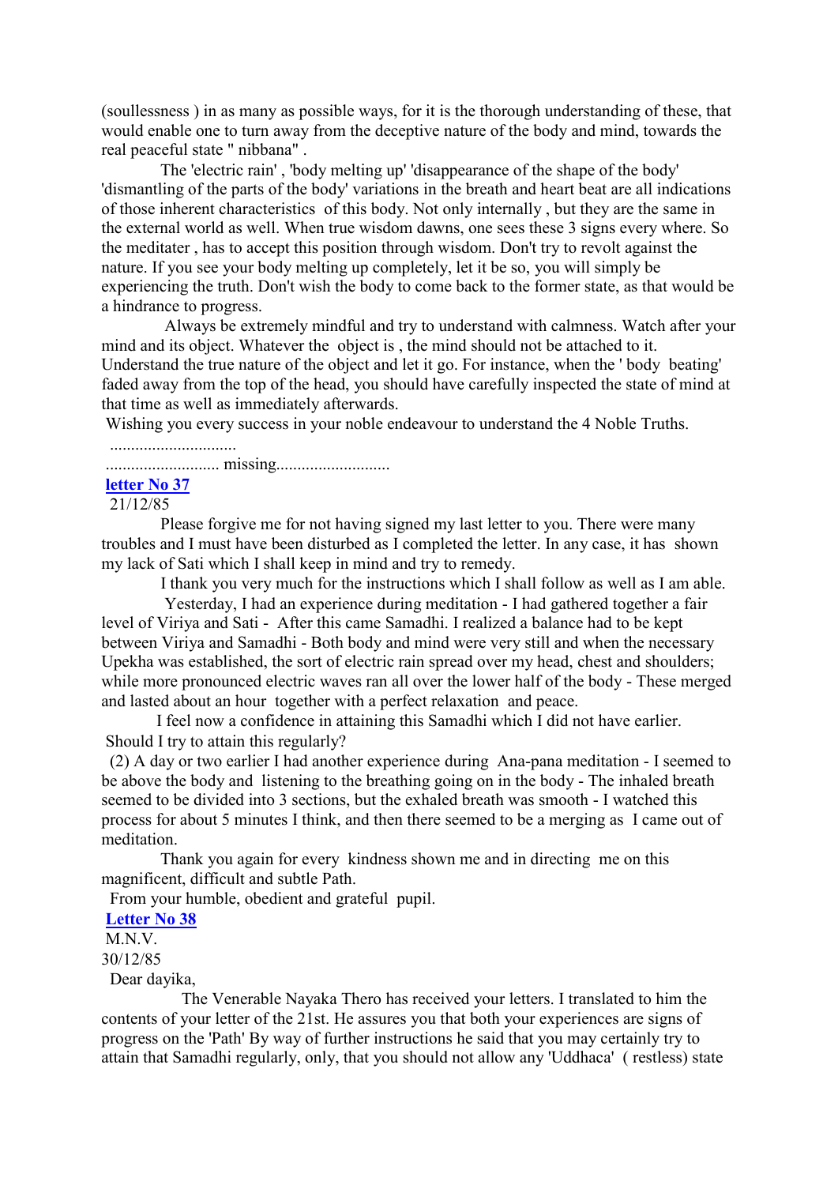(soullessness ) in as many as possible ways, for it is the thorough understanding of these, that would enable one to turn away from the deceptive nature of the body and mind, towards the real peaceful state " nibbana" .

The 'electric rain' , 'body melting up' 'disappearance of the shape of the body' 'dismantling of the parts of the body' variations in the breath and heart beat are all indications of those inherent characteristics of this body. Not only internally , but they are the same in the external world as well. When true wisdom dawns, one sees these 3 signs every where. So the meditater , has to accept this position through wisdom. Don't try to revolt against the nature. If you see your body melting up completely, let it be so, you will simply be experiencing the truth. Don't wish the body to come back to the former state, as that would be a hindrance to progress.

Always be extremely mindful and try to understand with calmness. Watch after your mind and its object. Whatever the object is , the mind should not be attached to it. Understand the true nature of the object and let it go. For instance, when the ' body beating' faded away from the top of the head, you should have carefully inspected the state of mind at that time as well as immediately afterwards.

Wishing you every success in your noble endeavour to understand the 4 Noble Truths.

.............................

.......................... missing..........................

**letter No 37**

21/12/85

Please forgive me for not having signed my last letter to you. There were many troubles and I must have been disturbed as I completed the letter. In any case, it has shown my lack of Sati which I shall keep in mind and try to remedy.

I thank you very much for the instructions which I shall follow as well as I am able.

Yesterday, I had an experience during meditation - I had gathered together a fair level of Viriya and Sati - After this came Samadhi. I realized a balance had to be kept between Viriya and Samadhi - Both body and mind were very still and when the necessary Upekha was established, the sort of electric rain spread over my head, chest and shoulders; while more pronounced electric waves ran all over the lower half of the body - These merged and lasted about an hour together with a perfect relaxation and peace.

I feel now a confidence in attaining this Samadhi which I did not have earlier. Should I try to attain this regularly?

(2) A day or two earlier I had another experience during Ana-pana meditation - I seemed to be above the body and listening to the breathing going on in the body - The inhaled breath seemed to be divided into 3 sections, but the exhaled breath was smooth - I watched this process for about 5 minutes I think, and then there seemed to be a merging as I came out of meditation.

Thank you again for every kindness shown me and in directing me on this magnificent, difficult and subtle Path.

From your humble, obedient and grateful pupil.

**Letter No 38**

M.N.V.

30/12/85

Dear dayika,

The Venerable Nayaka Thero has received your letters. I translated to him the contents of your letter of the 21st. He assures you that both your experiences are signs of progress on the 'Path' By way of further instructions he said that you may certainly try to attain that Samadhi regularly, only, that you should not allow any 'Uddhaca' ( restless) state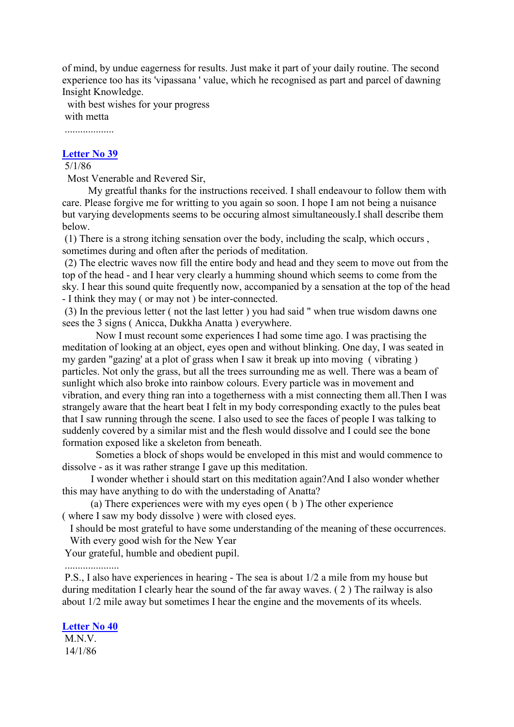of mind, by undue eagerness for results. Just make it part of your daily routine. The second experience too has its 'vipassana ' value, which he recognised as part and parcel of dawning Insight Knowledge.

with best wishes for your progress
with metta
...................

## Letter No 39

5/1/86

Most Venerable and Revered Sir,

My greatful thanks for the instructions received. I shall endeavour to follow them with care. Please forgive me for writting to you again so soon. I hope I am not being a nuisance but varying developments seems to be occuring almost simultaneously.I shall describe them below.

(1) There is a strong itching sensation over the body, including the scalp, which occurs , sometimes during and often after the periods of meditation.

(2) The electric waves now fill the entire body and head and they seem to move out from the top of the head - and I hear very clearly a humming shound which seems to come from the sky. I hear this sound quite frequently now, accompanied by a sensation at the top of the head - I think they may ( or may not ) be inter-connected.

(3) In the previous letter ( not the last letter ) you had said " when true wisdom dawns one sees the 3 signs ( Anicca, Dukkha Anatta ) everywhere.

Now I must recount some experiences I had some time ago. I was practising the meditation of looking at an object, eyes open and without blinking. One day, I was seated in my garden "gazing' at a plot of grass when I saw it break up into moving ( vibrating ) particles. Not only the grass, but all the trees surrounding me as well. There was a beam of sunlight which also broke into rainbow colours. Every particle was in movement and vibration, and every thing ran into a togetherness with a mist connecting them all.Then I was strangely aware that the heart beat I felt in my body corresponding exactly to the pules beat that I saw running through the scene. I also used to see the faces of people I was talking to suddenly covered by a similar mist and the flesh would dissolve and I could see the bone formation exposed like a skeleton from beneath.

Someties a block of shops would be enveloped in this mist and would commence to dissolve - as it was rather strange I gave up this meditation.

I wonder whether i should start on this meditation again?And I also wonder whether this may have anything to do with the understading of Anatta?

(a) There experiences were with my eyes open ( b ) The other experience ( where I saw my body dissolve ) were with closed eyes.

I should be most grateful to have some understanding of the meaning of these occurrences.
With every good wish for the New Year
Your grateful, humble and obedient pupil.
.....................

P.S., I also have experiences in hearing - The sea is about 1/2 a mile from my house but during meditation I clearly hear the sound of the far away waves. ( 2 ) The railway is also about 1/2 mile away but sometimes I hear the engine and the movements of its wheels.

## Letter No 40

M.N.V.
14/1/86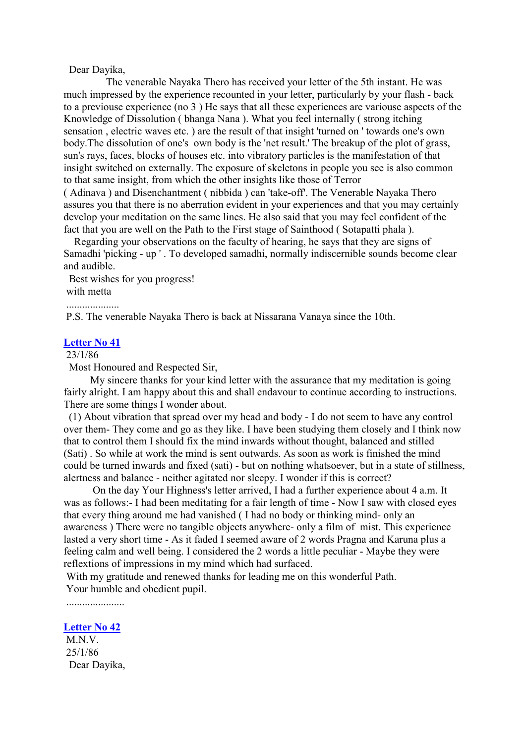Dear Dayika,

The venerable Nayaka Thero has received your letter of the 5th instant. He was much impressed by the experience recounted in your letter, particularly by your flash - back to a previouse experience (no 3 ) He says that all these experiences are variouse aspects of the Knowledge of Dissolution ( bhanga Nana ). What you feel internally ( strong itching sensation , electric waves etc. ) are the result of that insight 'turned on ' towards one's own body.The dissolution of one's own body is the 'net result.' The breakup of the plot of grass, sun's rays, faces, blocks of houses etc. into vibratory particles is the manifestation of that insight switched on externally. The exposure of skeletons in people you see is also common to that same insight, from which the other insights like those of Terror ( Adinava ) and Disenchantment ( nibbida ) can 'take-off'. The Venerable Nayaka Thero assures you that there is no aberration evident in your experiences and that you may certainly develop your meditation on the same lines. He also said that you may feel confident of the fact that you are well on the Path to the First stage of Sainthood ( Sotapatti phala ).

Regarding your observations on the faculty of hearing, he says that they are signs of Samadhi 'picking - up ' . To developed samadhi, normally indiscernible sounds become clear and audible.

Best wishes for you progress!
with metta

....................

P.S. The venerable Nayaka Thero is back at Nissarana Vanaya since the 10th.

## Letter No 41

23/1/86

Most Honoured and Respected Sir,

My sincere thanks for your kind letter with the assurance that my meditation is going fairly alright. I am happy about this and shall endavour to continue according to instructions. There are some things I wonder about.

(1) About vibration that spread over my head and body - I do not seem to have any control over them- They come and go as they like. I have been studying them closely and I think now that to control them I should fix the mind inwards without thought, balanced and stilled (Sati) . So while at work the mind is sent outwards. As soon as work is finished the mind could be turned inwards and fixed (sati) - but on nothing whatsoever, but in a state of stillness, alertness and balance - neither agitated nor sleepy. I wonder if this is correct?

On the day Your Highness's letter arrived, I had a further experience about 4 a.m. It was as follows:- I had been meditating for a fair length of time - Now I saw with closed eyes that every thing around me had vanished ( I had no body or thinking mind- only an awareness ) There were no tangible objects anywhere- only a film of mist. This experience lasted a very short time - As it faded I seemed aware of 2 words Pragna and Karuna plus a feeling calm and well being. I considered the 2 words a little peculiar - Maybe they were reflextions of impressions in my mind which had surfaced.

With my gratitude and renewed thanks for leading me on this wonderful Path.
Your humble and obedient pupil.

......................

## Letter No 42

M.N.V.
25/1/86

Dear Dayika,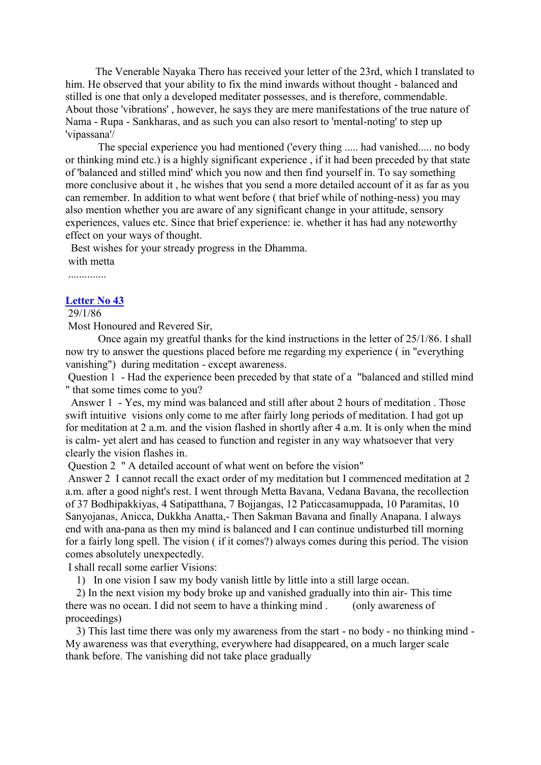The Venerable Nayaka Thero has received your letter of the 23rd, which I translated to him. He observed that your ability to fix the mind inwards without thought - balanced and stilled is one that only a developed meditater possesses, and is therefore, commendable. About those 'vibrations' , however, he says they are mere manifestations of the true nature of Nama - Rupa - Sankharas, and as such you can also resort to 'mental-noting' to step up 'vipassana'/

The special experience you had mentioned ('every thing ..... had vanished..... no body or thinking mind etc.) is a highly significant experience , if it had been preceded by that state of 'balanced and stilled mind' which you now and then find yourself in. To say something more conclusive about it , he wishes that you send a more detailed account of it as far as you can remember. In addition to what went before ( that brief while of nothing-ness) you may also mention whether you are aware of any significant change in your attitude, sensory experiences, values etc. Since that brief experience: ie. whether it has had any noteworthy effect on your ways of thought.

Best wishes for your stready progress in the Dhamma.

with metta

..............

## Letter No 43

29/1/86

Most Honoured and Revered Sir,

Once again my greatful thanks for the kind instructions in the letter of 25/1/86. I shall now try to answer the questions placed before me regarding my experience ( in "everything vanishing") during meditation - except awareness.

Question 1 - Had the experience been preceded by that state of a "balanced and stilled mind " that some times come to you?

Answer 1 - Yes, my mind was balanced and still after about 2 hours of meditation . Those swift intuitive visions only come to me after fairly long periods of meditation. I had got up for meditation at 2 a.m. and the vision flashed in shortly after 4 a.m. It is only when the mind is calm- yet alert and has ceased to function and register in any way whatsoever that very clearly the vision flashes in.

Question 2 " A detailed account of what went on before the vision"

Answer 2 I cannot recall the exact order of my meditation but I commenced meditation at 2 a.m. after a good night's rest. I went through Metta Bavana, Vedana Bavana, the recollection of 37 Bodhipakkiyas, 4 Satipatthana, 7 Bojjangas, 12 Paticcasamuppada, 10 Paramitas, 10 Sanyojanas, Anicca, Dukkha Anatta,- Then Sakman Bavana and finally Anapana. I always end with ana-pana as then my mind is balanced and I can continue undisturbed till morning for a fairly long spell. The vision ( if it comes?) always comes during this period. The vision comes absolutely unexpectedly.

I shall recall some earlier Visions:

1) In one vision I saw my body vanish little by little into a still large ocean.

2) In the next vision my body broke up and vanished gradually into thin air- This time there was no ocean. I did not seem to have a thinking mind . (only awareness of proceedings)

3) This last time there was only my awareness from the start - no body - no thinking mind - My awareness was that everything, everywhere had disappeared, on a much larger scale thank before. The vanishing did not take place gradually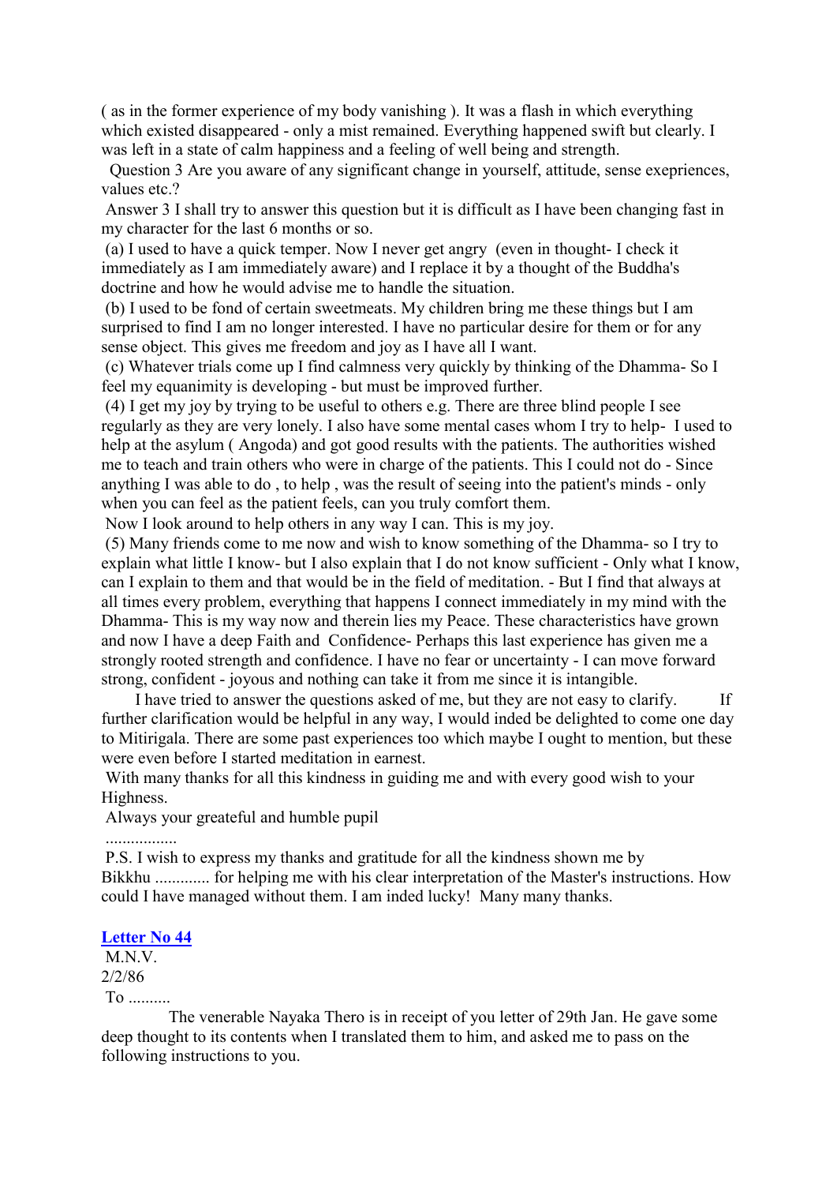( as in the former experience of my body vanishing ). It was a flash in which everything which existed disappeared - only a mist remained. Everything happened swift but clearly. I was left in a state of calm happiness and a feeling of well being and strength.

Question 3 Are you aware of any significant change in yourself, attitude, sense exepriences, values etc.?

Answer 3 I shall try to answer this question but it is difficult as I have been changing fast in my character for the last 6 months or so.

(a) I used to have a quick temper. Now I never get angry (even in thought- I check it immediately as I am immediately aware) and I replace it by a thought of the Buddha's doctrine and how he would advise me to handle the situation.

(b) I used to be fond of certain sweetmeats. My children bring me these things but I am surprised to find I am no longer interested. I have no particular desire for them or for any sense object. This gives me freedom and joy as I have all I want.

(c) Whatever trials come up I find calmness very quickly by thinking of the Dhamma- So I feel my equanimity is developing - but must be improved further.

(4) I get my joy by trying to be useful to others e.g. There are three blind people I see regularly as they are very lonely. I also have some mental cases whom I try to help- I used to help at the asylum ( Angoda) and got good results with the patients. The authorities wished me to teach and train others who were in charge of the patients. This I could not do - Since anything I was able to do , to help , was the result of seeing into the patient's minds - only when you can feel as the patient feels, can you truly comfort them.

Now I look around to help others in any way I can. This is my joy.

(5) Many friends come to me now and wish to know something of the Dhamma- so I try to explain what little I know- but I also explain that I do not know sufficient - Only what I know, can I explain to them and that would be in the field of meditation. - But I find that always at all times every problem, everything that happens I connect immediately in my mind with the Dhamma- This is my way now and therein lies my Peace. These characteristics have grown and now I have a deep Faith and Confidence- Perhaps this last experience has given me a strongly rooted strength and confidence. I have no fear or uncertainty - I can move forward strong, confident - joyous and nothing can take it from me since it is intangible.

I have tried to answer the questions asked of me, but they are not easy to clarify. If further clarification would be helpful in any way, I would inded be delighted to come one day to Mitirigala. There are some past experiences too which maybe I ought to mention, but these were even before I started meditation in earnest.

With many thanks for all this kindness in guiding me and with every good wish to your Highness.

Always your greateful and humble pupil

.................

P.S. I wish to express my thanks and gratitude for all the kindness shown me by Bikkhu ............. for helping me with his clear interpretation of the Master's instructions. How could I have managed without them. I am inded lucky! Many many thanks.

## Letter No 44

M.N.V.
2/2/86
To ..........

The venerable Nayaka Thero is in receipt of you letter of 29th Jan. He gave some deep thought to its contents when I translated them to him, and asked me to pass on the following instructions to you.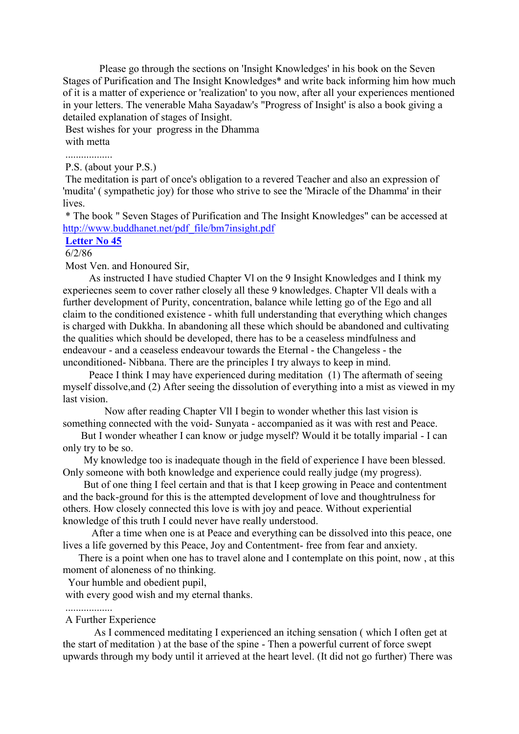Please go through the sections on 'Insight Knowledges' in his book on the Seven Stages of Purification and The Insight Knowledges* and write back informing him how much of it is a matter of experience or 'realization' to you now, after all your experiences mentioned in your letters. The venerable Maha Sayadaw's "Progress of Insight' is also a book giving a detailed explanation of stages of Insight.

Best wishes for your progress in the Dhamma

with metta

..................

P.S. (about your P.S.)

The meditation is part of once's obligation to a revered Teacher and also an expression of 'mudita' ( sympathetic joy) for those who strive to see the 'Miracle of the Dhamma' in their lives.

* The book " Seven Stages of Purification and The Insight Knowledges" can be accessed at [http://www.buddhanet.net/pdf_file/bm7insight.pdf](http://www.buddhanet.net/pdf_file/bm7insight.pdf)

**Letter No 45**

6/2/86

Most Ven. and Honoured Sir,

As instructed I have studied Chapter Vl on the 9 Insight Knowledges and I think my experiecnes seem to cover rather closely all these 9 knowledges. Chapter Vll deals with a further development of Purity, concentration, balance while letting go of the Ego and all claim to the conditioned existence - whith full understanding that everything which changes is charged with Dukkha. In abandoning all these which should be abandoned and cultivating the qualities which should be developed, there has to be a ceaseless mindfulness and endeavour - and a ceaseless endeavour towards the Eternal - the Changeless - the unconditioned- Nibbana. There are the principles I try always to keep in mind.

Peace I think I may have experienced during meditation (1) The aftermath of seeing myself dissolve,and (2) After seeing the dissolution of everything into a mist as viewed in my last vision.

Now after reading Chapter Vll I begin to wonder whether this last vision is something connected with the void- Sunyata - accompanied as it was with rest and Peace.

But I wonder wheather I can know or judge myself? Would it be totally imparial - I can only try to be so.

My knowledge too is inadequate though in the field of experience I have been blessed. Only someone with both knowledge and experience could really judge (my progress).

But of one thing I feel certain and that is that I keep growing in Peace and contentment and the back-ground for this is the attempted development of love and thoughtrulness for others. How closely connected this love is with joy and peace. Without experiential knowledge of this truth I could never have really understood.

After a time when one is at Peace and everything can be dissolved into this peace, one lives a life governed by this Peace, Joy and Contentment- free from fear and anxiety.

There is a point when one has to travel alone and I contemplate on this point, now , at this moment of aloneness of no thinking.

Your humble and obedient pupil,

with every good wish and my eternal thanks.

..................

A Further Experience

As I commenced meditating I experienced an itching sensation ( which I often get at the start of meditation ) at the base of the spine - Then a powerful current of force swept upwards through my body until it arrieved at the heart level. (It did not go further) There was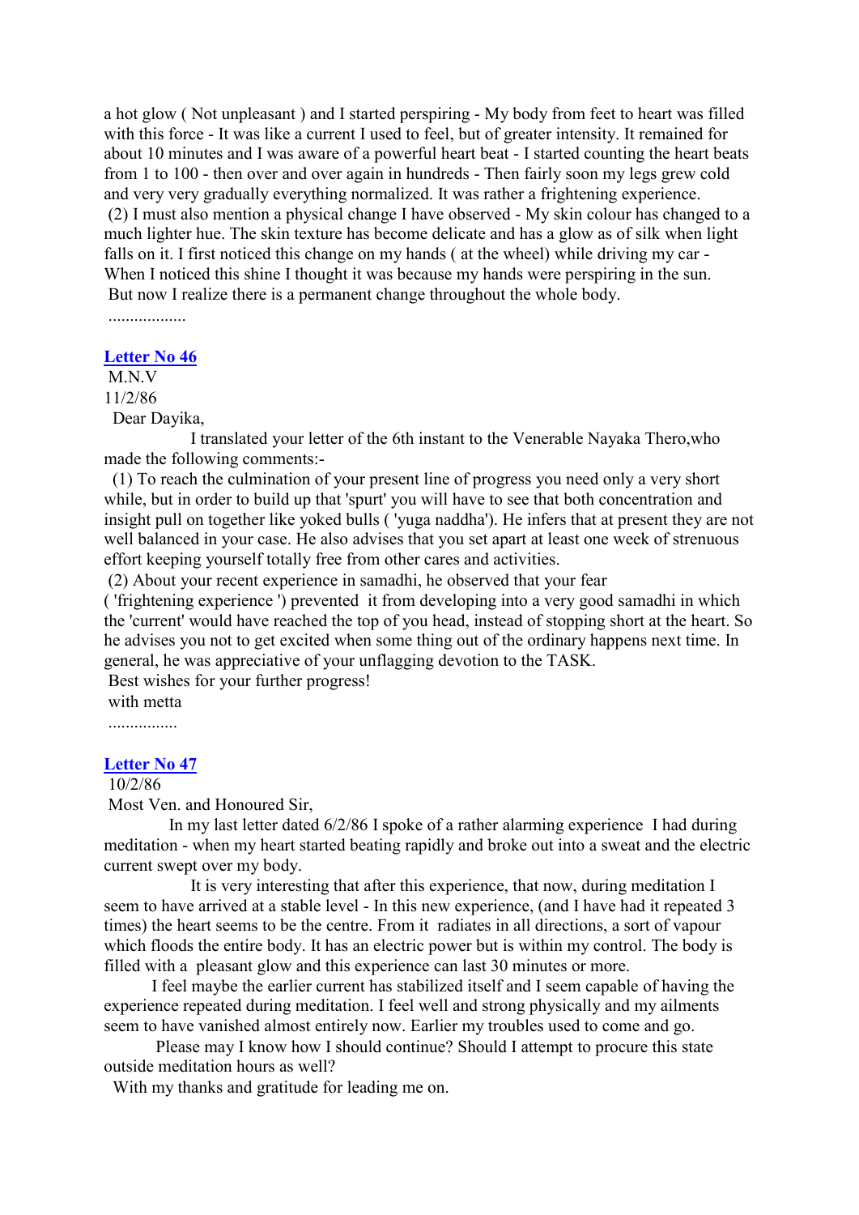a hot glow ( Not unpleasant ) and I started perspiring - My body from feet to heart was filled with this force - It was like a current I used to feel, but of greater intensity. It remained for about 10 minutes and I was aware of a powerful heart beat - I started counting the heart beats from 1 to 100 - then over and over again in hundreds - Then fairly soon my legs grew cold and very very gradually everything normalized. It was rather a frightening experience.

(2) I must also mention a physical change I have observed - My skin colour has changed to a much lighter hue. The skin texture has become delicate and has a glow as of silk when light falls on it. I first noticed this change on my hands ( at the wheel) while driving my car - When I noticed this shine I thought it was because my hands were perspiring in the sun. But now I realize there is a permanent change throughout the whole body.

..................

## Letter No 46

M.N.V
11/2/86

Dear Dayika,

I translated your letter of the 6th instant to the Venerable Nayaka Thero,who made the following comments:-

(1) To reach the culmination of your present line of progress you need only a very short while, but in order to build up that 'spurt' you will have to see that both concentration and insight pull on together like yoked bulls ( 'yuga naddha'). He infers that at present they are not well balanced in your case. He also advises that you set apart at least one week of strenuous effort keeping yourself totally free from other cares and activities.

(2) About your recent experience in samadhi, he observed that your fear ( 'frightening experience ') prevented it from developing into a very good samadhi in which the 'current' would have reached the top of you head, instead of stopping short at the heart. So he advises you not to get excited when some thing out of the ordinary happens next time. In general, he was appreciative of your unflagging devotion to the TASK.

Best wishes for your further progress!
with metta

................

## Letter No 47

10/2/86
Most Ven. and Honoured Sir,

In my last letter dated 6/2/86 I spoke of a rather alarming experience I had during meditation - when my heart started beating rapidly and broke out into a sweat and the electric current swept over my body.

It is very interesting that after this experience, that now, during meditation I seem to have arrived at a stable level - In this new experience, (and I have had it repeated 3 times) the heart seems to be the centre. From it radiates in all directions, a sort of vapour which floods the entire body. It has an electric power but is within my control. The body is filled with a pleasant glow and this experience can last 30 minutes or more.

I feel maybe the earlier current has stabilized itself and I seem capable of having the experience repeated during meditation. I feel well and strong physically and my ailments seem to have vanished almost entirely now. Earlier my troubles used to come and go.

Please may I know how I should continue? Should I attempt to procure this state outside meditation hours as well?

With my thanks and gratitude for leading me on.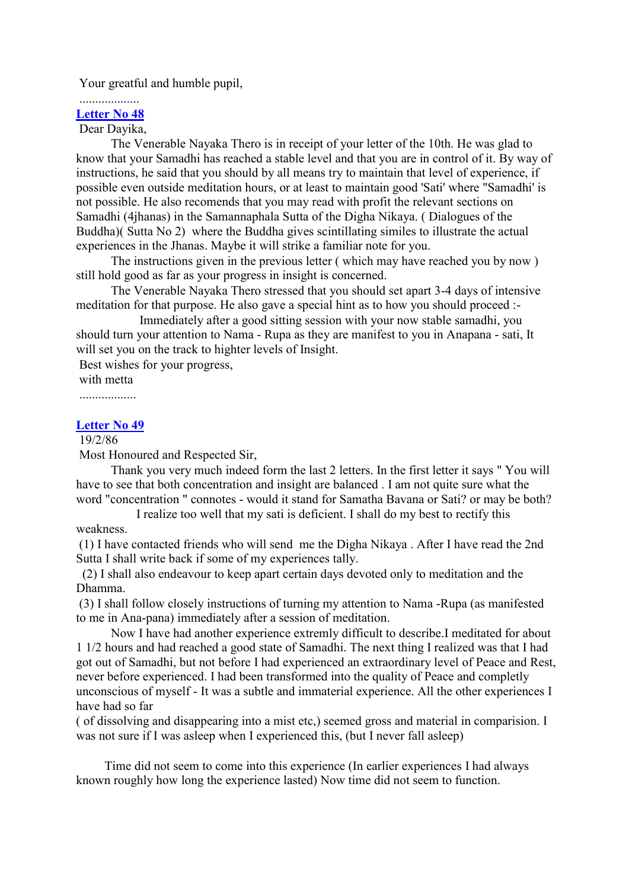Your greatful and humble pupil,

...................

## Letter No 48

Dear Dayika,

The Venerable Nayaka Thero is in receipt of your letter of the 10th. He was glad to know that your Samadhi has reached a stable level and that you are in control of it. By way of instructions, he said that you should by all means try to maintain that level of experience, if possible even outside meditation hours, or at least to maintain good 'Sati' where "Samadhi' is not possible. He also recomends that you may read with profit the relevant sections on Samadhi (4jhanas) in the Samannaphala Sutta of the Digha Nikaya. ( Dialogues of the Buddha)( Sutta No 2) where the Buddha gives scintillating similes to illustrate the actual experiences in the Jhanas. Maybe it will strike a familiar note for you.

The instructions given in the previous letter ( which may have reached you by now ) still hold good as far as your progress in insight is concerned.

The Venerable Nayaka Thero stressed that you should set apart 3-4 days of intensive meditation for that purpose. He also gave a special hint as to how you should proceed :-

Immediately after a good sitting session with your now stable samadhi, you should turn your attention to Nama - Rupa as they are manifest to you in Anapana - sati, It will set you on the track to highter levels of Insight.

Best wishes for your progress,
with metta

..................

## Letter No 49

19/2/86

Most Honoured and Respected Sir,

Thank you very much indeed form the last 2 letters. In the first letter it says " You will have to see that both concentration and insight are balanced . I am not quite sure what the word "concentration " connotes - would it stand for Samatha Bavana or Sati? or may be both?

I realize too well that my sati is deficient. I shall do my best to rectify this weakness.

(1) I have contacted friends who will send me the Digha Nikaya . After I have read the 2nd Sutta I shall write back if some of my experiences tally.

(2) I shall also endeavour to keep apart certain days devoted only to meditation and the Dhamma.

(3) I shall follow closely instructions of turning my attention to Nama -Rupa (as manifested to me in Ana-pana) immediately after a session of meditation.

Now I have had another experience extremly difficult to describe.I meditated for about 1 1/2 hours and had reached a good state of Samadhi. The next thing I realized was that I had got out of Samadhi, but not before I had experienced an extraordinary level of Peace and Rest, never before experienced. I had been transformed into the quality of Peace and completly unconscious of myself - It was a subtle and immaterial experience. All the other experiences I have had so far ( of dissolving and disappearing into a mist etc,) seemed gross and material in comparision. I was not sure if I was asleep when I experienced this, (but I never fall asleep)

Time did not seem to come into this experience (In earlier experiences I had always known roughly how long the experience lasted) Now time did not seem to function.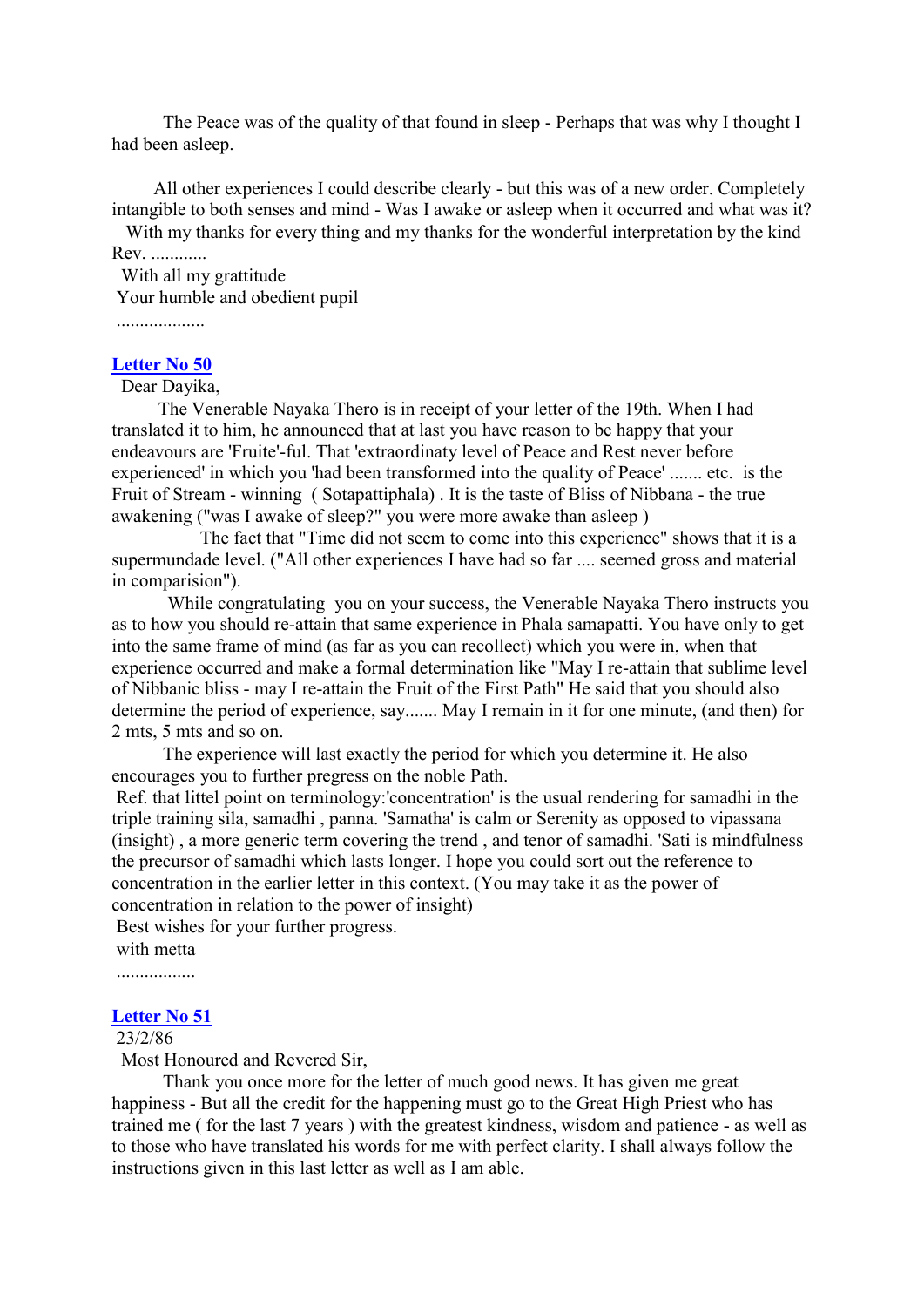The Peace was of the quality of that found in sleep - Perhaps that was why I thought I had been asleep.

All other experiences I could describe clearly - but this was of a new order. Completely intangible to both senses and mind - Was I awake or asleep when it occurred and what was it?

With my thanks for every thing and my thanks for the wonderful interpretation by the kind Rev. ............

With all my grattitude

Your humble and obedient pupil

...................

## Letter No 50

Dear Dayika,

The Venerable Nayaka Thero is in receipt of your letter of the 19th. When I had translated it to him, he announced that at last you have reason to be happy that your endeavours are 'Fruite'-ful. That 'extraordinaty level of Peace and Rest never before experienced' in which you 'had been transformed into the quality of Peace' ....... etc. is the Fruit of Stream - winning ( Sotapattiphala) . It is the taste of Bliss of Nibbana - the true awakening ("was I awake of sleep?" you were more awake than asleep )

The fact that "Time did not seem to come into this experience" shows that it is a supermundade level. ("All other experiences I have had so far .... seemed gross and material in comparision").

While congratulating you on your success, the Venerable Nayaka Thero instructs you as to how you should re-attain that same experience in Phala samapatti. You have only to get into the same frame of mind (as far as you can recollect) which you were in, when that experience occurred and make a formal determination like "May I re-attain that sublime level of Nibbanic bliss - may I re-attain the Fruit of the First Path" He said that you should also determine the period of experience, say....... May I remain in it for one minute, (and then) for 2 mts, 5 mts and so on.

The experience will last exactly the period for which you determine it. He also encourages you to further pregress on the noble Path.

Ref. that littel point on terminology:'concentration' is the usual rendering for samadhi in the triple training sila, samadhi , panna. 'Samatha' is calm or Serenity as opposed to vipassana (insight) , a more generic term covering the trend , and tenor of samadhi. 'Sati is mindfulness the precursor of samadhi which lasts longer. I hope you could sort out the reference to concentration in the earlier letter in this context. (You may take it as the power of concentration in relation to the power of insight)

Best wishes for your further progress.

with metta

.................

## Letter No 51

23/2/86

Most Honoured and Revered Sir,

Thank you once more for the letter of much good news. It has given me great happiness - But all the credit for the happening must go to the Great High Priest who has trained me ( for the last 7 years ) with the greatest kindness, wisdom and patience - as well as to those who have translated his words for me with perfect clarity. I shall always follow the instructions given in this last letter as well as I am able.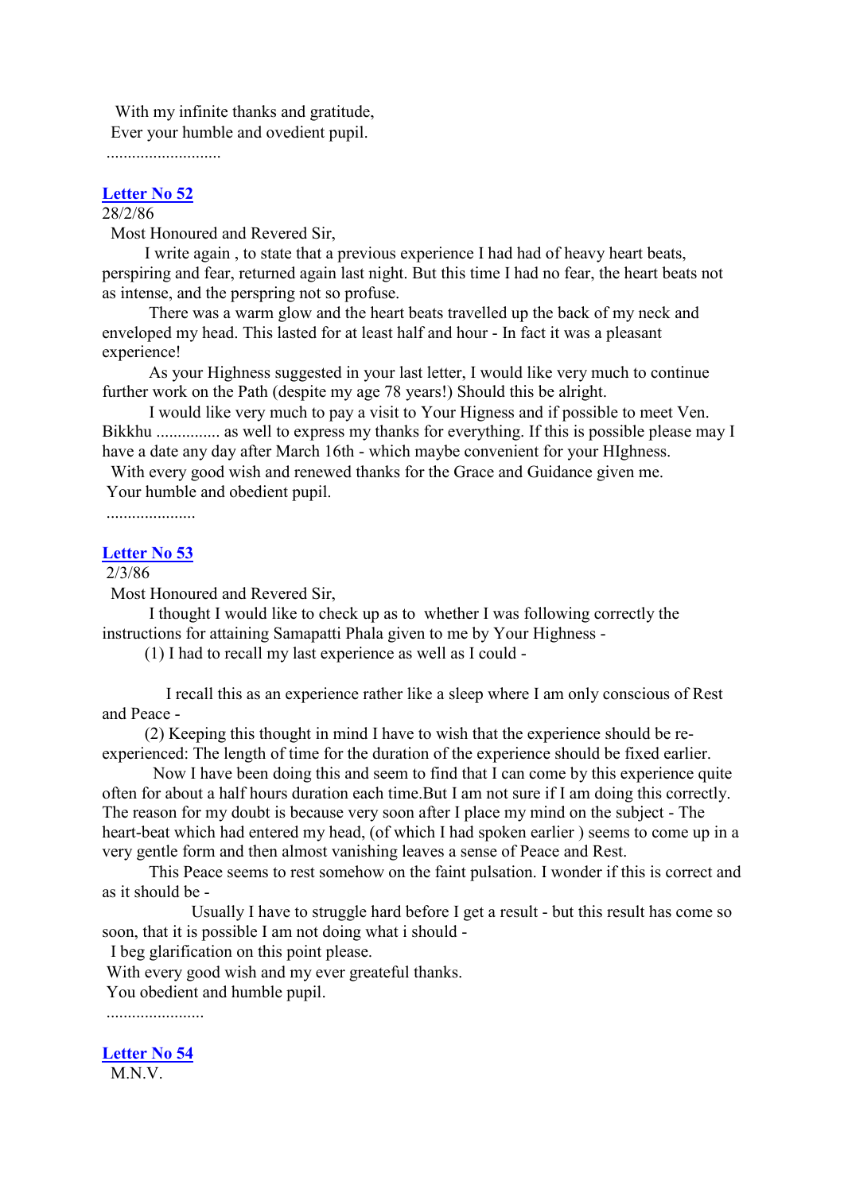With my infinite thanks and gratitude,
Ever your humble and ovedient pupil.
...........................

### Letter No 52

28/2/86

Most Honoured and Revered Sir,

I write again , to state that a previous experience I had had of heavy heart beats, perspiring and fear, returned again last night. But this time I had no fear, the heart beats not as intense, and the perspring not so profuse.

There was a warm glow and the heart beats travelled up the back of my neck and enveloped my head. This lasted for at least half and hour - In fact it was a pleasant experience!

As your Highness suggested in your last letter, I would like very much to continue further work on the Path (despite my age 78 years!) Should this be alright.

I would like very much to pay a visit to Your Higness and if possible to meet Ven. Bikkhu ............... as well to express my thanks for everything. If this is possible please may I have a date any day after March 16th - which maybe convenient for your HIghness.

With every good wish and renewed thanks for the Grace and Guidance given me.
Your humble and obedient pupil.
.....................

### Letter No 53

2/3/86

Most Honoured and Revered Sir,

I thought I would like to check up as to whether I was following correctly the instructions for attaining Samapatti Phala given to me by Your Highness -

(1) I had to recall my last experience as well as I could -

I recall this as an experience rather like a sleep where I am only conscious of Rest and Peace -

(2) Keeping this thought in mind I have to wish that the experience should be re-experienced: The length of time for the duration of the experience should be fixed earlier.

Now I have been doing this and seem to find that I can come by this experience quite often for about a half hours duration each time.But I am not sure if I am doing this correctly. The reason for my doubt is because very soon after I place my mind on the subject - The heart-beat which had entered my head, (of which I had spoken earlier ) seems to come up in a very gentle form and then almost vanishing leaves a sense of Peace and Rest.

This Peace seems to rest somehow on the faint pulsation. I wonder if this is correct and as it should be -

Usually I have to struggle hard before I get a result - but this result has come so soon, that it is possible I am not doing what i should -

I beg glarification on this point please.
With every good wish and my ever greateful thanks.
You obedient and humble pupil.
.......................

### Letter No 54

M.N.V.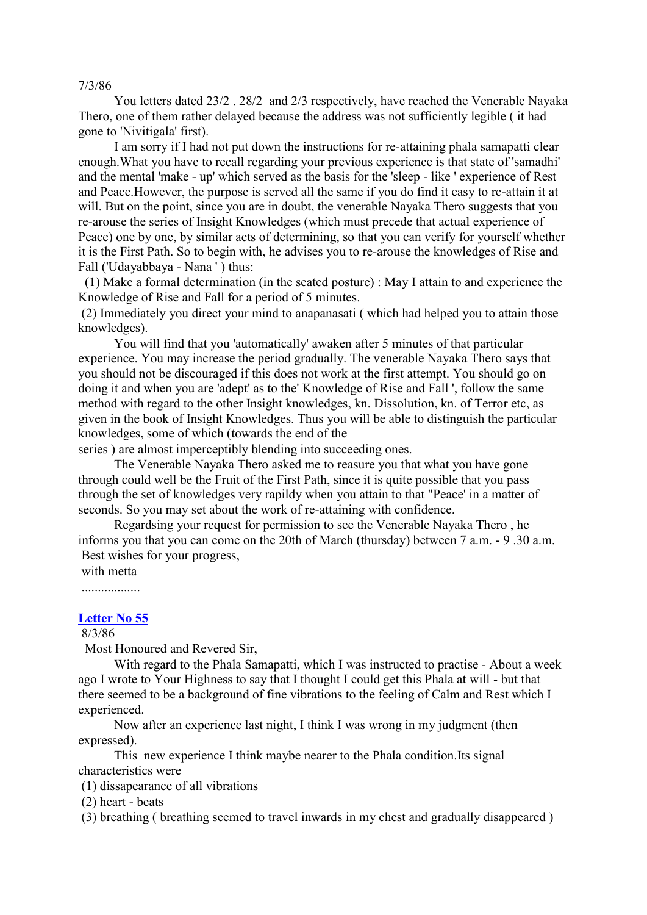7/3/86

You letters dated 23/2 . 28/2 and 2/3 respectively, have reached the Venerable Nayaka Thero, one of them rather delayed because the address was not sufficiently legible ( it had gone to 'Nivitigala' first).

I am sorry if I had not put down the instructions for re-attaining phala samapatti clear enough.What you have to recall regarding your previous experience is that state of 'samadhi' and the mental 'make - up' which served as the basis for the 'sleep - like ' experience of Rest and Peace.However, the purpose is served all the same if you do find it easy to re-attain it at will. But on the point, since you are in doubt, the venerable Nayaka Thero suggests that you re-arouse the series of Insight Knowledges (which must precede that actual experience of Peace) one by one, by similar acts of determining, so that you can verify for yourself whether it is the First Path. So to begin with, he advises you to re-arouse the knowledges of Rise and Fall ('Udayabbaya - Nana ' ) thus:

(1) Make a formal determination (in the seated posture) : May I attain to and experience the Knowledge of Rise and Fall for a period of 5 minutes.

(2) Immediately you direct your mind to anapanasati ( which had helped you to attain those knowledges).

You will find that you 'automatically' awaken after 5 minutes of that particular experience. You may increase the period gradually. The venerable Nayaka Thero says that you should not be discouraged if this does not work at the first attempt. You should go on doing it and when you are 'adept' as to the' Knowledge of Rise and Fall ', follow the same method with regard to the other Insight knowledges, kn. Dissolution, kn. of Terror etc, as given in the book of Insight Knowledges. Thus you will be able to distinguish the particular knowledges, some of which (towards the end of the series ) are almost imperceptibly blending into succeeding ones.

The Venerable Nayaka Thero asked me to reasure you that what you have gone through could well be the Fruit of the First Path, since it is quite possible that you pass through the set of knowledges very rapildy when you attain to that ''Peace' in a matter of seconds. So you may set about the work of re-attaining with confidence.

Regardsing your request for permission to see the Venerable Nayaka Thero , he informs you that you can come on the 20th of March (thursday) between 7 a.m. - 9 .30 a.m.

Best wishes for your progress,

with metta

..................

## Letter No 55

8/3/86

Most Honoured and Revered Sir,

With regard to the Phala Samapatti, which I was instructed to practise - About a week ago I wrote to Your Highness to say that I thought I could get this Phala at will - but that there seemed to be a background of fine vibrations to the feeling of Calm and Rest which I experienced.

Now after an experience last night, I think I was wrong in my judgment (then expressed).

This new experience I think maybe nearer to the Phala condition.Its signal characteristics were

(1) dissapearance of all vibrations

(2) heart - beats

(3) breathing ( breathing seemed to travel inwards in my chest and gradually disappeared )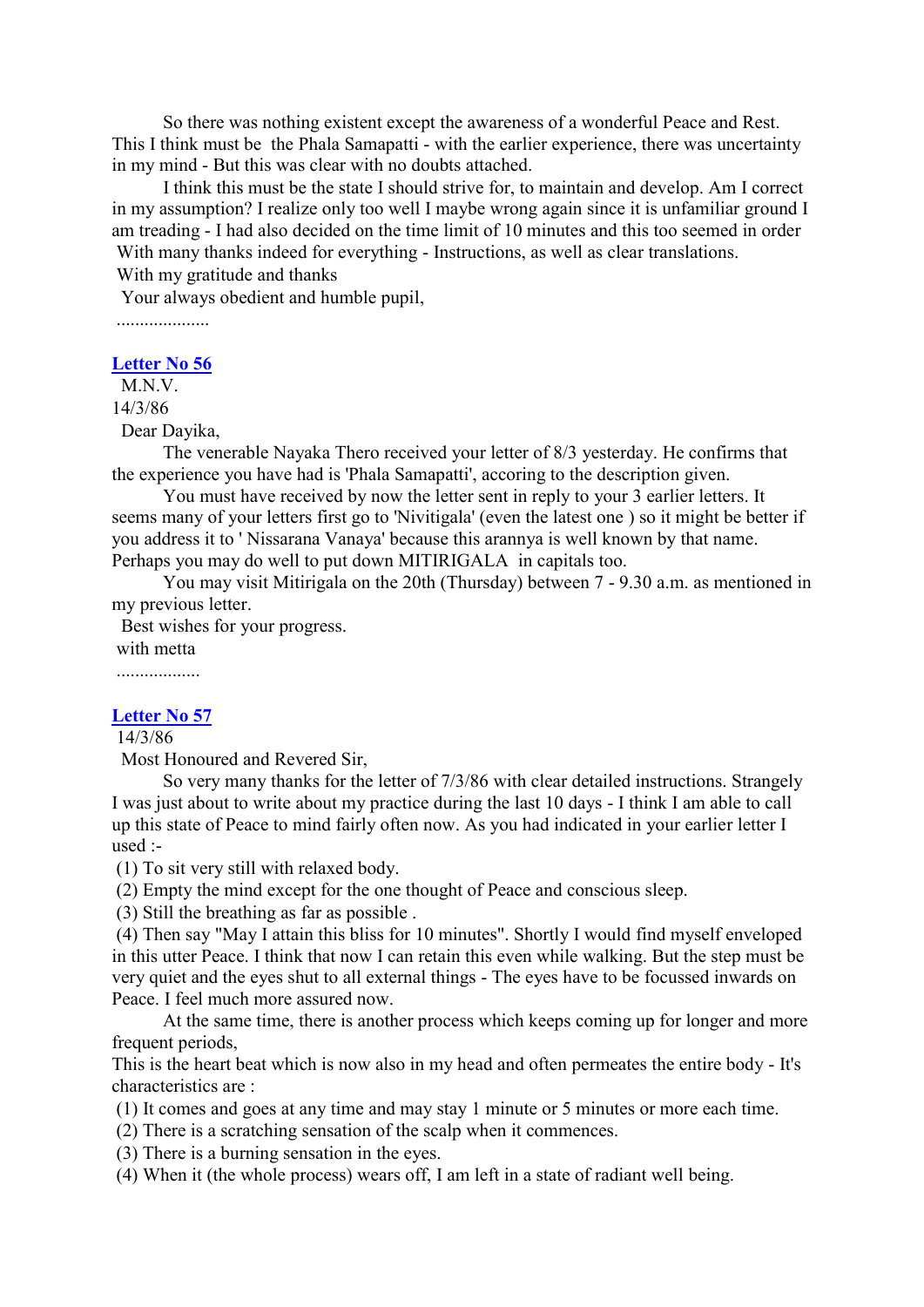So there was nothing existent except the awareness of a wonderful Peace and Rest. This I think must be the Phala Samapatti - with the earlier experience, there was uncertainty in my mind - But this was clear with no doubts attached.

I think this must be the state I should strive for, to maintain and develop. Am I correct in my assumption? I realize only too well I maybe wrong again since it is unfamiliar ground I am treading - I had also decided on the time limit of 10 minutes and this too seemed in order

With many thanks indeed for everything - Instructions, as well as clear translations.

With my gratitude and thanks

Your always obedient and humble pupil,

....................

### Letter No 56

M.N.V.

14/3/86

Dear Dayika,

The venerable Nayaka Thero received your letter of 8/3 yesterday. He confirms that the experience you have had is 'Phala Samapatti', accoring to the description given.

You must have received by now the letter sent in reply to your 3 earlier letters. It seems many of your letters first go to 'Nivitigala' (even the latest one ) so it might be better if you address it to ' Nissarana Vanaya' because this arannya is well known by that name. Perhaps you may do well to put down MITIRIGALA in capitals too.

You may visit Mitirigala on the 20th (Thursday) between 7 - 9.30 a.m. as mentioned in my previous letter.

Best wishes for your progress.

with metta

..................

### Letter No 57

14/3/86

Most Honoured and Revered Sir,

So very many thanks for the letter of 7/3/86 with clear detailed instructions. Strangely I was just about to write about my practice during the last 10 days - I think I am able to call up this state of Peace to mind fairly often now. As you had indicated in your earlier letter I used :-

(1) To sit very still with relaxed body.
(2) Empty the mind except for the one thought of Peace and conscious sleep.
(3) Still the breathing as far as possible .
(4) Then say "May I attain this bliss for 10 minutes". Shortly I would find myself enveloped in this utter Peace. I think that now I can retain this even while walking. But the step must be very quiet and the eyes shut to all external things - The eyes have to be focussed inwards on Peace. I feel much more assured now.

At the same time, there is another process which keeps coming up for longer and more frequent periods,

This is the heart beat which is now also in my head and often permeates the entire body - It's characteristics are :

(1) It comes and goes at any time and may stay 1 minute or 5 minutes or more each time.
(2) There is a scratching sensation of the scalp when it commences.
(3) There is a burning sensation in the eyes.
(4) When it (the whole process) wears off, I am left in a state of radiant well being.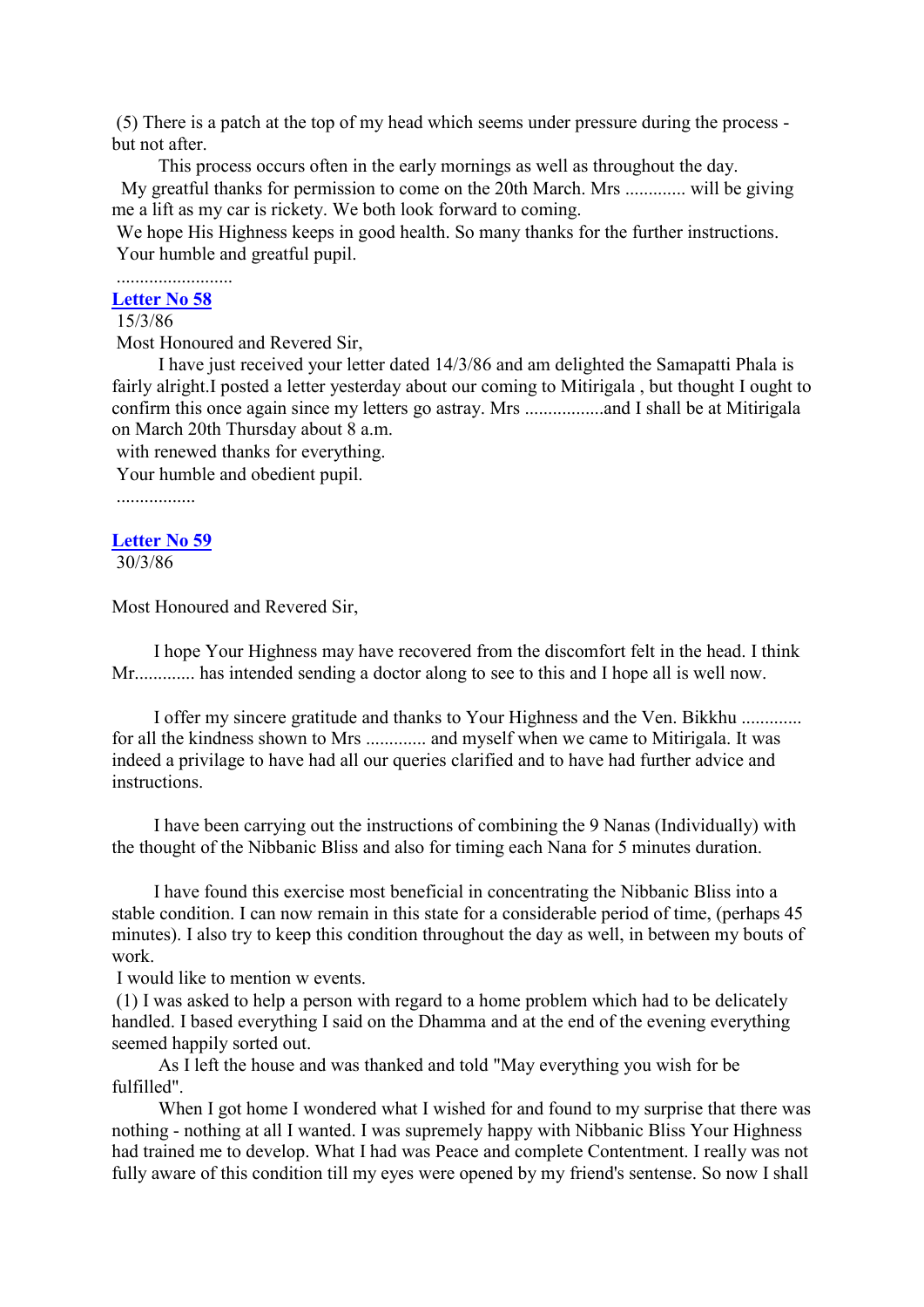(5) There is a patch at the top of my head which seems under pressure during the process - but not after.

This process occurs often in the early mornings as well as throughout the day.

My greatful thanks for permission to come on the 20th March. Mrs ............ will be giving me a lift as my car is rickety. We both look forward to coming.

We hope His Highness keeps in good health. So many thanks for the further instructions.

Your humble and greatful pupil.

.........................

### Letter No 58

15/3/86

Most Honoured and Revered Sir,

I have just received your letter dated 14/3/86 and am delighted the Samapatti Phala is fairly alright.I posted a letter yesterday about our coming to Mitirigala , but thought I ought to confirm this once again since my letters go astray. Mrs ................and I shall be at Mitirigala on March 20th Thursday about 8 a.m.

with renewed thanks for everything.

Your humble and obedient pupil.

.................

### Letter No 59

30/3/86

Most Honoured and Revered Sir,

I hope Your Highness may have recovered from the discomfort felt in the head. I think Mr............ has intended sending a doctor along to see to this and I hope all is well now.

I offer my sincere gratitude and thanks to Your Highness and the Ven. Bikkhu ............ for all the kindness shown to Mrs ............ and myself when we came to Mitirigala. It was indeed a privilage to have had all our queries clarified and to have had further advice and instructions.

I have been carrying out the instructions of combining the 9 Nanas (Individually) with the thought of the Nibbanic Bliss and also for timing each Nana for 5 minutes duration.

I have found this exercise most beneficial in concentrating the Nibbanic Bliss into a stable condition. I can now remain in this state for a considerable period of time, (perhaps 45 minutes). I also try to keep this condition throughout the day as well, in between my bouts of work.

I would like to mention w events.

(1) I was asked to help a person with regard to a home problem which had to be delicately handled. I based everything I said on the Dhamma and at the end of the evening everything seemed happily sorted out.

As I left the house and was thanked and told "May everything you wish for be fulfilled".

When I got home I wondered what I wished for and found to my surprise that there was nothing - nothing at all I wanted. I was supremely happy with Nibbanic Bliss Your Highness had trained me to develop. What I had was Peace and complete Contentment. I really was not fully aware of this condition till my eyes were opened by my friend's sentense. So now I shall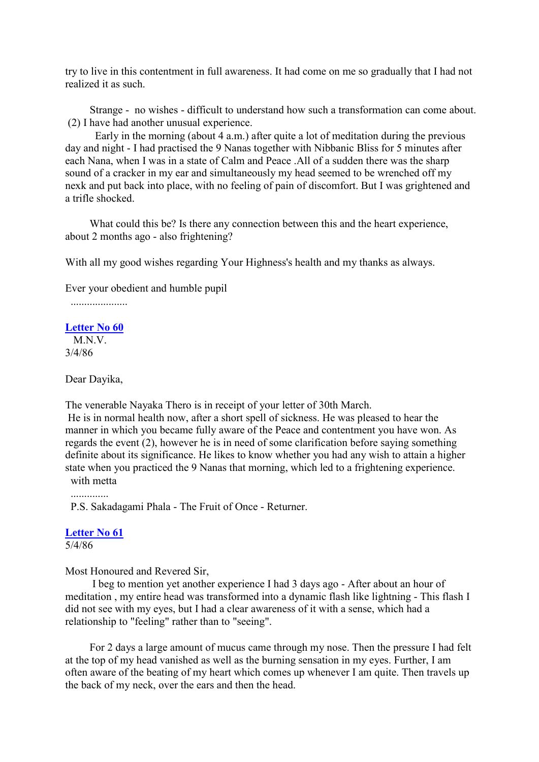try to live in this contentment in full awareness. It had come on me so gradually that I had not realized it as such.

Strange - no wishes - difficult to understand how such a transformation can come about.
(2) I have had another unusual experience.

Early in the morning (about 4 a.m.) after quite a lot of meditation during the previous day and night - I had practised the 9 Nanas together with Nibbanic Bliss for 5 minutes after each Nana, when I was in a state of Calm and Peace .All of a sudden there was the sharp sound of a cracker in my ear and simultaneously my head seemed to be wrenched off my nexk and put back into place, with no feeling of pain of discomfort. But I was grightened and a trifle shocked.

What could this be? Is there any connection between this and the heart experience, about 2 months ago - also frightening?

With all my good wishes regarding Your Highness's health and my thanks as always.

Ever your obedient and humble pupil

.....................

**Letter No 60**

M.N.V.
3/4/86

Dear Dayika,

The venerable Nayaka Thero is in receipt of your letter of 30th March.
He is in normal health now, after a short spell of sickness. He was pleased to hear the manner in which you became fully aware of the Peace and contentment you have won. As regards the event (2), however he is in need of some clarification before saying something definite about its significance. He likes to know whether you had any wish to attain a higher state when you practiced the 9 Nanas that morning, which led to a frightening experience.
with metta

..............

P.S. Sakadagami Phala - The Fruit of Once - Returner.

**Letter No 61**

5/4/86

Most Honoured and Revered Sir,

I beg to mention yet another experience I had 3 days ago - After about an hour of meditation , my entire head was transformed into a dynamic flash like lightning - This flash I did not see with my eyes, but I had a clear awareness of it with a sense, which had a relationship to "feeling" rather than to "seeing".

For 2 days a large amount of mucus came through my nose. Then the pressure I had felt at the top of my head vanished as well as the burning sensation in my eyes. Further, I am often aware of the beating of my heart which comes up whenever I am quite. Then travels up the back of my neck, over the ears and then the head.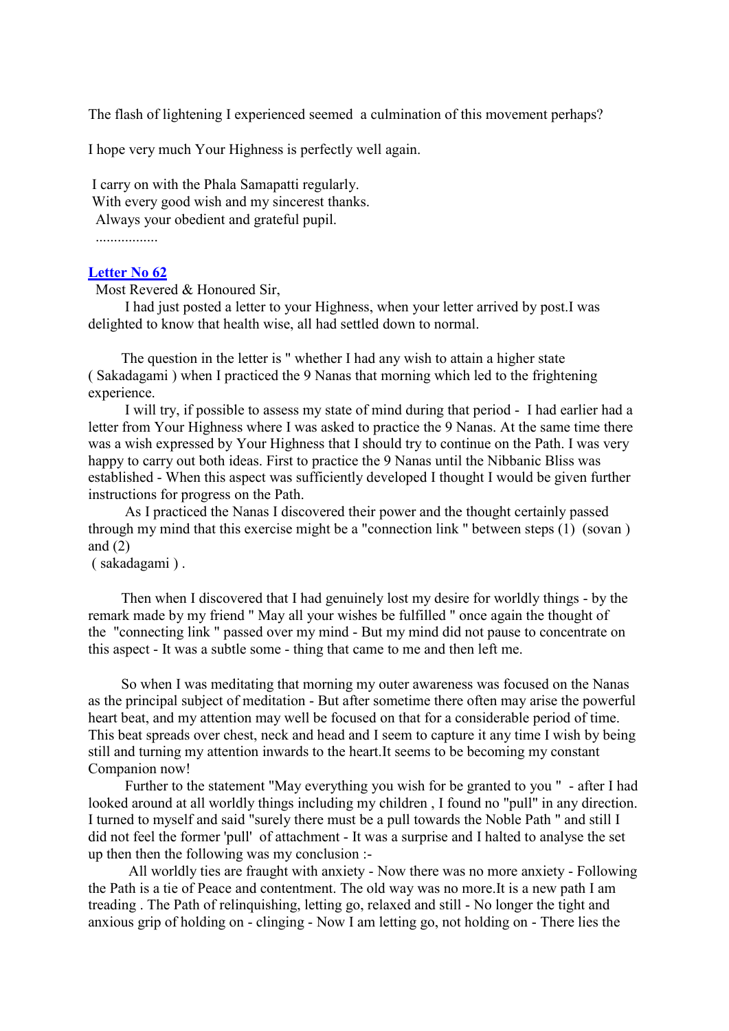The flash of lightening I experienced seemed a culmination of this movement perhaps?

I hope very much Your Highness is perfectly well again.

I carry on with the Phala Samapatti regularly.
With every good wish and my sincerest thanks.
Always your obedient and grateful pupil.
.................

**Letter No 62**

Most Revered & Honoured Sir,

I had just posted a letter to your Highness, when your letter arrived by post.I was delighted to know that health wise, all had settled down to normal.

The question in the letter is " whether I had any wish to attain a higher state ( Sakadagami ) when I practiced the 9 Nanas that morning which led to the frightening experience.

I will try, if possible to assess my state of mind during that period - I had earlier had a letter from Your Highness where I was asked to practice the 9 Nanas. At the same time there was a wish expressed by Your Highness that I should try to continue on the Path. I was very happy to carry out both ideas. First to practice the 9 Nanas until the Nibbanic Bliss was established - When this aspect was sufficiently developed I thought I would be given further instructions for progress on the Path.

As I practiced the Nanas I discovered their power and the thought certainly passed through my mind that this exercise might be a "connection link " between steps (1) (sovan ) and (2)
( sakadagami ) .

Then when I discovered that I had genuinely lost my desire for worldly things - by the remark made by my friend " May all your wishes be fulfilled " once again the thought of the "connecting link " passed over my mind - But my mind did not pause to concentrate on this aspect - It was a subtle some - thing that came to me and then left me.

So when I was meditating that morning my outer awareness was focused on the Nanas as the principal subject of meditation - But after sometime there often may arise the powerful heart beat, and my attention may well be focused on that for a considerable period of time. This beat spreads over chest, neck and head and I seem to capture it any time I wish by being still and turning my attention inwards to the heart.It seems to be becoming my constant Companion now!

Further to the statement "May everything you wish for be granted to you " - after I had looked around at all worldly things including my children , I found no "pull" in any direction. I turned to myself and said "surely there must be a pull towards the Noble Path " and still I did not feel the former 'pull' of attachment - It was a surprise and I halted to analyse the set up then then the following was my conclusion :-

All worldly ties are fraught with anxiety - Now there was no more anxiety - Following the Path is a tie of Peace and contentment. The old way was no more.It is a new path I am treading . The Path of relinquishing, letting go, relaxed and still - No longer the tight and anxious grip of holding on - clinging - Now I am letting go, not holding on - There lies the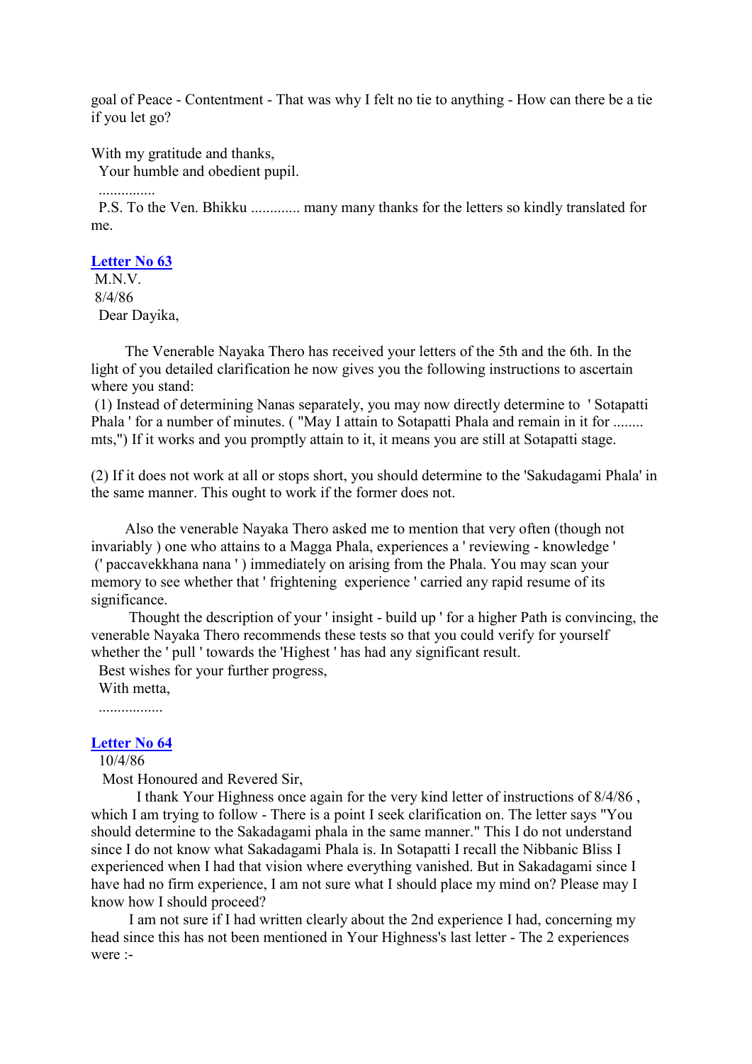goal of Peace - Contentment - That was why I felt no tie to anything - How can there be a tie if you let go?

With my gratitude and thanks,
Your humble and obedient pupil.
...............
P.S. To the Ven. Bhikku ............. many many thanks for the letters so kindly translated for me.

### Letter No 63

M.N.V.
8/4/86
Dear Dayika,

The Venerable Nayaka Thero has received your letters of the 5th and the 6th. In the light of you detailed clarification he now gives you the following instructions to ascertain where you stand:

(1) Instead of determining Nanas separately, you may now directly determine to ' Sotapatti Phala ' for a number of minutes. ( "May I attain to Sotapatti Phala and remain in it for ........ mts,") If it works and you promptly attain to it, it means you are still at Sotapatti stage.

(2) If it does not work at all or stops short, you should determine to the 'Sakudagami Phala' in the same manner. This ought to work if the former does not.

Also the venerable Nayaka Thero asked me to mention that very often (though not invariably ) one who attains to a Magga Phala, experiences a ' reviewing - knowledge ' (' paccavekkhana nana ' ) immediately on arising from the Phala. You may scan your memory to see whether that ' frightening experience ' carried any rapid resume of its significance.

Thought the description of your ' insight - build up ' for a higher Path is convincing, the venerable Nayaka Thero recommends these tests so that you could verify for yourself whether the ' pull ' towards the 'Highest ' has had any significant result.

Best wishes for your further progress,
With metta,
.................

### Letter No 64

10/4/86
Most Honoured and Revered Sir,

I thank Your Highness once again for the very kind letter of instructions of 8/4/86 , which I am trying to follow - There is a point I seek clarification on. The letter says "You should determine to the Sakadagami phala in the same manner." This I do not understand since I do not know what Sakadagami Phala is. In Sotapatti I recall the Nibbanic Bliss I experienced when I had that vision where everything vanished. But in Sakadagami since I have had no firm experience, I am not sure what I should place my mind on? Please may I know how I should proceed?

I am not sure if I had written clearly about the 2nd experience I had, concerning my head since this has not been mentioned in Your Highness's last letter - The 2 experiences were :-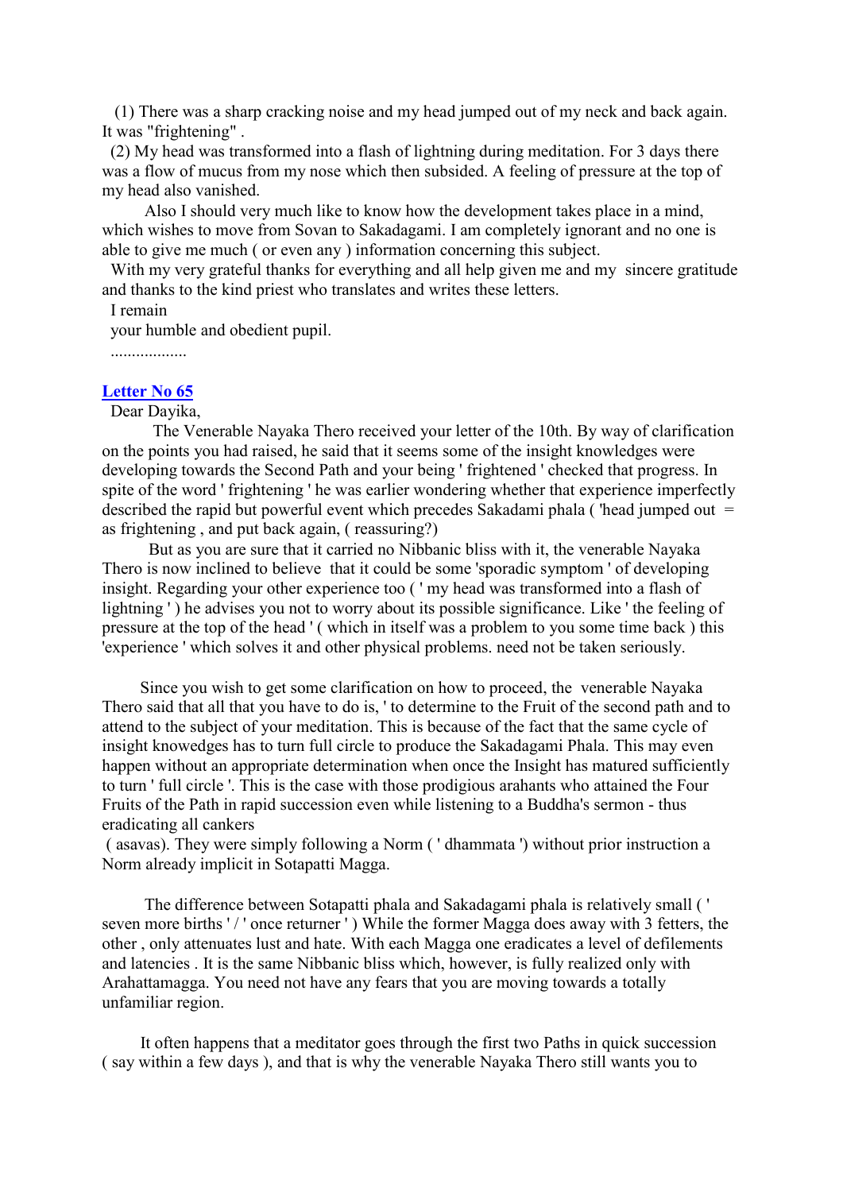(1) There was a sharp cracking noise and my head jumped out of my neck and back again. It was "frightening" .

(2) My head was transformed into a flash of lightning during meditation. For 3 days there was a flow of mucus from my nose which then subsided. A feeling of pressure at the top of my head also vanished.

Also I should very much like to know how the development takes place in a mind, which wishes to move from Sovan to Sakadagami. I am completely ignorant and no one is able to give me much ( or even any ) information concerning this subject.

With my very grateful thanks for everything and all help given me and my sincere gratitude and thanks to the kind priest who translates and writes these letters.

I remain

your humble and obedient pupil.

..................

## Letter No 65

Dear Dayika,

The Venerable Nayaka Thero received your letter of the 10th. By way of clarification on the points you had raised, he said that it seems some of the insight knowledges were developing towards the Second Path and your being ' frightened ' checked that progress. In spite of the word ' frightening ' he was earlier wondering whether that experience imperfectly described the rapid but powerful event which precedes Sakadami phala ( 'head jumped out = as frightening , and put back again, ( reassuring?)

But as you are sure that it carried no Nibbanic bliss with it, the venerable Nayaka Thero is now inclined to believe that it could be some 'sporadic symptom ' of developing insight. Regarding your other experience too ( ' my head was transformed into a flash of lightning ' ) he advises you not to worry about its possible significance. Like ' the feeling of pressure at the top of the head ' ( which in itself was a problem to you some time back ) this 'experience ' which solves it and other physical problems. need not be taken seriously.

Since you wish to get some clarification on how to proceed, the venerable Nayaka Thero said that all that you have to do is, ' to determine to the Fruit of the second path and to attend to the subject of your meditation. This is because of the fact that the same cycle of insight knowedges has to turn full circle to produce the Sakadagami Phala. This may even happen without an appropriate determination when once the Insight has matured sufficiently to turn ' full circle '. This is the case with those prodigious arahants who attained the Four Fruits of the Path in rapid succession even while listening to a Buddha's sermon - thus eradicating all cankers ( asavas). They were simply following a Norm ( ' dhammata ') without prior instruction a Norm already implicit in Sotapatti Magga.

The difference between Sotapatti phala and Sakadagami phala is relatively small ( ' seven more births ' / ' once returner ' ) While the former Magga does away with 3 fetters, the other , only attenuates lust and hate. With each Magga one eradicates a level of defilements and latencies . It is the same Nibbanic bliss which, however, is fully realized only with Arahattamagga. You need not have any fears that you are moving towards a totally unfamiliar region.

It often happens that a meditator goes through the first two Paths in quick succession ( say within a few days ), and that is why the venerable Nayaka Thero still wants you to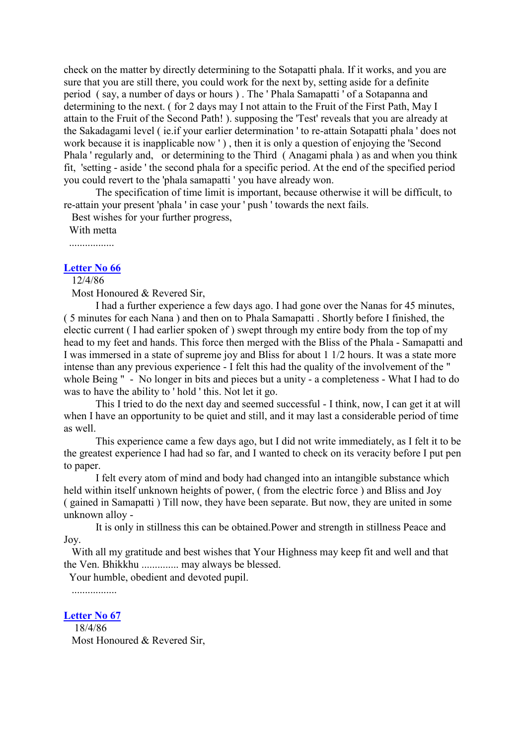check on the matter by directly determining to the Sotapatti phala. If it works, and you are sure that you are still there, you could work for the next by, setting aside for a definite period ( say, a number of days or hours ) . The ' Phala Samapatti ' of a Sotapanna and determining to the next. ( for 2 days may I not attain to the Fruit of the First Path, May I attain to the Fruit of the Second Path! ). supposing the 'Test' reveals that you are already at the Sakadagami level ( ie.if your earlier determination ' to re-attain Sotapatti phala ' does not work because it is inapplicable now ' ) , then it is only a question of enjoying the 'Second Phala ' regularly and, or determining to the Third ( Anagami phala ) as and when you think fit, 'setting - aside ' the second phala for a specific period. At the end of the specified period you could revert to the 'phala samapatti ' you have already won.

The specification of time limit is important, because otherwise it will be difficult, to re-attain your present 'phala ' in case your ' push ' towards the next fails.

Best wishes for your further progress,

With metta

.................

## Letter No 66

12/4/86

Most Honoured & Revered Sir,

I had a further experience a few days ago. I had gone over the Nanas for 45 minutes, ( 5 minutes for each Nana ) and then on to Phala Samapatti . Shortly before I finished, the electic current ( I had earlier spoken of ) swept through my entire body from the top of my head to my feet and hands. This force then merged with the Bliss of the Phala - Samapatti and I was immersed in a state of supreme joy and Bliss for about 1 1/2 hours. It was a state more intense than any previous experience - I felt this had the quality of the involvement of the " whole Being " - No longer in bits and pieces but a unity - a completeness - What I had to do was to have the ability to ' hold ' this. Not let it go.

This I tried to do the next day and seemed successful - I think, now, I can get it at will when I have an opportunity to be quiet and still, and it may last a considerable period of time as well.

This experience came a few days ago, but I did not write immediately, as I felt it to be the greatest experience I had had so far, and I wanted to check on its veracity before I put pen to paper.

I felt every atom of mind and body had changed into an intangible substance which held within itself unknown heights of power, ( from the electric force ) and Bliss and Joy ( gained in Samapatti ) Till now, they have been separate. But now, they are united in some unknown alloy -

It is only in stillness this can be obtained.Power and strength in stillness Peace and Joy.

With all my gratitude and best wishes that Your Highness may keep fit and well and that the Ven. Bhikkhu .............. may always be blessed.

Your humble, obedient and devoted pupil.

.................

## Letter No 67

18/4/86

Most Honoured & Revered Sir,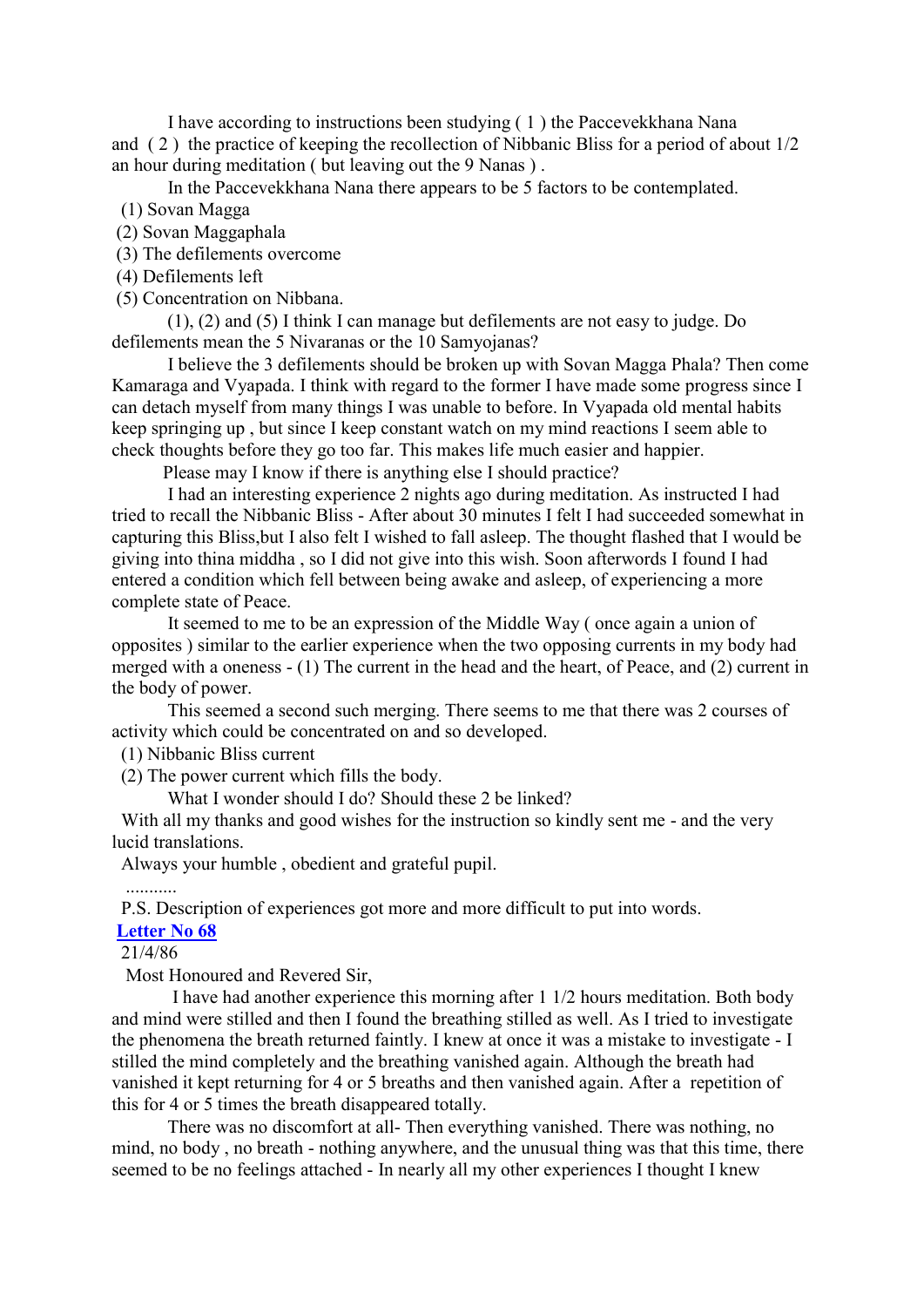I have according to instructions been studying ( 1 ) the Paccevekkhana Nana and ( 2 ) the practice of keeping the recollection of Nibbanic Bliss for a period of about 1/2 an hour during meditation ( but leaving out the 9 Nanas ) .

In the Paccevekkhana Nana there appears to be 5 factors to be contemplated.

(1) Sovan Magga
(2) Sovan Maggaphala
(3) The defilements overcome
(4) Defilements left
(5) Concentration on Nibbana.

(1), (2) and (5) I think I can manage but defilements are not easy to judge. Do defilements mean the 5 Nivaranas or the 10 Samyojanas?

I believe the 3 defilements should be broken up with Sovan Magga Phala? Then come Kamaraga and Vyapada. I think with regard to the former I have made some progress since I can detach myself from many things I was unable to before. In Vyapada old mental habits keep springing up , but since I keep constant watch on my mind reactions I seem able to check thoughts before they go too far. This makes life much easier and happier.

Please may I know if there is anything else I should practice?

I had an interesting experience 2 nights ago during meditation. As instructed I had tried to recall the Nibbanic Bliss - After about 30 minutes I felt I had succeeded somewhat in capturing this Bliss,but I also felt I wished to fall asleep. The thought flashed that I would be giving into thina middha , so I did not give into this wish. Soon afterwords I found I had entered a condition which fell between being awake and asleep, of experiencing a more complete state of Peace.

It seemed to me to be an expression of the Middle Way ( once again a union of opposites ) similar to the earlier experience when the two opposing currents in my body had merged with a oneness - (1) The current in the head and the heart, of Peace, and (2) current in the body of power.

This seemed a second such merging. There seems to me that there was 2 courses of activity which could be concentrated on and so developed.

(1) Nibbanic Bliss current
(2) The power current which fills the body.

What I wonder should I do? Should these 2 be linked?

With all my thanks and good wishes for the instruction so kindly sent me - and the very lucid translations.

Always your humble , obedient and grateful pupil.

...........

P.S. Description of experiences got more and more difficult to put into words.

**Letter No 68**

21/4/86

Most Honoured and Revered Sir,

I have had another experience this morning after 1 1/2 hours meditation. Both body and mind were stilled and then I found the breathing stilled as well. As I tried to investigate the phenomena the breath returned faintly. I knew at once it was a mistake to investigate - I stilled the mind completely and the breathing vanished again. Although the breath had vanished it kept returning for 4 or 5 breaths and then vanished again. After a repetition of this for 4 or 5 times the breath disappeared totally.

There was no discomfort at all- Then everything vanished. There was nothing, no mind, no body , no breath - nothing anywhere, and the unusual thing was that this time, there seemed to be no feelings attached - In nearly all my other experiences I thought I knew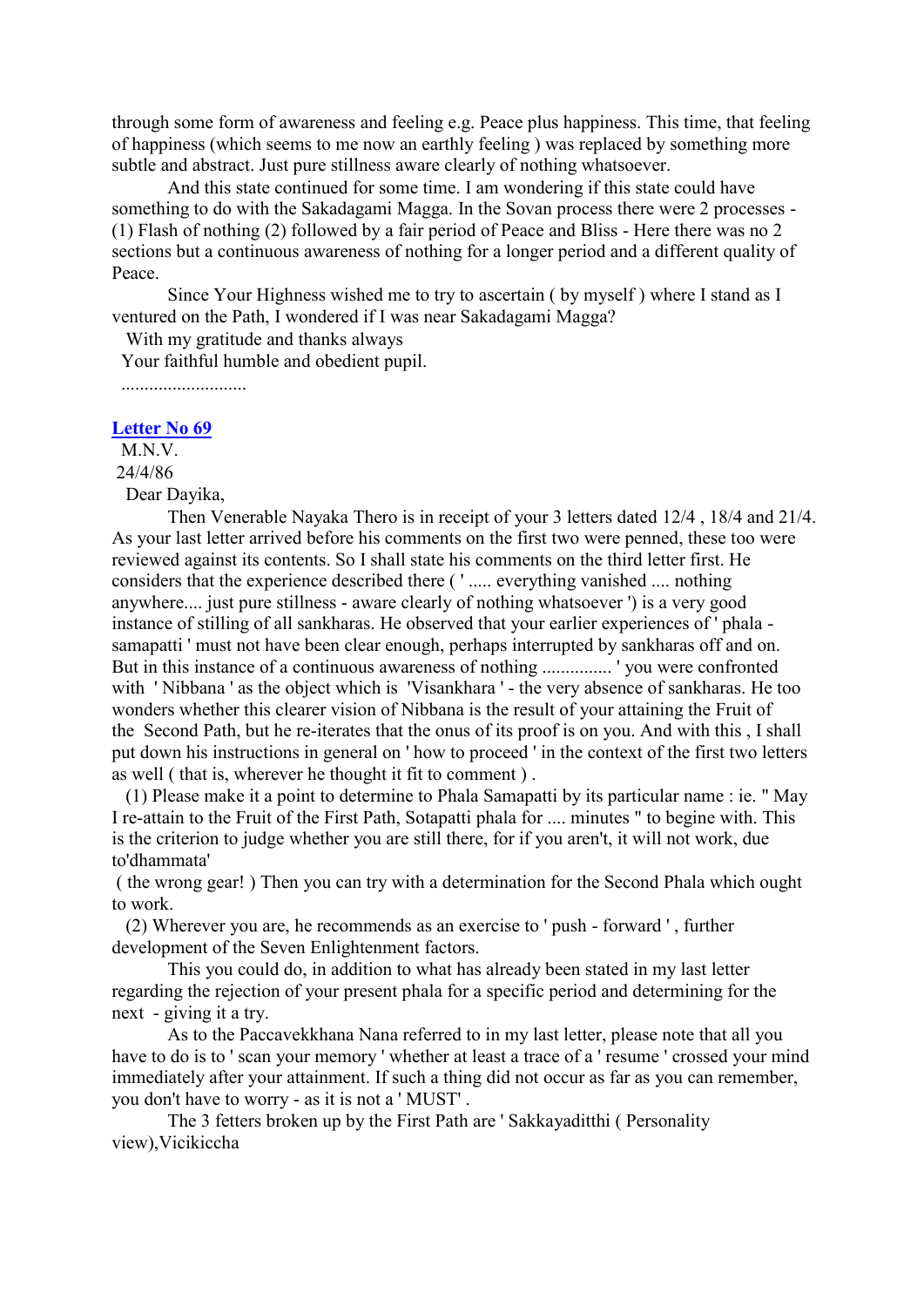through some form of awareness and feeling e.g. Peace plus happiness. This time, that feeling of happiness (which seems to me now an earthly feeling ) was replaced by something more subtle and abstract. Just pure stillness aware clearly of nothing whatsoever.

And this state continued for some time. I am wondering if this state could have something to do with the Sakadagami Magga. In the Sovan process there were 2 processes - (1) Flash of nothing (2) followed by a fair period of Peace and Bliss - Here there was no 2 sections but a continuous awareness of nothing for a longer period and a different quality of Peace.

Since Your Highness wished me to try to ascertain ( by myself ) where I stand as I ventured on the Path, I wondered if I was near Sakadagami Magga?

With my gratitude and thanks always

Your faithful humble and obedient pupil.

...........................

## Letter No 69

M.N.V.

24/4/86

Dear Dayika,

Then Venerable Nayaka Thero is in receipt of your 3 letters dated 12/4 , 18/4 and 21/4. As your last letter arrived before his comments on the first two were penned, these too were reviewed against its contents. So I shall state his comments on the third letter first. He considers that the experience described there ( ' ..... everything vanished .... nothing anywhere.... just pure stillness - aware clearly of nothing whatsoever ') is a very good instance of stilling of all sankharas. He observed that your earlier experiences of ' phala - samapatti ' must not have been clear enough, perhaps interrupted by sankharas off and on. But in this instance of a continuous awareness of nothing ............... ' you were confronted with ' Nibbana ' as the object which is 'Visankhara ' - the very absence of sankharas. He too wonders whether this clearer vision of Nibbana is the result of your attaining the Fruit of the Second Path, but he re-iterates that the onus of its proof is on you. And with this , I shall put down his instructions in general on ' how to proceed ' in the context of the first two letters as well ( that is, wherever he thought it fit to comment ) .

(1) Please make it a point to determine to Phala Samapatti by its particular name : ie. " May I re-attain to the Fruit of the First Path, Sotapatti phala for .... minutes " to begine with. This is the criterion to judge whether you are still there, for if you aren't, it will not work, due to'dhammata'
( the wrong gear! ) Then you can try with a determination for the Second Phala which ought to work.

(2) Wherever you are, he recommends as an exercise to ' push - forward ' , further development of the Seven Enlightenment factors.

This you could do, in addition to what has already been stated in my last letter regarding the rejection of your present phala for a specific period and determining for the next - giving it a try.

As to the Paccavekkhana Nana referred to in my last letter, please note that all you have to do is to ' scan your memory ' whether at least a trace of a ' resume ' crossed your mind immediately after your attainment. If such a thing did not occur as far as you can remember, you don't have to worry - as it is not a ' MUST' .

The 3 fetters broken up by the First Path are ' Sakkayaditthi ( Personality view),Vicikiccha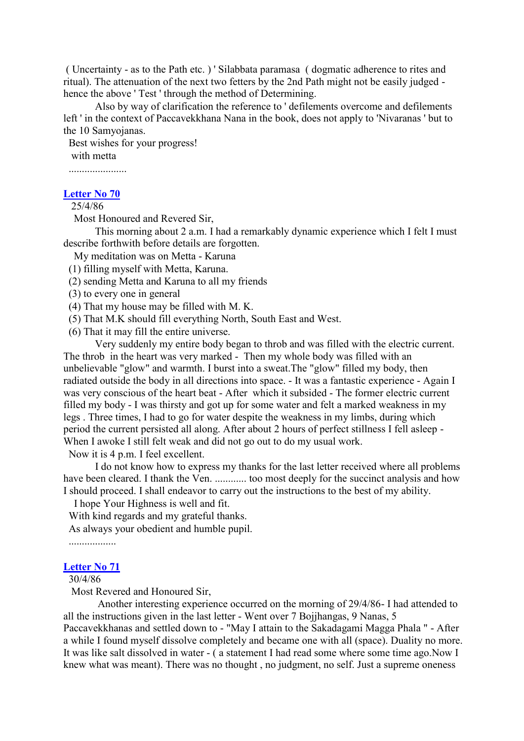( Uncertainty - as to the Path etc. ) ' Silabbata paramasa ( dogmatic adherence to rites and ritual). The attenuation of the next two fetters by the 2nd Path might not be easily judged - hence the above ' Test ' through the method of Determining.

Also by way of clarification the reference to ' defilements overcome and defilements left ' in the context of Paccavekkhana Nana in the book, does not apply to 'Nivaranas ' but to the 10 Samyojanas.

Best wishes for your progress!

with metta

......................

## Letter No 70

25/4/86

Most Honoured and Revered Sir,

This morning about 2 a.m. I had a remarkably dynamic experience which I felt I must describe forthwith before details are forgotten.

My meditation was on Metta - Karuna

(1) filling myself with Metta, Karuna.
(2) sending Metta and Karuna to all my friends
(3) to every one in general
(4) That my house may be filled with M. K.
(5) That M.K should fill everything North, South East and West.
(6) That it may fill the entire universe.

Very suddenly my entire body began to throb and was filled with the electric current. The throb in the heart was very marked - Then my whole body was filled with an unbelievable "glow" and warmth. I burst into a sweat.The "glow" filled my body, then radiated outside the body in all directions into space. - It was a fantastic experience - Again I was very conscious of the heart beat - After which it subsided - The former electric current filled my body - I was thirsty and got up for some water and felt a marked weakness in my legs . Three times, I had to go for water despite the weakness in my limbs, during which period the current persisted all along. After about 2 hours of perfect stillness I fell asleep - When I awoke I still felt weak and did not go out to do my usual work.

Now it is 4 p.m. I feel excellent.

I do not know how to express my thanks for the last letter received where all problems have been cleared. I thank the Ven. ............ too most deeply for the succinct analysis and how I should proceed. I shall endeavor to carry out the instructions to the best of my ability.

I hope Your Highness is well and fit.

With kind regards and my grateful thanks.

As always your obedient and humble pupil.

..................

## Letter No 71

30/4/86

Most Revered and Honoured Sir,

Another interesting experience occurred on the morning of 29/4/86- I had attended to all the instructions given in the last letter - Went over 7 Bojjhangas, 9 Nanas, 5 Paccavekkhanas and settled down to - "May I attain to the Sakadagami Magga Phala " - After a while I found myself dissolve completely and became one with all (space). Duality no more. It was like salt dissolved in water - ( a statement I had read some where some time ago.Now I knew what was meant). There was no thought , no judgment, no self. Just a supreme oneness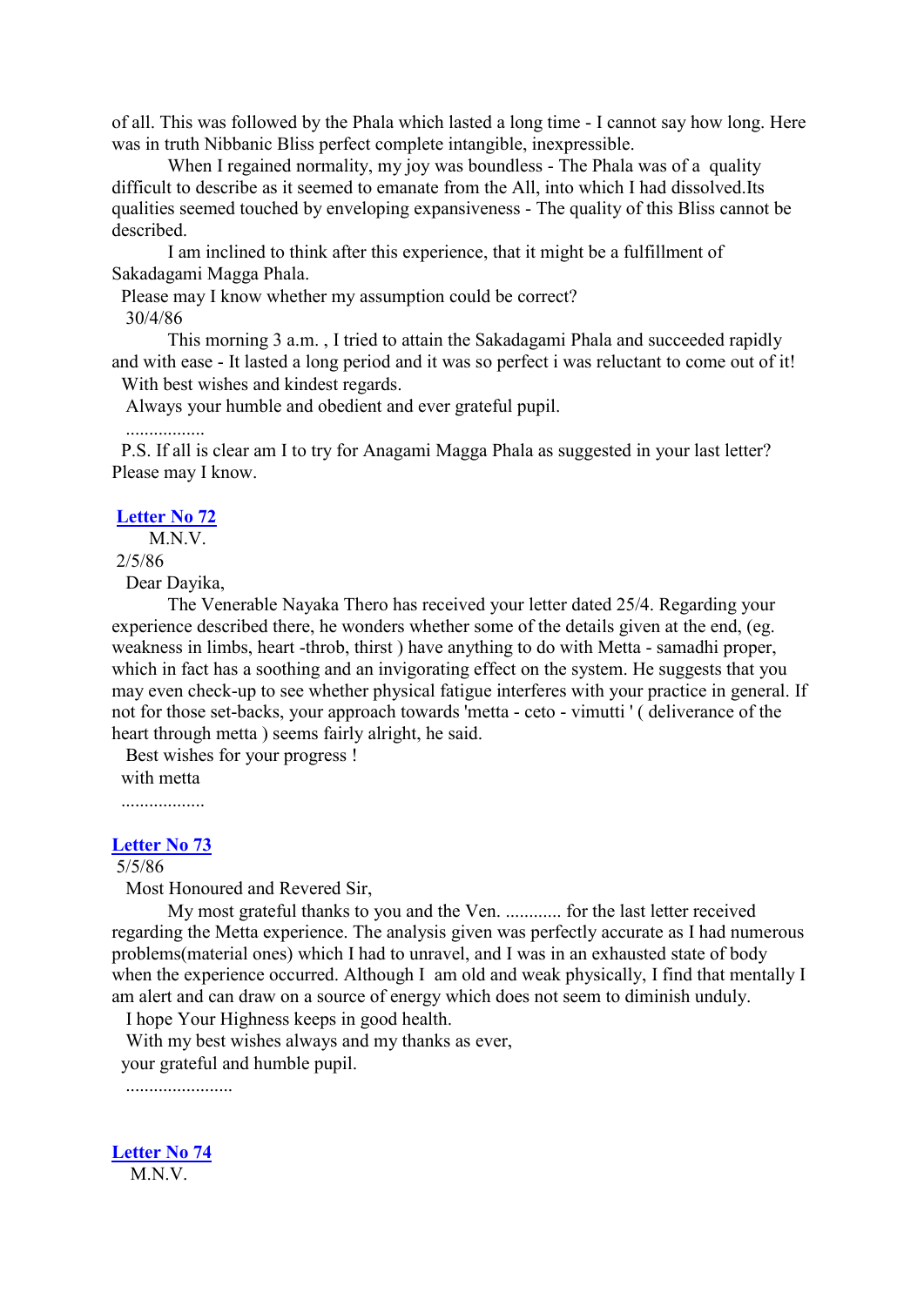of all. This was followed by the Phala which lasted a long time - I cannot say how long. Here was in truth Nibbanic Bliss perfect complete intangible, inexpressible.

When I regained normality, my joy was boundless - The Phala was of a quality difficult to describe as it seemed to emanate from the All, into which I had dissolved.Its qualities seemed touched by enveloping expansiveness - The quality of this Bliss cannot be described.

I am inclined to think after this experience, that it might be a fulfillment of Sakadagami Magga Phala.

Please may I know whether my assumption could be correct?

30/4/86

This morning 3 a.m. , I tried to attain the Sakadagami Phala and succeeded rapidly and with ease - It lasted a long period and it was so perfect i was reluctant to come out of it!

With best wishes and kindest regards.

Always your humble and obedient and ever grateful pupil.

.................

P.S. If all is clear am I to try for Anagami Magga Phala as suggested in your last letter? Please may I know.

**Letter No 72**

M.N.V.

2/5/86

Dear Dayika,

The Venerable Nayaka Thero has received your letter dated 25/4. Regarding your experience described there, he wonders whether some of the details given at the end, (eg. weakness in limbs, heart -throb, thirst ) have anything to do with Metta - samadhi proper, which in fact has a soothing and an invigorating effect on the system. He suggests that you may even check-up to see whether physical fatigue interferes with your practice in general. If not for those set-backs, your approach towards 'metta - ceto - vimutti ' ( deliverance of the heart through metta ) seems fairly alright, he said.

Best wishes for your progress !

with metta

..................

**Letter No 73**

5/5/86

Most Honoured and Revered Sir,

My most grateful thanks to you and the Ven. ............ for the last letter received regarding the Metta experience. The analysis given was perfectly accurate as I had numerous problems(material ones) which I had to unravel, and I was in an exhausted state of body when the experience occurred. Although I am old and weak physically, I find that mentally I am alert and can draw on a source of energy which does not seem to diminish unduly.

I hope Your Highness keeps in good health.

With my best wishes always and my thanks as ever,

your grateful and humble pupil.

.......................

**Letter No 74**

M.N.V.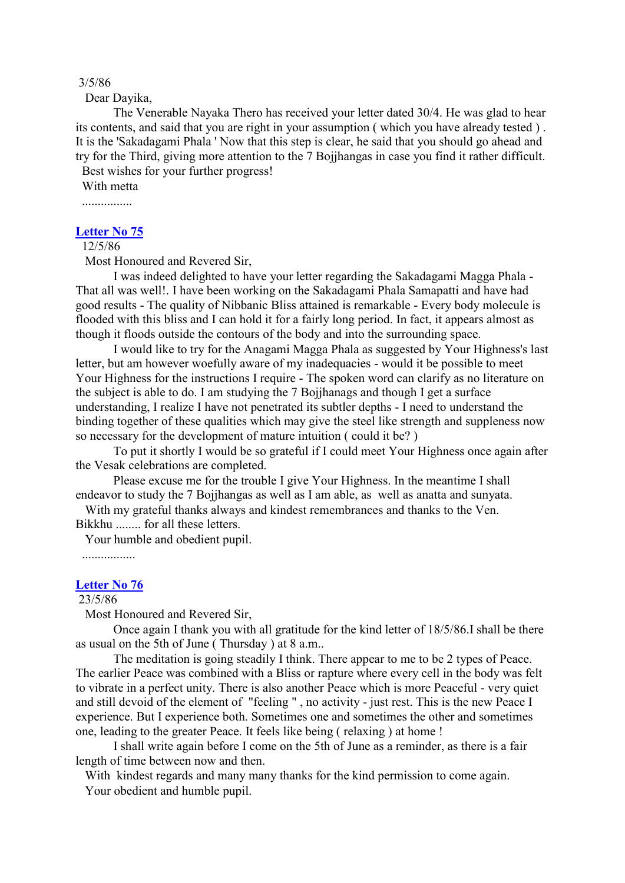3/5/86

Dear Dayika,

The Venerable Nayaka Thero has received your letter dated 30/4. He was glad to hear its contents, and said that you are right in your assumption ( which you have already tested ) . It is the 'Sakadagami Phala ' Now that this step is clear, he said that you should go ahead and try for the Third, giving more attention to the 7 Bojjhangas in case you find it rather difficult.

Best wishes for your further progress!

With metta

................

## Letter No 75

12/5/86

Most Honoured and Revered Sir,

I was indeed delighted to have your letter regarding the Sakadagami Magga Phala - That all was well!. I have been working on the Sakadagami Phala Samapatti and have had good results - The quality of Nibbanic Bliss attained is remarkable - Every body molecule is flooded with this bliss and I can hold it for a fairly long period. In fact, it appears almost as though it floods outside the contours of the body and into the surrounding space.

I would like to try for the Anagami Magga Phala as suggested by Your Highness's last letter, but am however woefully aware of my inadequacies - would it be possible to meet Your Highness for the instructions I require - The spoken word can clarify as no literature on the subject is able to do. I am studying the 7 Bojjhanags and though I get a surface understanding, I realize I have not penetrated its subtler depths - I need to understand the binding together of these qualities which may give the steel like strength and suppleness now so necessary for the development of mature intuition ( could it be? )

To put it shortly I would be so grateful if I could meet Your Highness once again after the Vesak celebrations are completed.

Please excuse me for the trouble I give Your Highness. In the meantime I shall endeavor to study the 7 Bojjhangas as well as I am able, as well as anatta and sunyata.

With my grateful thanks always and kindest remembrances and thanks to the Ven. Bikkhu ........ for all these letters.

Your humble and obedient pupil.

.................

## Letter No 76

23/5/86

Most Honoured and Revered Sir,

Once again I thank you with all gratitude for the kind letter of 18/5/86.I shall be there as usual on the 5th of June ( Thursday ) at 8 a.m..

The meditation is going steadily I think. There appear to me to be 2 types of Peace. The earlier Peace was combined with a Bliss or rapture where every cell in the body was felt to vibrate in a perfect unity. There is also another Peace which is more Peaceful - very quiet and still devoid of the element of "feeling " , no activity - just rest. This is the new Peace I experience. But I experience both. Sometimes one and sometimes the other and sometimes one, leading to the greater Peace. It feels like being ( relaxing ) at home !

I shall write again before I come on the 5th of June as a reminder, as there is a fair length of time between now and then.

With kindest regards and many many thanks for the kind permission to come again.

Your obedient and humble pupil.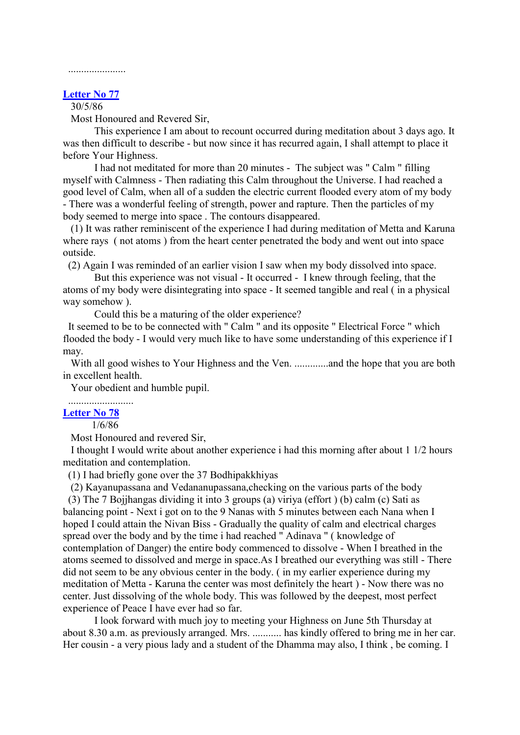......................

## Letter No 77

30/5/86

Most Honoured and Revered Sir,

This experience I am about to recount occurred during meditation about 3 days ago. It was then difficult to describe - but now since it has recurred again, I shall attempt to place it before Your Highness.

I had not meditated for more than 20 minutes - The subject was " Calm " filling myself with Calmness - Then radiating this Calm throughout the Universe. I had reached a good level of Calm, when all of a sudden the electric current flooded every atom of my body - There was a wonderful feeling of strength, power and rapture. Then the particles of my body seemed to merge into space . The contours disappeared.

(1) It was rather reminiscent of the experience I had during meditation of Metta and Karuna where rays ( not atoms ) from the heart center penetrated the body and went out into space outside.

(2) Again I was reminded of an earlier vision I saw when my body dissolved into space.

But this experience was not visual - It occurred - I knew through feeling, that the atoms of my body were disintegrating into space - It seemed tangible and real ( in a physical way somehow ).

Could this be a maturing of the older experience?

It seemed to be to be connected with " Calm " and its opposite " Electrical Force " which flooded the body - I would very much like to have some understanding of this experience if I may.

With all good wishes to Your Highness and the Ven. .............and the hope that you are both in excellent health.

Your obedient and humble pupil.

.........................

## Letter No 78

1/6/86

Most Honoured and revered Sir,

I thought I would write about another experience i had this morning after about 1 1/2 hours meditation and contemplation.

(1) I had briefly gone over the 37 Bodhipakkhiyas

(2) Kayanupassana and Vedananupassana,checking on the various parts of the body

(3) The 7 Bojjhangas dividing it into 3 groups (a) viriya (effort ) (b) calm (c) Sati as balancing point - Next i got on to the 9 Nanas with 5 minutes between each Nana when I hoped I could attain the Nivan Biss - Gradually the quality of calm and electrical charges spread over the body and by the time i had reached " Adinava " ( knowledge of contemplation of Danger) the entire body commenced to dissolve - When I breathed in the atoms seemed to dissolved and merge in space.As I breathed our everything was still - There did not seem to be any obvious center in the body. ( in my earlier experience during my meditation of Metta - Karuna the center was most definitely the heart ) - Now there was no center. Just dissolving of the whole body. This was followed by the deepest, most perfect experience of Peace I have ever had so far.

I look forward with much joy to meeting your Highness on June 5th Thursday at about 8.30 a.m. as previously arranged. Mrs. ........... has kindly offered to bring me in her car. Her cousin - a very pious lady and a student of the Dhamma may also, I think , be coming. I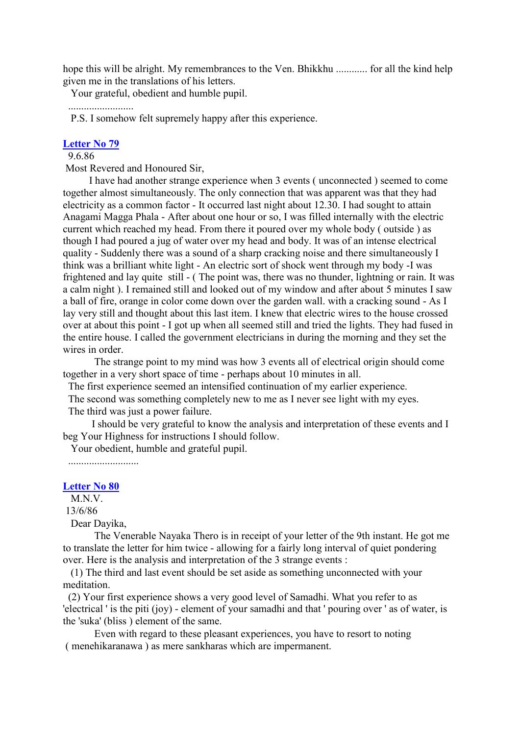hope this will be alright. My remembrances to the Ven. Bhikkhu ............ for all the kind help given me in the translations of his letters.

Your grateful, obedient and humble pupil.

.........................

P.S. I somehow felt supremely happy after this experience.

### Letter No 79

9.6.86

Most Revered and Honoured Sir,

I have had another strange experience when 3 events ( unconnected ) seemed to come together almost simultaneously. The only connection that was apparent was that they had electricity as a common factor - It occurred last night about 12.30. I had sought to attain Anagami Magga Phala - After about one hour or so, I was filled internally with the electric current which reached my head. From there it poured over my whole body ( outside ) as though I had poured a jug of water over my head and body. It was of an intense electrical quality - Suddenly there was a sound of a sharp cracking noise and there simultaneously I think was a brilliant white light - An electric sort of shock went through my body -I was frightened and lay quite still - ( The point was, there was no thunder, lightning or rain. It was a calm night ). I remained still and looked out of my window and after about 5 minutes I saw a ball of fire, orange in color come down over the garden wall. with a cracking sound - As I lay very still and thought about this last item. I knew that electric wires to the house crossed over at about this point - I got up when all seemed still and tried the lights. They had fused in the entire house. I called the government electricians in during the morning and they set the wires in order.

The strange point to my mind was how 3 events all of electrical origin should come together in a very short space of time - perhaps about 10 minutes in all.

The first experience seemed an intensified continuation of my earlier experience.

The second was something completely new to me as I never see light with my eyes.

The third was just a power failure.

I should be very grateful to know the analysis and interpretation of these events and I beg Your Highness for instructions I should follow.

Your obedient, humble and grateful pupil.

...........................

### Letter No 80

M.N.V.

13/6/86

Dear Dayika,

The Venerable Nayaka Thero is in receipt of your letter of the 9th instant. He got me to translate the letter for him twice - allowing for a fairly long interval of quiet pondering over. Here is the analysis and interpretation of the 3 strange events :

(1) The third and last event should be set aside as something unconnected with your meditation.

(2) Your first experience shows a very good level of Samadhi. What you refer to as 'electrical ' is the piti (joy) - element of your samadhi and that ' pouring over ' as of water, is the 'suka' (bliss ) element of the same.

Even with regard to these pleasant experiences, you have to resort to noting ( menehikaranawa ) as mere sankharas which are impermanent.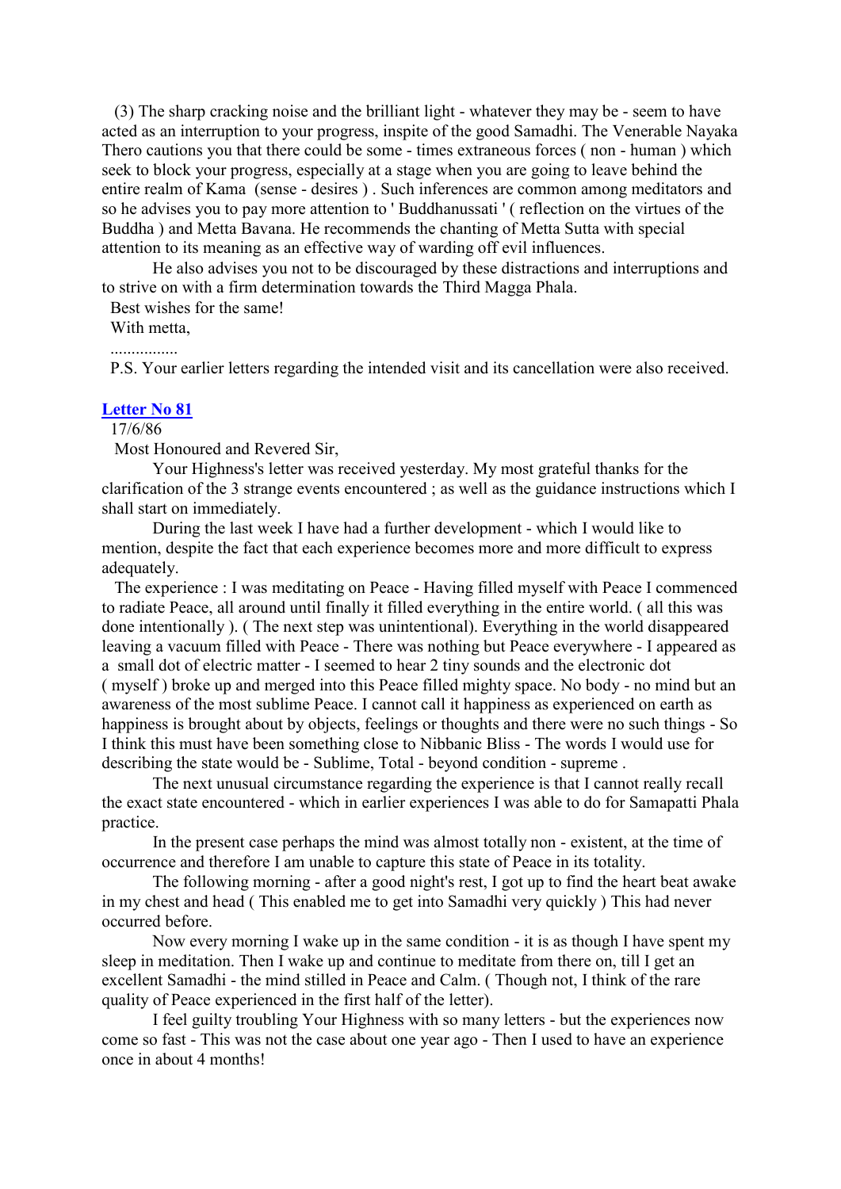(3) The sharp cracking noise and the brilliant light - whatever they may be - seem to have acted as an interruption to your progress, inspite of the good Samadhi. The Venerable Nayaka Thero cautions you that there could be some - times extraneous forces ( non - human ) which seek to block your progress, especially at a stage when you are going to leave behind the entire realm of Kama (sense - desires ) . Such inferences are common among meditators and so he advises you to pay more attention to ' Buddhanussati ' ( reflection on the virtues of the Buddha ) and Metta Bavana. He recommends the chanting of Metta Sutta with special attention to its meaning as an effective way of warding off evil influences.

He also advises you not to be discouraged by these distractions and interruptions and to strive on with a firm determination towards the Third Magga Phala.

Best wishes for the same!

With metta,

................

P.S. Your earlier letters regarding the intended visit and its cancellation were also received.

## Letter No 81

17/6/86

Most Honoured and Revered Sir,

Your Highness's letter was received yesterday. My most grateful thanks for the clarification of the 3 strange events encountered ; as well as the guidance instructions which I shall start on immediately.

During the last week I have had a further development - which I would like to mention, despite the fact that each experience becomes more and more difficult to express adequately.

The experience : I was meditating on Peace - Having filled myself with Peace I commenced to radiate Peace, all around until finally it filled everything in the entire world. ( all this was done intentionally ). ( The next step was unintentional). Everything in the world disappeared leaving a vacuum filled with Peace - There was nothing but Peace everywhere - I appeared as a small dot of electric matter - I seemed to hear 2 tiny sounds and the electronic dot ( myself ) broke up and merged into this Peace filled mighty space. No body - no mind but an awareness of the most sublime Peace. I cannot call it happiness as experienced on earth as happiness is brought about by objects, feelings or thoughts and there were no such things - So I think this must have been something close to Nibbanic Bliss - The words I would use for describing the state would be - Sublime, Total - beyond condition - supreme .

The next unusual circumstance regarding the experience is that I cannot really recall the exact state encountered - which in earlier experiences I was able to do for Samapatti Phala practice.

In the present case perhaps the mind was almost totally non - existent, at the time of occurrence and therefore I am unable to capture this state of Peace in its totality.

The following morning - after a good night's rest, I got up to find the heart beat awake in my chest and head ( This enabled me to get into Samadhi very quickly ) This had never occurred before.

Now every morning I wake up in the same condition - it is as though I have spent my sleep in meditation. Then I wake up and continue to meditate from there on, till I get an excellent Samadhi - the mind stilled in Peace and Calm. ( Though not, I think of the rare quality of Peace experienced in the first half of the letter).

I feel guilty troubling Your Highness with so many letters - but the experiences now come so fast - This was not the case about one year ago - Then I used to have an experience once in about 4 months!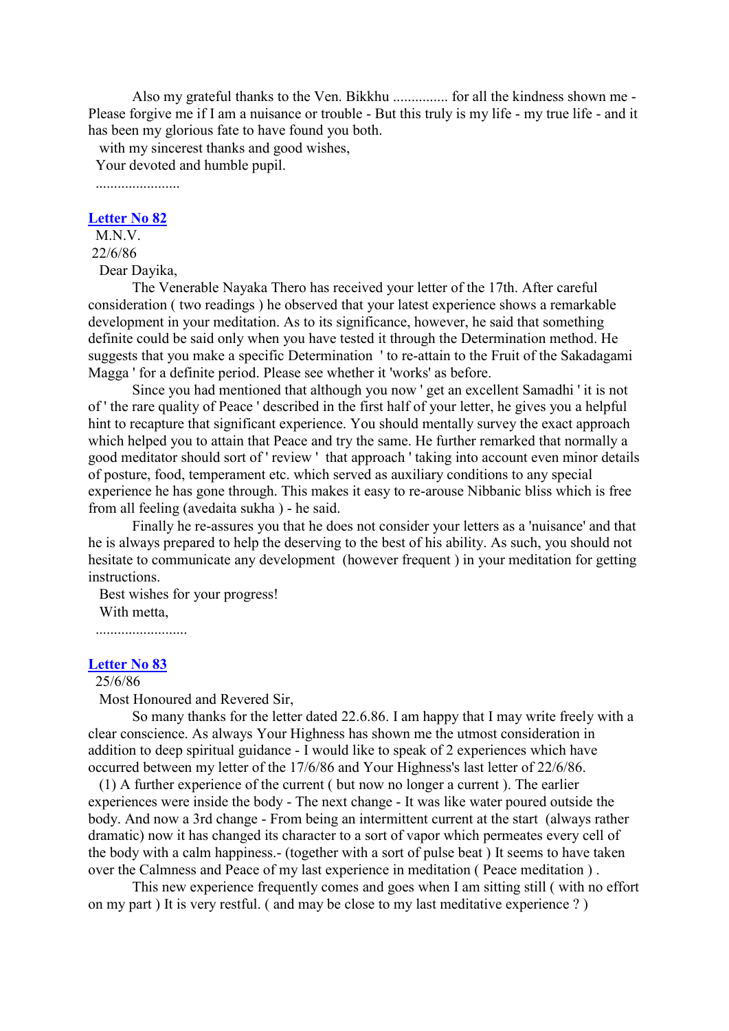Also my grateful thanks to the Ven. Bikkhu ............... for all the kindness shown me - Please forgive me if I am a nuisance or trouble - But this truly is my life - my true life - and it has been my glorious fate to have found you both.

with my sincerest thanks and good wishes,

Your devoted and humble pupil.

........................

### Letter No 82

M.N.V.

22/6/86

Dear Dayika,

The Venerable Nayaka Thero has received your letter of the 17th. After careful consideration ( two readings ) he observed that your latest experience shows a remarkable development in your meditation. As to its significance, however, he said that something definite could be said only when you have tested it through the Determination method. He suggests that you make a specific Determination ' to re-attain to the Fruit of the Sakadagami Magga ' for a definite period. Please see whether it 'works' as before.

Since you had mentioned that although you now ' get an excellent Samadhi ' it is not of ' the rare quality of Peace ' described in the first half of your letter, he gives you a helpful hint to recapture that significant experience. You should mentally survey the exact approach which helped you to attain that Peace and try the same. He further remarked that normally a good meditator should sort of ' review ' that approach ' taking into account even minor details of posture, food, temperament etc. which served as auxiliary conditions to any special experience he has gone through. This makes it easy to re-arouse Nibbanic bliss which is free from all feeling (avedaita sukha ) - he said.

Finally he re-assures you that he does not consider your letters as a 'nuisance' and that he is always prepared to help the deserving to the best of his ability. As such, you should not hesitate to communicate any development (however frequent ) in your meditation for getting instructions.

Best wishes for your progress!

With metta,

.........................

### Letter No 83

25/6/86

Most Honoured and Revered Sir,

So many thanks for the letter dated 22.6.86. I am happy that I may write freely with a clear conscience. As always Your Highness has shown me the utmost consideration in addition to deep spiritual guidance - I would like to speak of 2 experiences which have occurred between my letter of the 17/6/86 and Your Highness's last letter of 22/6/86.

(1) A further experience of the current ( but now no longer a current ). The earlier experiences were inside the body - The next change - It was like water poured outside the body. And now a 3rd change - From being an intermittent current at the start (always rather dramatic) now it has changed its character to a sort of vapor which permeates every cell of the body with a calm happiness.- (together with a sort of pulse beat ) It seems to have taken over the Calmness and Peace of my last experience in meditation ( Peace meditation ) .

This new experience frequently comes and goes when I am sitting still ( with no effort on my part ) It is very restful. ( and may be close to my last meditative experience ? )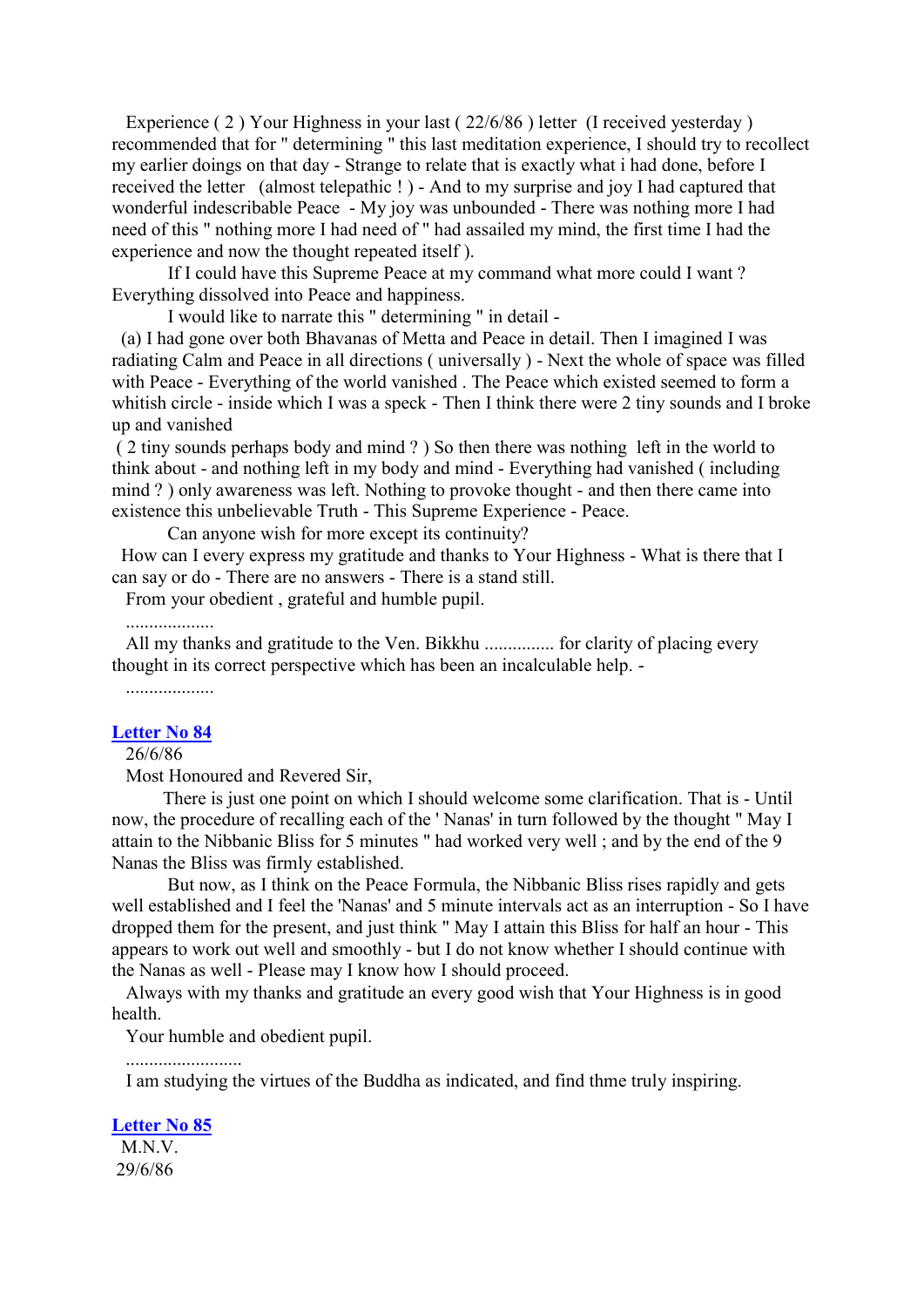Experience ( 2 ) Your Highness in your last ( 22/6/86 ) letter  (I received yesterday ) recommended that for " determining " this last meditation experience, I should try to recollect my earlier doings on that day - Strange to relate that is exactly what i had done, before I received the letter   (almost telepathic ! ) - And to my surprise and joy I had captured that wonderful indescribable Peace  - My joy was unbounded - There was nothing more I had need of this " nothing more I had need of " had assailed my mind, the first time I had the experience and now the thought repeated itself ).

If I could have this Supreme Peace at my command what more could I want ? Everything dissolved into Peace and happiness.

I would like to narrate this " determining " in detail -

(a) I had gone over both Bhavanas of Metta and Peace in detail. Then I imagined I was radiating Calm and Peace in all directions ( universally ) - Next the whole of space was filled with Peace - Everything of the world vanished . The Peace which existed seemed to form a whitish circle - inside which I was a speck - Then I think there were 2 tiny sounds and I broke up and vanished

( 2 tiny sounds perhaps body and mind ? ) So then there was nothing  left in the world to think about - and nothing left in my body and mind - Everything had vanished ( including mind ? ) only awareness was left. Nothing to provoke thought - and then there came into existence this unbelievable Truth - This Supreme Experience - Peace.

Can anyone wish for more except its continuity?

How can I every express my gratitude and thanks to Your Highness - What is there that I can say or do - There are no answers - There is a stand still.

From your obedient , grateful and humble pupil.

...................

All my thanks and gratitude to the Ven. Bikkhu ............... for clarity of placing every thought in its correct perspective which has been an incalculable help. -

...................

## Letter No 84

26/6/86

Most Honoured and Revered Sir,

There is just one point on which I should welcome some clarification. That is - Until now, the procedure of recalling each of the ' Nanas' in turn followed by the thought " May I attain to the Nibbanic Bliss for 5 minutes " had worked very well ; and by the end of the 9 Nanas the Bliss was firmly established.

But now, as I think on the Peace Formula, the Nibbanic Bliss rises rapidly and gets well established and I feel the 'Nanas' and 5 minute intervals act as an interruption - So I have dropped them for the present, and just think " May I attain this Bliss for half an hour - This appears to work out well and smoothly - but I do not know whether I should continue with the Nanas as well - Please may I know how I should proceed.

Always with my thanks and gratitude an every good wish that Your Highness is in good health.

Your humble and obedient pupil.

.........................

I am studying the virtues of the Buddha as indicated, and find thme truly inspiring.

## Letter No 85

M.N.V.

29/6/86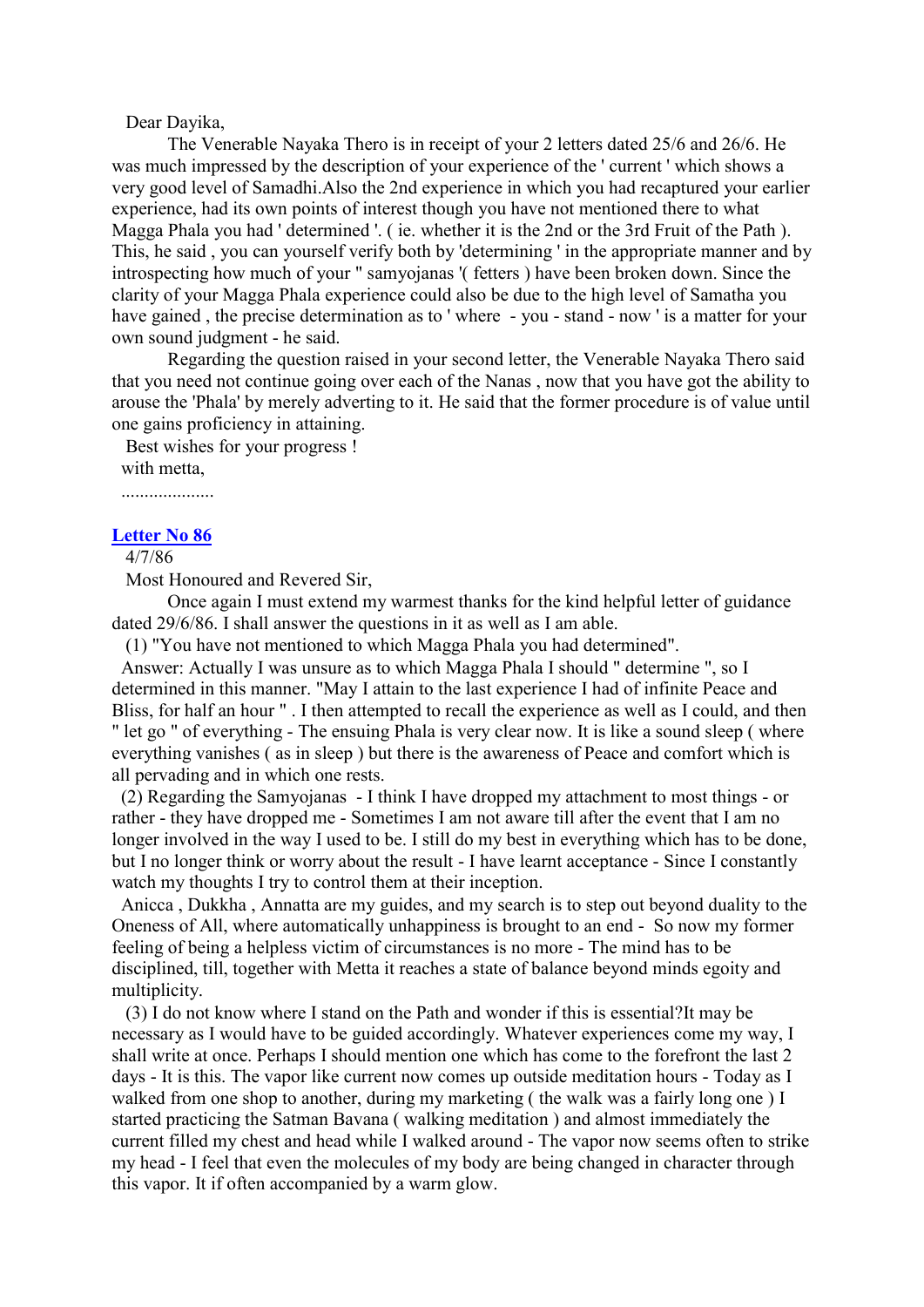Dear Dayika,

The Venerable Nayaka Thero is in receipt of your 2 letters dated 25/6 and 26/6. He was much impressed by the description of your experience of the ' current ' which shows a very good level of Samadhi.Also the 2nd experience in which you had recaptured your earlier experience, had its own points of interest though you have not mentioned there to what Magga Phala you had ' determined '. ( ie. whether it is the 2nd or the 3rd Fruit of the Path ). This, he said , you can yourself verify both by 'determining ' in the appropriate manner and by introspecting how much of your " samyojanas '( fetters ) have been broken down. Since the clarity of your Magga Phala experience could also be due to the high level of Samatha you have gained , the precise determination as to ' where - you - stand - now ' is a matter for your own sound judgment - he said.

Regarding the question raised in your second letter, the Venerable Nayaka Thero said that you need not continue going over each of the Nanas , now that you have got the ability to arouse the 'Phala' by merely adverting to it. He said that the former procedure is of value until one gains proficiency in attaining.

Best wishes for your progress !

with metta,

....................

## Letter No 86

4/7/86

Most Honoured and Revered Sir,

Once again I must extend my warmest thanks for the kind helpful letter of guidance dated 29/6/86. I shall answer the questions in it as well as I am able.

(1) "You have not mentioned to which Magga Phala you had determined".

Answer: Actually I was unsure as to which Magga Phala I should " determine ", so I determined in this manner. "May I attain to the last experience I had of infinite Peace and Bliss, for half an hour " . I then attempted to recall the experience as well as I could, and then " let go " of everything - The ensuing Phala is very clear now. It is like a sound sleep ( where everything vanishes ( as in sleep ) but there is the awareness of Peace and comfort which is all pervading and in which one rests.

(2) Regarding the Samyojanas - I think I have dropped my attachment to most things - or rather - they have dropped me - Sometimes I am not aware till after the event that I am no longer involved in the way I used to be. I still do my best in everything which has to be done, but I no longer think or worry about the result - I have learnt acceptance - Since I constantly watch my thoughts I try to control them at their inception.

Anicca , Dukkha , Annatta are my guides, and my search is to step out beyond duality to the Oneness of All, where automatically unhappiness is brought to an end - So now my former feeling of being a helpless victim of circumstances is no more - The mind has to be disciplined, till, together with Metta it reaches a state of balance beyond minds egoity and multiplicity.

(3) I do not know where I stand on the Path and wonder if this is essential?It may be necessary as I would have to be guided accordingly. Whatever experiences come my way, I shall write at once. Perhaps I should mention one which has come to the forefront the last 2 days - It is this. The vapor like current now comes up outside meditation hours - Today as I walked from one shop to another, during my marketing ( the walk was a fairly long one ) I started practicing the Satman Bavana ( walking meditation ) and almost immediately the current filled my chest and head while I walked around - The vapor now seems often to strike my head - I feel that even the molecules of my body are being changed in character through this vapor. It if often accompanied by a warm glow.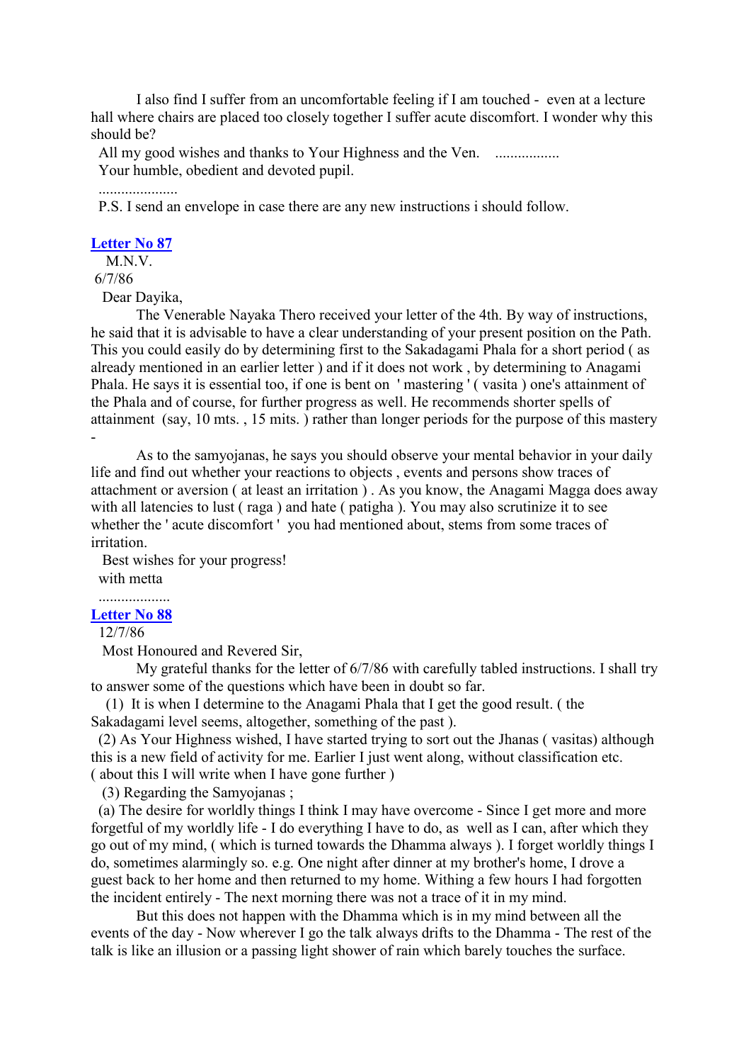I also find I suffer from an uncomfortable feeling if I am touched - even at a lecture hall where chairs are placed too closely together I suffer acute discomfort. I wonder why this should be?

All my good wishes and thanks to Your Highness and the Ven. .................

Your humble, obedient and devoted pupil.

.....................

P.S. I send an envelope in case there are any new instructions i should follow.

**Letter No 87**

M.N.V.

6/7/86

Dear Dayika,

The Venerable Nayaka Thero received your letter of the 4th. By way of instructions, he said that it is advisable to have a clear understanding of your present position on the Path. This you could easily do by determining first to the Sakadagami Phala for a short period ( as already mentioned in an earlier letter ) and if it does not work , by determining to Anagami Phala. He says it is essential too, if one is bent on ' mastering ' ( vasita ) one's attainment of the Phala and of course, for further progress as well. He recommends shorter spells of attainment (say, 10 mts. , 15 mits. ) rather than longer periods for the purpose of this mastery -

As to the samyojanas, he says you should observe your mental behavior in your daily life and find out whether your reactions to objects , events and persons show traces of attachment or aversion ( at least an irritation ) . As you know, the Anagami Magga does away with all latencies to lust ( raga ) and hate ( patigha ). You may also scrutinize it to see whether the ' acute discomfort ' you had mentioned about, stems from some traces of irritation.

Best wishes for your progress!

with metta

...................

**Letter No 88**

12/7/86

Most Honoured and Revered Sir,

My grateful thanks for the letter of 6/7/86 with carefully tabled instructions. I shall try to answer some of the questions which have been in doubt so far.

(1) It is when I determine to the Anagami Phala that I get the good result. ( the Sakadagami level seems, altogether, something of the past ).

(2) As Your Highness wished, I have started trying to sort out the Jhanas ( vasitas) although this is a new field of activity for me. Earlier I just went along, without classification etc. ( about this I will write when I have gone further )

(3) Regarding the Samyojanas ;

(a) The desire for worldly things I think I may have overcome - Since I get more and more forgetful of my worldly life - I do everything I have to do, as well as I can, after which they go out of my mind, ( which is turned towards the Dhamma always ). I forget worldly things I do, sometimes alarmingly so. e.g. One night after dinner at my brother's home, I drove a guest back to her home and then returned to my home. Withing a few hours I had forgotten the incident entirely - The next morning there was not a trace of it in my mind.

But this does not happen with the Dhamma which is in my mind between all the events of the day - Now wherever I go the talk always drifts to the Dhamma - The rest of the talk is like an illusion or a passing light shower of rain which barely touches the surface.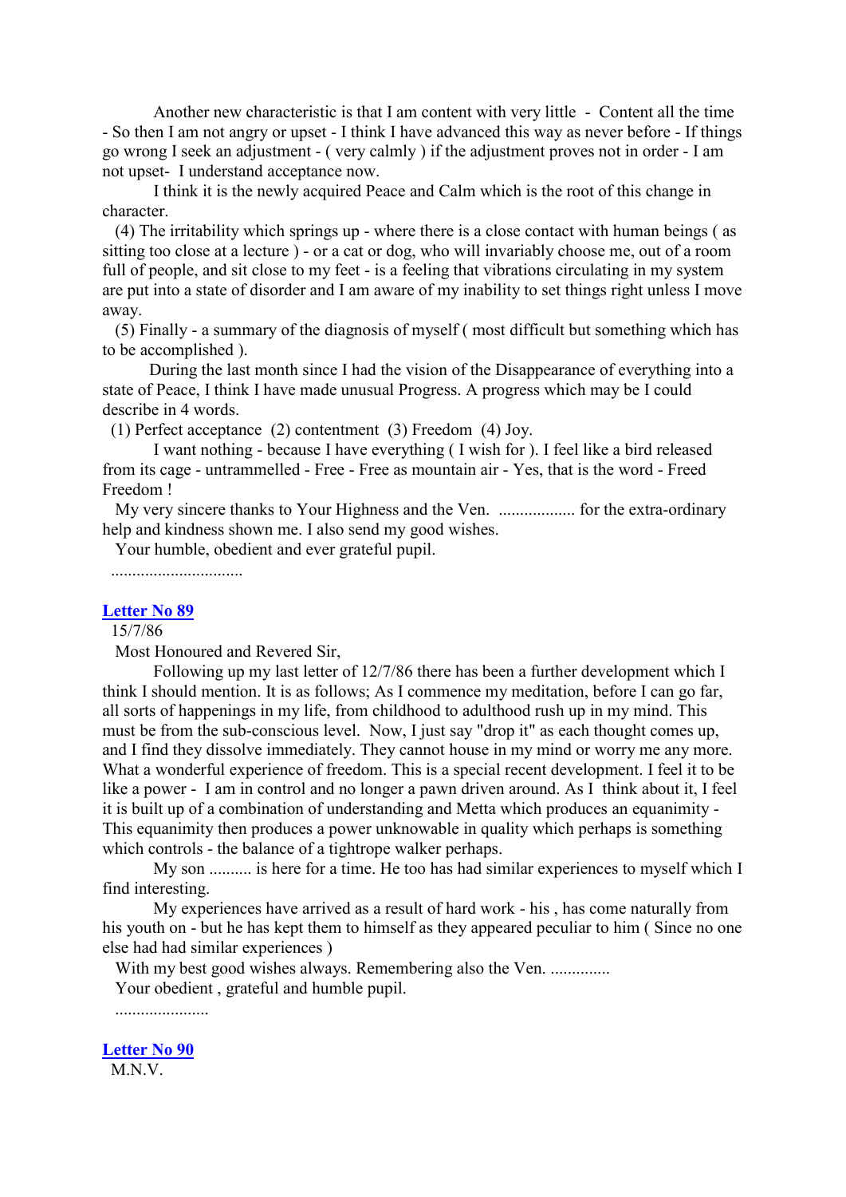Another new characteristic is that I am content with very little - Content all the time - So then I am not angry or upset - I think I have advanced this way as never before - If things go wrong I seek an adjustment - ( very calmly ) if the adjustment proves not in order - I am not upset- I understand acceptance now.

I think it is the newly acquired Peace and Calm which is the root of this change in character.

(4) The irritability which springs up - where there is a close contact with human beings ( as sitting too close at a lecture ) - or a cat or dog, who will invariably choose me, out of a room full of people, and sit close to my feet - is a feeling that vibrations circulating in my system are put into a state of disorder and I am aware of my inability to set things right unless I move away.

(5) Finally - a summary of the diagnosis of myself ( most difficult but something which has to be accomplished ).

During the last month since I had the vision of the Disappearance of everything into a state of Peace, I think I have made unusual Progress. A progress which may be I could describe in 4 words.

(1) Perfect acceptance (2) contentment (3) Freedom (4) Joy.

I want nothing - because I have everything ( I wish for ). I feel like a bird released from its cage - untrammelled - Free - Free as mountain air - Yes, that is the word - Freed Freedom !

My very sincere thanks to Your Highness and the Ven. .................. for the extra-ordinary help and kindness shown me. I also send my good wishes.

Your humble, obedient and ever grateful pupil.

...............................

### Letter No 89

15/7/86

Most Honoured and Revered Sir,

Following up my last letter of 12/7/86 there has been a further development which I think I should mention. It is as follows; As I commence my meditation, before I can go far, all sorts of happenings in my life, from childhood to adulthood rush up in my mind. This must be from the sub-conscious level. Now, I just say "drop it" as each thought comes up, and I find they dissolve immediately. They cannot house in my mind or worry me any more. What a wonderful experience of freedom. This is a special recent development. I feel it to be like a power - I am in control and no longer a pawn driven around. As I think about it, I feel it is built up of a combination of understanding and Metta which produces an equanimity - This equanimity then produces a power unknowable in quality which perhaps is something which controls - the balance of a tightrope walker perhaps.

My son .......... is here for a time. He too has had similar experiences to myself which I find interesting.

My experiences have arrived as a result of hard work - his , has come naturally from his youth on - but he has kept them to himself as they appeared peculiar to him ( Since no one else had had similar experiences )

With my best good wishes always. Remembering also the Ven. ..............

Your obedient , grateful and humble pupil.

......................

### Letter No 90

M.N.V.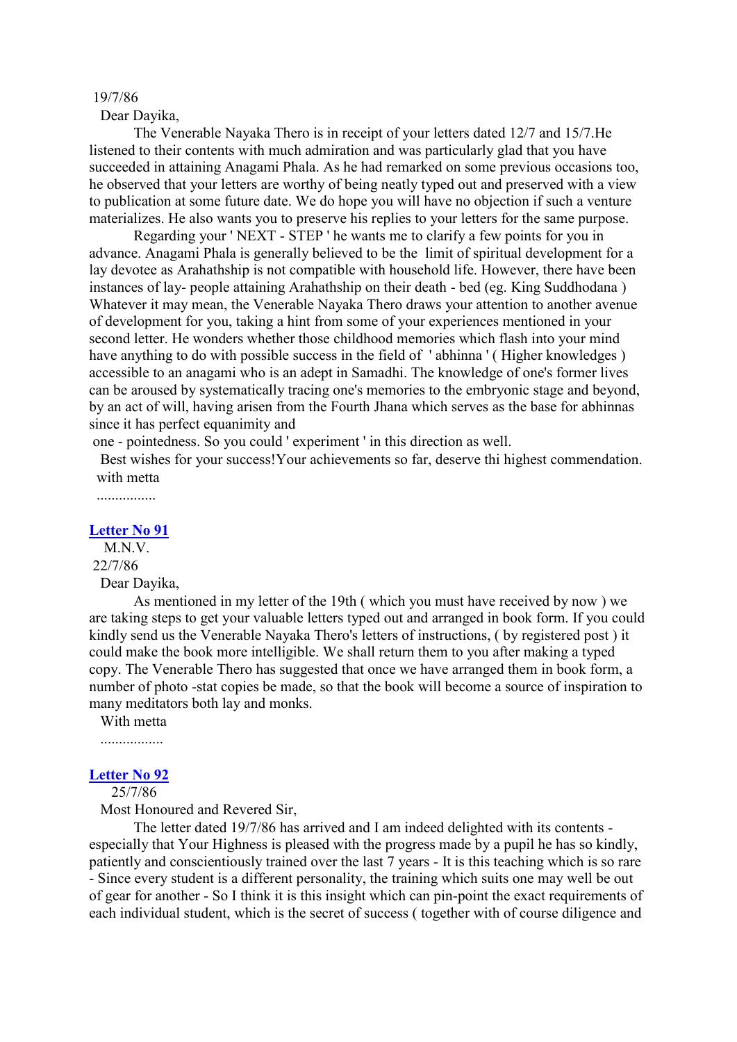19/7/86

Dear Dayika,

The Venerable Nayaka Thero is in receipt of your letters dated 12/7 and 15/7.He listened to their contents with much admiration and was particularly glad that you have succeeded in attaining Anagami Phala. As he had remarked on some previous occasions too, he observed that your letters are worthy of being neatly typed out and preserved with a view to publication at some future date. We do hope you will have no objection if such a venture materializes. He also wants you to preserve his replies to your letters for the same purpose.

Regarding your ' NEXT - STEP ' he wants me to clarify a few points for you in advance. Anagami Phala is generally believed to be the limit of spiritual development for a lay devotee as Arahathship is not compatible with household life. However, there have been instances of lay- people attaining Arahathship on their death - bed (eg. King Suddhodana ) Whatever it may mean, the Venerable Nayaka Thero draws your attention to another avenue of development for you, taking a hint from some of your experiences mentioned in your second letter. He wonders whether those childhood memories which flash into your mind have anything to do with possible success in the field of ' abhinna ' ( Higher knowledges ) accessible to an anagami who is an adept in Samadhi. The knowledge of one's former lives can be aroused by systematically tracing one's memories to the embryonic stage and beyond, by an act of will, having arisen from the Fourth Jhana which serves as the base for abhinnas since it has perfect equanimity and one - pointedness. So you could ' experiment ' in this direction as well.

Best wishes for your success!Your achievements so far, deserve thi highest commendation.

with metta

................

## Letter No 91

M.N.V.

22/7/86

Dear Dayika,

As mentioned in my letter of the 19th ( which you must have received by now ) we are taking steps to get your valuable letters typed out and arranged in book form. If you could kindly send us the Venerable Nayaka Thero's letters of instructions, ( by registered post ) it could make the book more intelligible. We shall return them to you after making a typed copy. The Venerable Thero has suggested that once we have arranged them in book form, a number of photo -stat copies be made, so that the book will become a source of inspiration to many meditators both lay and monks.

With metta

.................

## Letter No 92

25/7/86

Most Honoured and Revered Sir,

The letter dated 19/7/86 has arrived and I am indeed delighted with its contents - especially that Your Highness is pleased with the progress made by a pupil he has so kindly, patiently and conscientiously trained over the last 7 years - It is this teaching which is so rare - Since every student is a different personality, the training which suits one may well be out of gear for another - So I think it is this insight which can pin-point the exact requirements of each individual student, which is the secret of success ( together with of course diligence and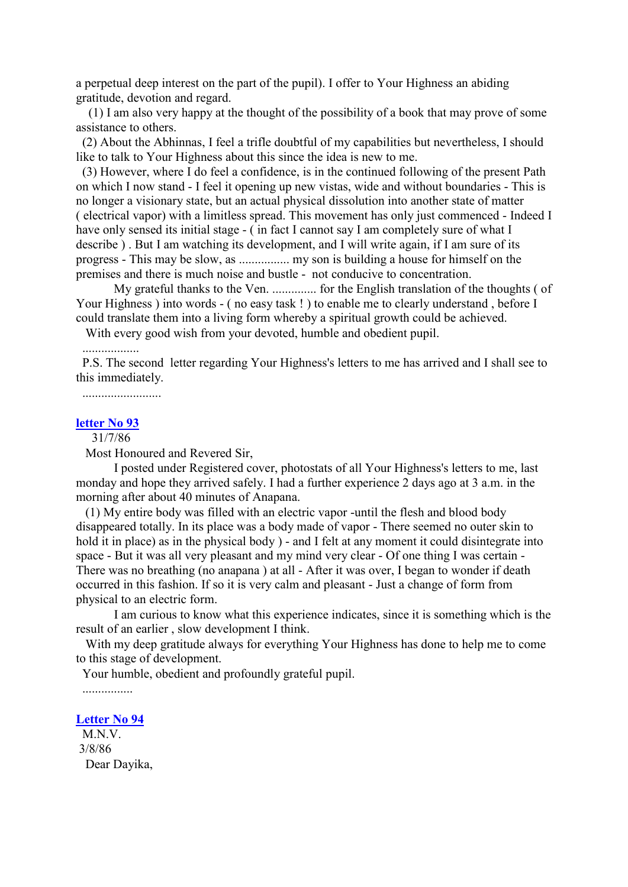a perpetual deep interest on the part of the pupil). I offer to Your Highness an abiding gratitude, devotion and regard.

(1) I am also very happy at the thought of the possibility of a book that may prove of some assistance to others.

(2) About the Abhinnas, I feel a trifle doubtful of my capabilities but nevertheless, I should like to talk to Your Highness about this since the idea is new to me.

(3) However, where I do feel a confidence, is in the continued following of the present Path on which I now stand - I feel it opening up new vistas, wide and without boundaries - This is no longer a visionary state, but an actual physical dissolution into another state of matter ( electrical vapor) with a limitless spread. This movement has only just commenced - Indeed I have only sensed its initial stage - ( in fact I cannot say I am completely sure of what I describe ) . But I am watching its development, and I will write again, if I am sure of its progress - This may be slow, as ................ my son is building a house for himself on the premises and there is much noise and bustle - not conducive to concentration.

My grateful thanks to the Ven. .............. for the English translation of the thoughts ( of Your Highness ) into words - ( no easy task ! ) to enable me to clearly understand , before I could translate them into a living form whereby a spiritual growth could be achieved.

With every good wish from your devoted, humble and obedient pupil.

..................

P.S. The second letter regarding Your Highness's letters to me has arrived and I shall see to this immediately.

.........................

**letter No 93**

31/7/86

Most Honoured and Revered Sir,

I posted under Registered cover, photostats of all Your Highness's letters to me, last monday and hope they arrived safely. I had a further experience 2 days ago at 3 a.m. in the morning after about 40 minutes of Anapana.

(1) My entire body was filled with an electric vapor -until the flesh and blood body disappeared totally. In its place was a body made of vapor - There seemed no outer skin to hold it in place) as in the physical body ) - and I felt at any moment it could disintegrate into space - But it was all very pleasant and my mind very clear - Of one thing I was certain - There was no breathing (no anapana ) at all - After it was over, I began to wonder if death occurred in this fashion. If so it is very calm and pleasant - Just a change of form from physical to an electric form.

I am curious to know what this experience indicates, since it is something which is the result of an earlier , slow development I think.

With my deep gratitude always for everything Your Highness has done to help me to come to this stage of development.

Your humble, obedient and profoundly grateful pupil.

................

**Letter No 94**

M.N.V.

3/8/86

Dear Dayika,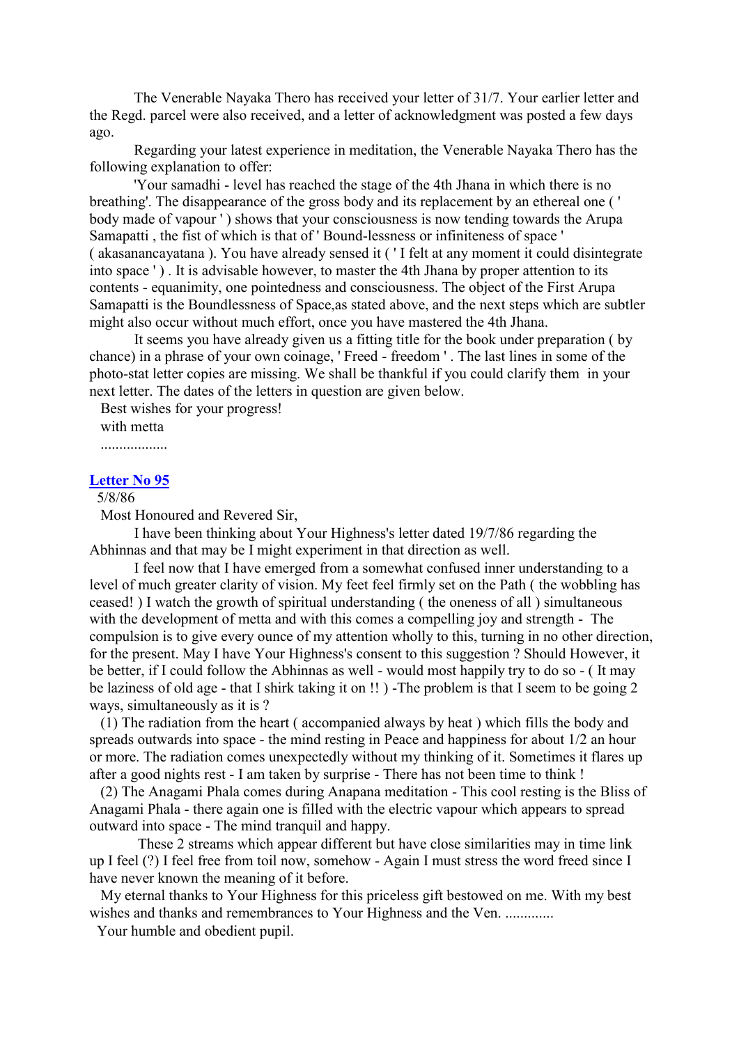The Venerable Nayaka Thero has received your letter of 31/7. Your earlier letter and the Regd. parcel were also received, and a letter of acknowledgment was posted a few days ago.

Regarding your latest experience in meditation, the Venerable Nayaka Thero has the following explanation to offer:

'Your samadhi - level has reached the stage of the 4th Jhana in which there is no breathing'. The disappearance of the gross body and its replacement by an ethereal one ( ' body made of vapour ' ) shows that your consciousness is now tending towards the Arupa Samapatti , the fist of which is that of ' Bound-lessness or infiniteness of space ' ( akasanancayatana ). You have already sensed it ( ' I felt at any moment it could disintegrate into space ' ) . It is advisable however, to master the 4th Jhana by proper attention to its contents - equanimity, one pointedness and consciousness. The object of the First Arupa Samapatti is the Boundlessness of Space,as stated above, and the next steps which are subtler might also occur without much effort, once you have mastered the 4th Jhana.

It seems you have already given us a fitting title for the book under preparation ( by chance) in a phrase of your own coinage, ' Freed - freedom ' . The last lines in some of the photo-stat letter copies are missing. We shall be thankful if you could clarify them in your next letter. The dates of the letters in question are given below.

Best wishes for your progress!

with metta

..................

## Letter No 95

5/8/86

Most Honoured and Revered Sir,

I have been thinking about Your Highness's letter dated 19/7/86 regarding the Abhinnas and that may be I might experiment in that direction as well.

I feel now that I have emerged from a somewhat confused inner understanding to a level of much greater clarity of vision. My feet feel firmly set on the Path ( the wobbling has ceased! ) I watch the growth of spiritual understanding ( the oneness of all ) simultaneous with the development of metta and with this comes a compelling joy and strength - The compulsion is to give every ounce of my attention wholly to this, turning in no other direction, for the present. May I have Your Highness's consent to this suggestion ? Should However, it be better, if I could follow the Abhinnas as well - would most happily try to do so - ( It may be laziness of old age - that I shirk taking it on !! ) -The problem is that I seem to be going 2 ways, simultaneously as it is ?

(1) The radiation from the heart ( accompanied always by heat ) which fills the body and spreads outwards into space - the mind resting in Peace and happiness for about 1/2 an hour or more. The radiation comes unexpectedly without my thinking of it. Sometimes it flares up after a good nights rest - I am taken by surprise - There has not been time to think !

(2) The Anagami Phala comes during Anapana meditation - This cool resting is the Bliss of Anagami Phala - there again one is filled with the electric vapour which appears to spread outward into space - The mind tranquil and happy.

These 2 streams which appear different but have close similarities may in time link up I feel (?) I feel free from toil now, somehow - Again I must stress the word freed since I have never known the meaning of it before.

My eternal thanks to Your Highness for this priceless gift bestowed on me. With my best wishes and thanks and remembrances to Your Highness and the Ven. .............

Your humble and obedient pupil.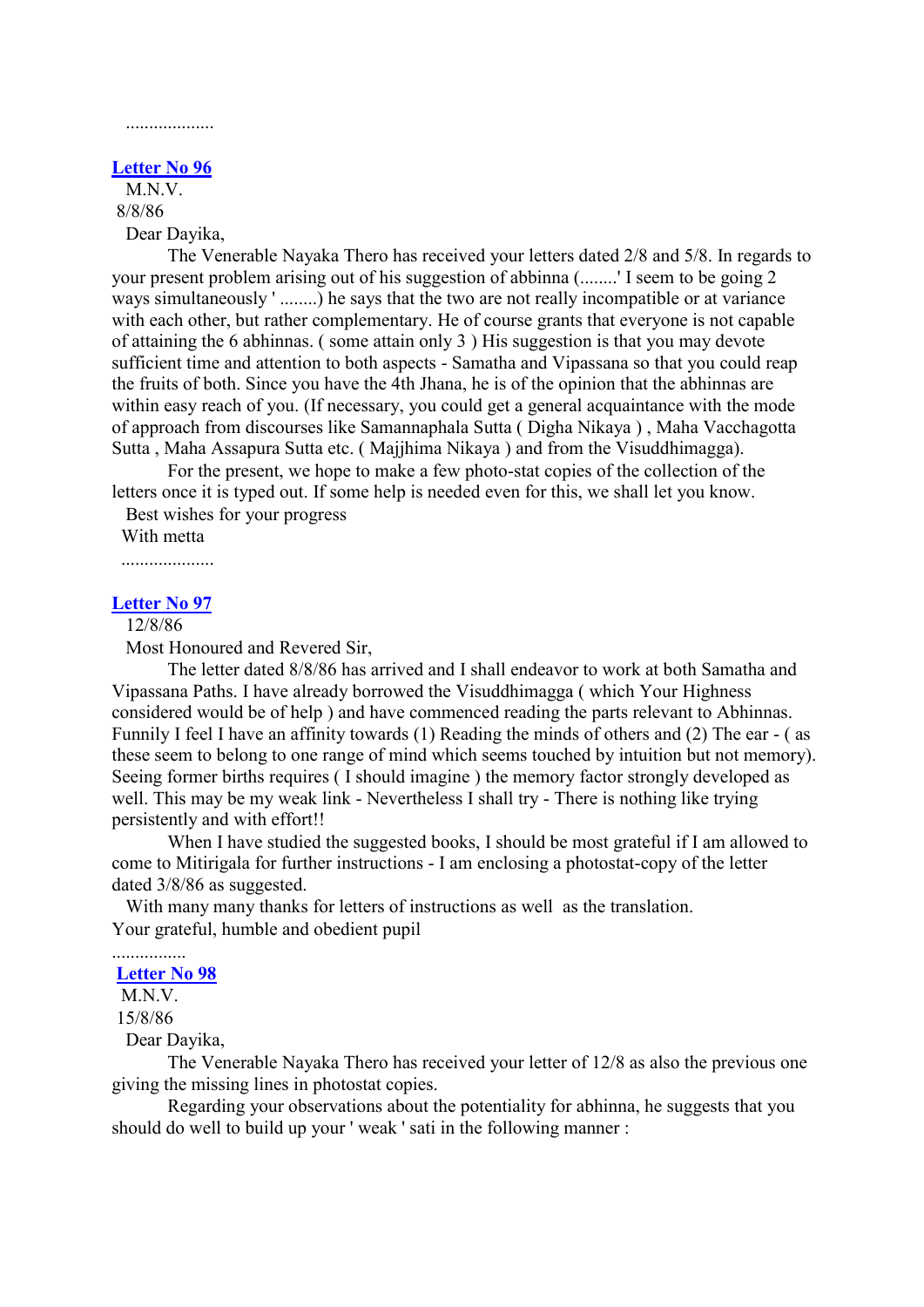...................

## Letter No 96

M.N.V.
8/8/86

Dear Dayika,

The Venerable Nayaka Thero has received your letters dated 2/8 and 5/8. In regards to your present problem arising out of his suggestion of abbinna (........' I seem to be going 2 ways simultaneously ' ........) he says that the two are not really incompatible or at variance with each other, but rather complementary. He of course grants that everyone is not capable of attaining the 6 abhinnas. ( some attain only 3 ) His suggestion is that you may devote sufficient time and attention to both aspects - Samatha and Vipassana so that you could reap the fruits of both. Since you have the 4th Jhana, he is of the opinion that the abhinnas are within easy reach of you. (If necessary, you could get a general acquaintance with the mode of approach from discourses like Samannaphala Sutta ( Digha Nikaya ) , Maha Vacchagotta Sutta , Maha Assapura Sutta etc. ( Majjhima Nikaya ) and from the Visuddhimagga).

For the present, we hope to make a few photo-stat copies of the collection of the letters once it is typed out. If some help is needed even for this, we shall let you know.

Best wishes for your progress
With metta

....................

## Letter No 97

12/8/86

Most Honoured and Revered Sir,

The letter dated 8/8/86 has arrived and I shall endeavor to work at both Samatha and Vipassana Paths. I have already borrowed the Visuddhimagga ( which Your Highness considered would be of help ) and have commenced reading the parts relevant to Abhinnas. Funnily I feel I have an affinity towards (1) Reading the minds of others and (2) The ear - ( as these seem to belong to one range of mind which seems touched by intuition but not memory). Seeing former births requires ( I should imagine ) the memory factor strongly developed as well. This may be my weak link - Nevertheless I shall try - There is nothing like trying persistently and with effort!!

When I have studied the suggested books, I should be most grateful if I am allowed to come to Mitirigala for further instructions - I am enclosing a photostat-copy of the letter dated 3/8/86 as suggested.

With many many thanks for letters of instructions as well as the translation.
Your grateful, humble and obedient pupil

................

## Letter No 98

M.N.V.
15/8/86

Dear Dayika,

The Venerable Nayaka Thero has received your letter of 12/8 as also the previous one giving the missing lines in photostat copies.

Regarding your observations about the potentiality for abhinna, he suggests that you should do well to build up your ' weak ' sati in the following manner :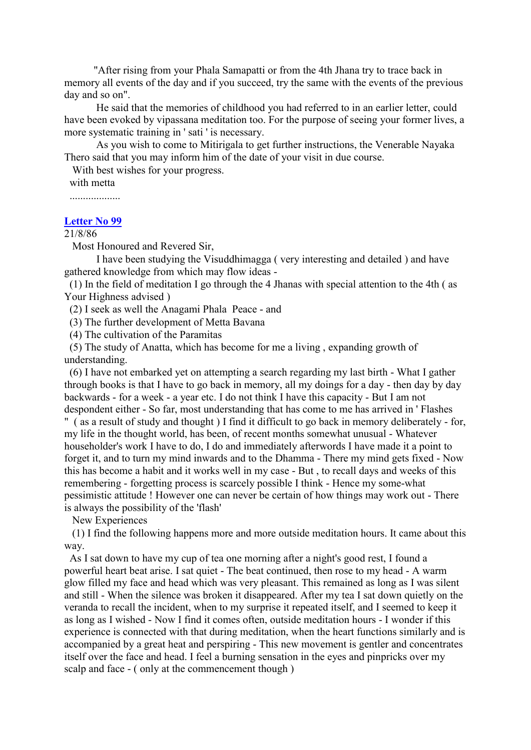"After rising from your Phala Samapatti or from the 4th Jhana try to trace back in memory all events of the day and if you succeed, try the same with the events of the previous day and so on".

He said that the memories of childhood you had referred to in an earlier letter, could have been evoked by vipassana meditation too. For the purpose of seeing your former lives, a more systematic training in ' sati ' is necessary.

As you wish to come to Mitirigala to get further instructions, the Venerable Nayaka Thero said that you may inform him of the date of your visit in due course.

With best wishes for your progress.

with metta

...................

## Letter No 99

21/8/86

Most Honoured and Revered Sir,

I have been studying the Visuddhimagga ( very interesting and detailed ) and have gathered knowledge from which may flow ideas -

(1) In the field of meditation I go through the 4 Jhanas with special attention to the 4th ( as Your Highness advised )

(2) I seek as well the Anagami Phala Peace - and

(3) The further development of Metta Bavana

(4) The cultivation of the Paramitas

(5) The study of Anatta, which has become for me a living , expanding growth of understanding.

(6) I have not embarked yet on attempting a search regarding my last birth - What I gather through books is that I have to go back in memory, all my doings for a day - then day by day backwards - for a week - a year etc. I do not think I have this capacity - But I am not despondent either - So far, most understanding that has come to me has arrived in ' Flashes " ( as a result of study and thought ) I find it difficult to go back in memory deliberately - for, my life in the thought world, has been, of recent months somewhat unusual - Whatever householder's work I have to do, I do and immediately afterwords I have made it a point to forget it, and to turn my mind inwards and to the Dhamma - There my mind gets fixed - Now this has become a habit and it works well in my case - But , to recall days and weeks of this remembering - forgetting process is scarcely possible I think - Hence my some-what pessimistic attitude ! However one can never be certain of how things may work out - There is always the possibility of the 'flash'

New Experiences

(1) I find the following happens more and more outside meditation hours. It came about this way.

As I sat down to have my cup of tea one morning after a night's good rest, I found a powerful heart beat arise. I sat quiet - The beat continued, then rose to my head - A warm glow filled my face and head which was very pleasant. This remained as long as I was silent and still - When the silence was broken it disappeared. After my tea I sat down quietly on the veranda to recall the incident, when to my surprise it repeated itself, and I seemed to keep it as long as I wished - Now I find it comes often, outside meditation hours - I wonder if this experience is connected with that during meditation, when the heart functions similarly and is accompanied by a great heat and perspiring - This new movement is gentler and concentrates itself over the face and head. I feel a burning sensation in the eyes and pinpricks over my scalp and face - ( only at the commencement though )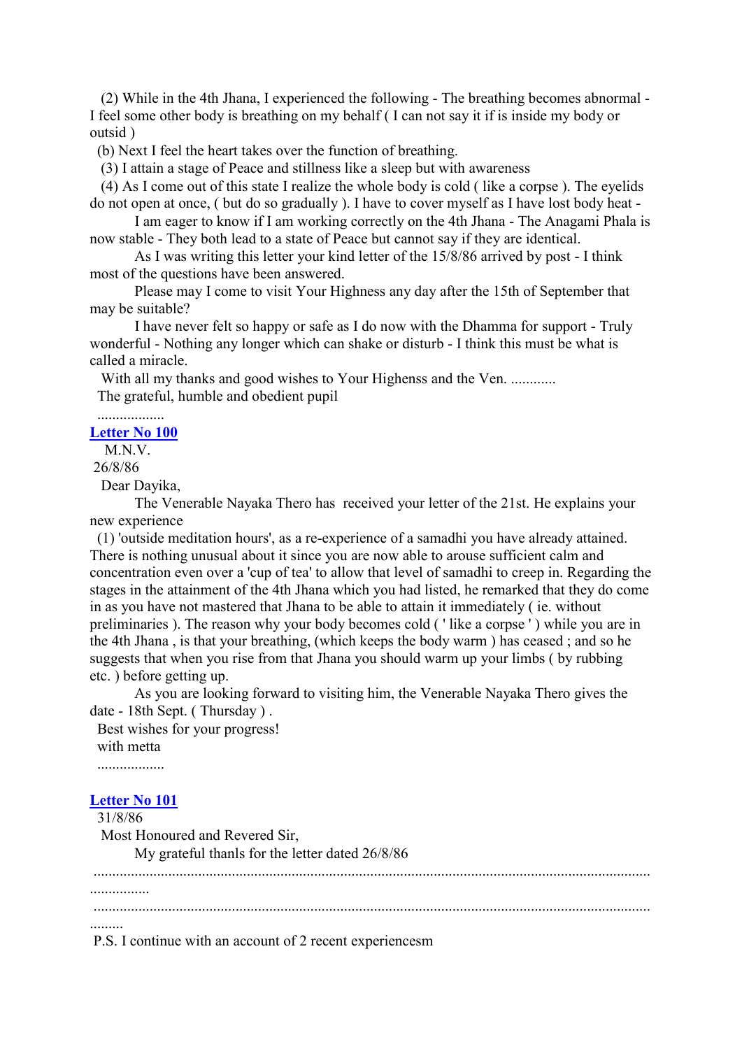(2) While in the 4th Jhana, I experienced the following - The breathing becomes abnormal - I feel some other body is breathing on my behalf ( I can not say it if is inside my body or outsid )

(b) Next I feel the heart takes over the function of breathing.

(3) I attain a stage of Peace and stillness like a sleep but with awareness

(4) As I come out of this state I realize the whole body is cold ( like a corpse ). The eyelids do not open at once, ( but do so gradually ). I have to cover myself as I have lost body heat -

I am eager to know if I am working correctly on the 4th Jhana - The Anagami Phala is now stable - They both lead to a state of Peace but cannot say if they are identical.

As I was writing this letter your kind letter of the 15/8/86 arrived by post - I think most of the questions have been answered.

Please may I come to visit Your Highness any day after the 15th of September that may be suitable?

I have never felt so happy or safe as I do now with the Dhamma for support - Truly wonderful - Nothing any longer which can shake or disturb - I think this must be what is called a miracle.

With all my thanks and good wishes to Your Highenss and the Ven. ............

The grateful, humble and obedient pupil

..................

**Letter No 100**

M.N.V.

26/8/86

Dear Dayika,

The Venerable Nayaka Thero has received your letter of the 21st. He explains your new experience

(1) 'outside meditation hours', as a re-experience of a samadhi you have already attained. There is nothing unusual about it since you are now able to arouse sufficient calm and concentration even over a 'cup of tea' to allow that level of samadhi to creep in. Regarding the stages in the attainment of the 4th Jhana which you had listed, he remarked that they do come in as you have not mastered that Jhana to be able to attain it immediately ( ie. without preliminaries ). The reason why your body becomes cold ( ' like a corpse ' ) while you are in the 4th Jhana , is that your breathing, (which keeps the body warm ) has ceased ; and so he suggests that when you rise from that Jhana you should warm up your limbs ( by rubbing etc. ) before getting up.

As you are looking forward to visiting him, the Venerable Nayaka Thero gives the date - 18th Sept. ( Thursday ) .

Best wishes for your progress!

with metta

..................

**Letter No 101**

31/8/86

Most Honoured and Revered Sir,

My grateful thanls for the letter dated 26/8/86

....................................................................................................................................................................................

....................................................................................................................................................................................

P.S. I continue with an account of 2 recent experiencesm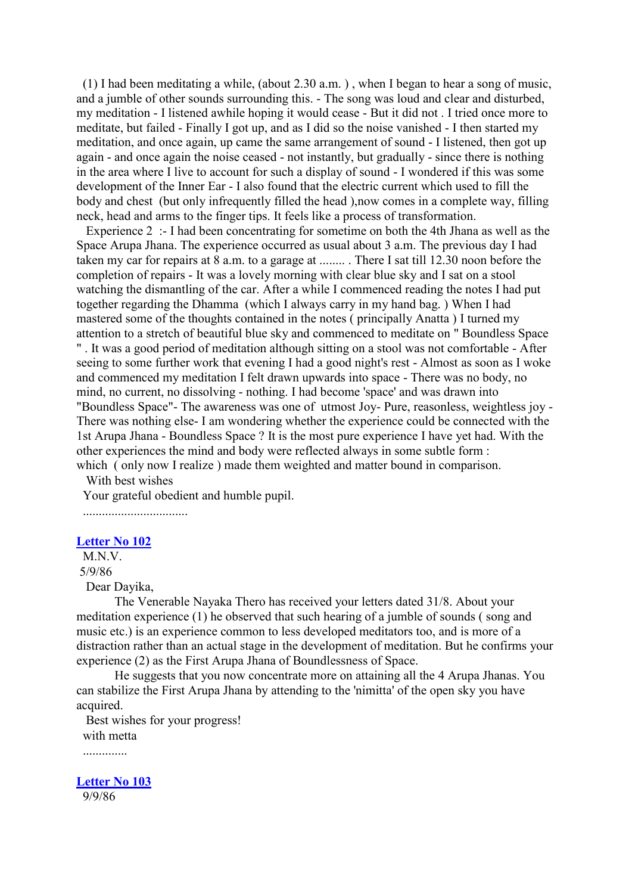(1) I had been meditating a while, (about 2.30 a.m. ) , when I began to hear a song of music, and a jumble of other sounds surrounding this. - The song was loud and clear and disturbed, my meditation - I listened awhile hoping it would cease - But it did not . I tried once more to meditate, but failed - Finally I got up, and as I did so the noise vanished - I then started my meditation, and once again, up came the same arrangement of sound - I listened, then got up again - and once again the noise ceased - not instantly, but gradually - since there is nothing in the area where I live to account for such a display of sound - I wondered if this was some development of the Inner Ear - I also found that the electric current which used to fill the body and chest (but only infrequently filled the head ),now comes in a complete way, filling neck, head and arms to the finger tips. It feels like a process of transformation.

Experience 2 :- I had been concentrating for sometime on both the 4th Jhana as well as the Space Arupa Jhana. The experience occurred as usual about 3 a.m. The previous day I had taken my car for repairs at 8 a.m. to a garage at ........ . There I sat till 12.30 noon before the completion of repairs - It was a lovely morning with clear blue sky and I sat on a stool watching the dismantling of the car. After a while I commenced reading the notes I had put together regarding the Dhamma (which I always carry in my hand bag. ) When I had mastered some of the thoughts contained in the notes ( principally Anatta ) I turned my attention to a stretch of beautiful blue sky and commenced to meditate on " Boundless Space " . It was a good period of meditation although sitting on a stool was not comfortable - After seeing to some further work that evening I had a good night's rest - Almost as soon as I woke and commenced my meditation I felt drawn upwards into space - There was no body, no mind, no current, no dissolving - nothing. I had become 'space' and was drawn into "Boundless Space"- The awareness was one of utmost Joy- Pure, reasonless, weightless joy - There was nothing else- I am wondering whether the experience could be connected with the 1st Arupa Jhana - Boundless Space ? It is the most pure experience I have yet had. With the other experiences the mind and body were reflected always in some subtle form : which ( only now I realize ) made them weighted and matter bound in comparison.

With best wishes

Your grateful obedient and humble pupil.

.................................

## Letter No 102

M.N.V.

5/9/86

Dear Dayika,

The Venerable Nayaka Thero has received your letters dated 31/8. About your meditation experience (1) he observed that such hearing of a jumble of sounds ( song and music etc.) is an experience common to less developed meditators too, and is more of a distraction rather than an actual stage in the development of meditation. But he confirms your experience (2) as the First Arupa Jhana of Boundlessness of Space.

He suggests that you now concentrate more on attaining all the 4 Arupa Jhanas. You can stabilize the First Arupa Jhana by attending to the 'nimitta' of the open sky you have acquired.

Best wishes for your progress!

with metta

..............

## Letter No 103

9/9/86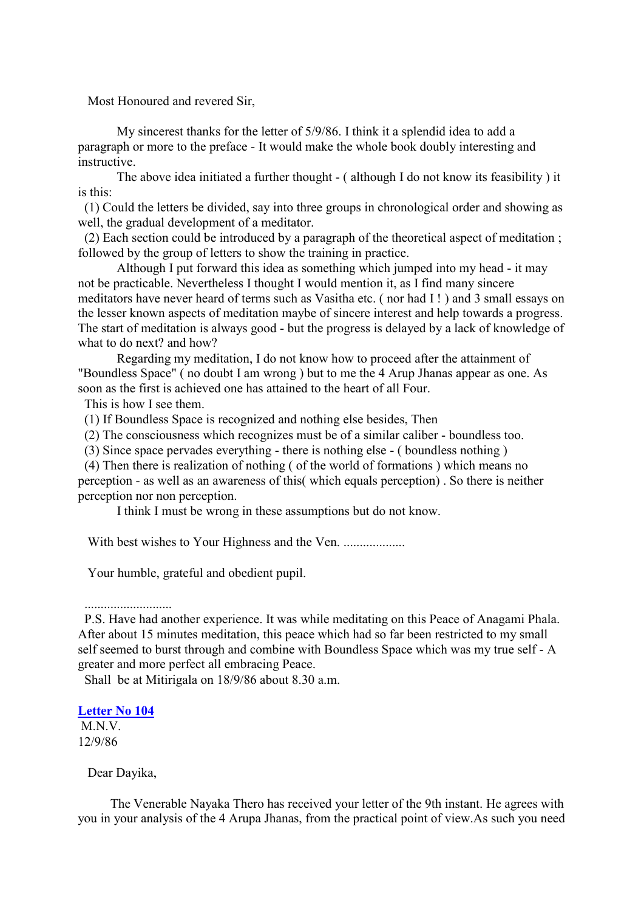Most Honoured and revered Sir,

My sincerest thanks for the letter of 5/9/86. I think it a splendid idea to add a paragraph or more to the preface - It would make the whole book doubly interesting and instructive.

The above idea initiated a further thought - ( although I do not know its feasibility ) it is this:

(1) Could the letters be divided, say into three groups in chronological order and showing as well, the gradual development of a meditator.

(2) Each section could be introduced by a paragraph of the theoretical aspect of meditation ; followed by the group of letters to show the training in practice.

Although I put forward this idea as something which jumped into my head - it may not be practicable. Nevertheless I thought I would mention it, as I find many sincere meditators have never heard of terms such as Vasitha etc. ( nor had I ! ) and 3 small essays on the lesser known aspects of meditation maybe of sincere interest and help towards a progress. The start of meditation is always good - but the progress is delayed by a lack of knowledge of what to do next? and how?

Regarding my meditation, I do not know how to proceed after the attainment of "Boundless Space" ( no doubt I am wrong ) but to me the 4 Arup Jhanas appear as one. As soon as the first is achieved one has attained to the heart of all Four.

This is how I see them.

(1) If Boundless Space is recognized and nothing else besides, Then

(2) The consciousness which recognizes must be of a similar caliber - boundless too.

(3) Since space pervades everything - there is nothing else - ( boundless nothing )

(4) Then there is realization of nothing ( of the world of formations ) which means no perception - as well as an awareness of this( which equals perception) . So there is neither perception nor non perception.

I think I must be wrong in these assumptions but do not know.

With best wishes to Your Highness and the Ven. ...................

Your humble, grateful and obedient pupil.

...........................

P.S. Have had another experience. It was while meditating on this Peace of Anagami Phala. After about 15 minutes meditation, this peace which had so far been restricted to my small self seemed to burst through and combine with Boundless Space which was my true self - A greater and more perfect all embracing Peace.

Shall be at Mitirigala on 18/9/86 about 8.30 a.m.

## Letter No 104

M.N.V.
12/9/86

Dear Dayika,

The Venerable Nayaka Thero has received your letter of the 9th instant. He agrees with you in your analysis of the 4 Arupa Jhanas, from the practical point of view.As such you need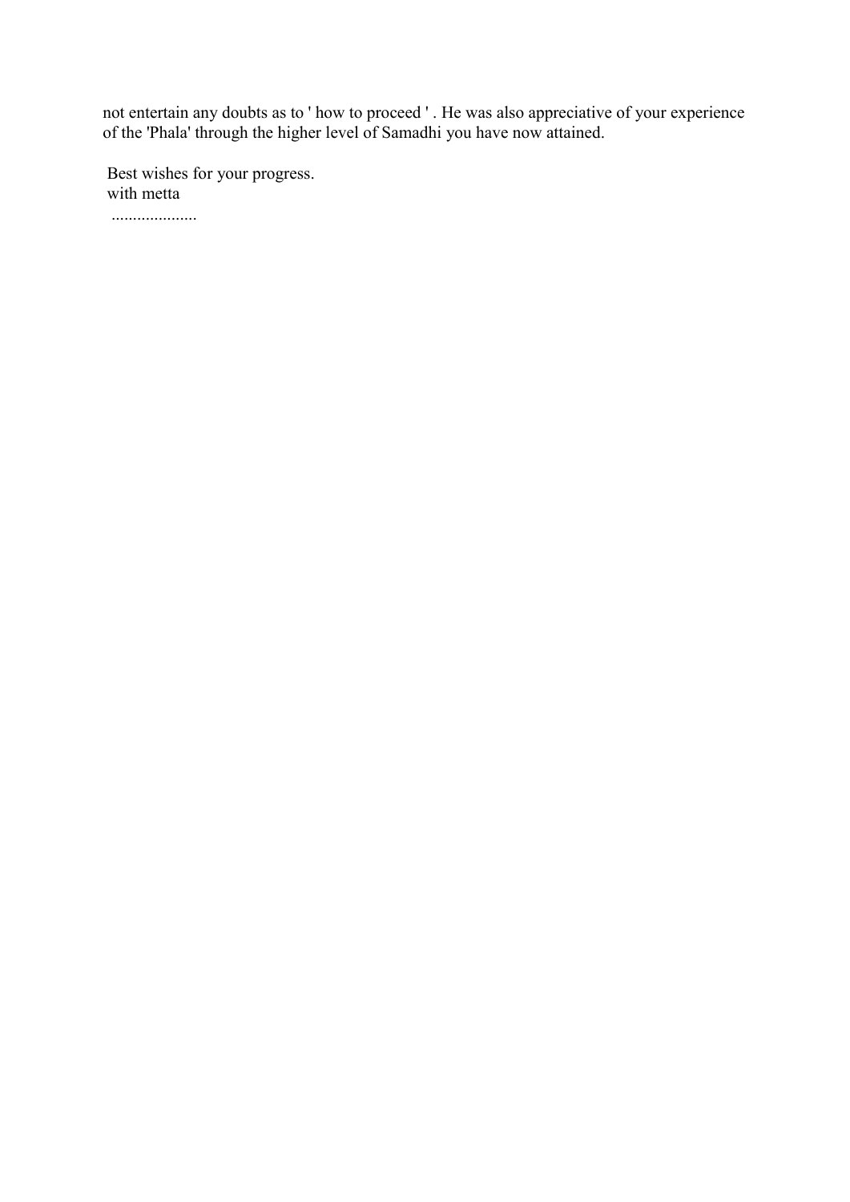not entertain any doubts as to ' how to proceed ' . He was also appreciative of your experience of the 'Phala' through the higher level of Samadhi you have now attained.

Best wishes for your progress.
with metta
....................